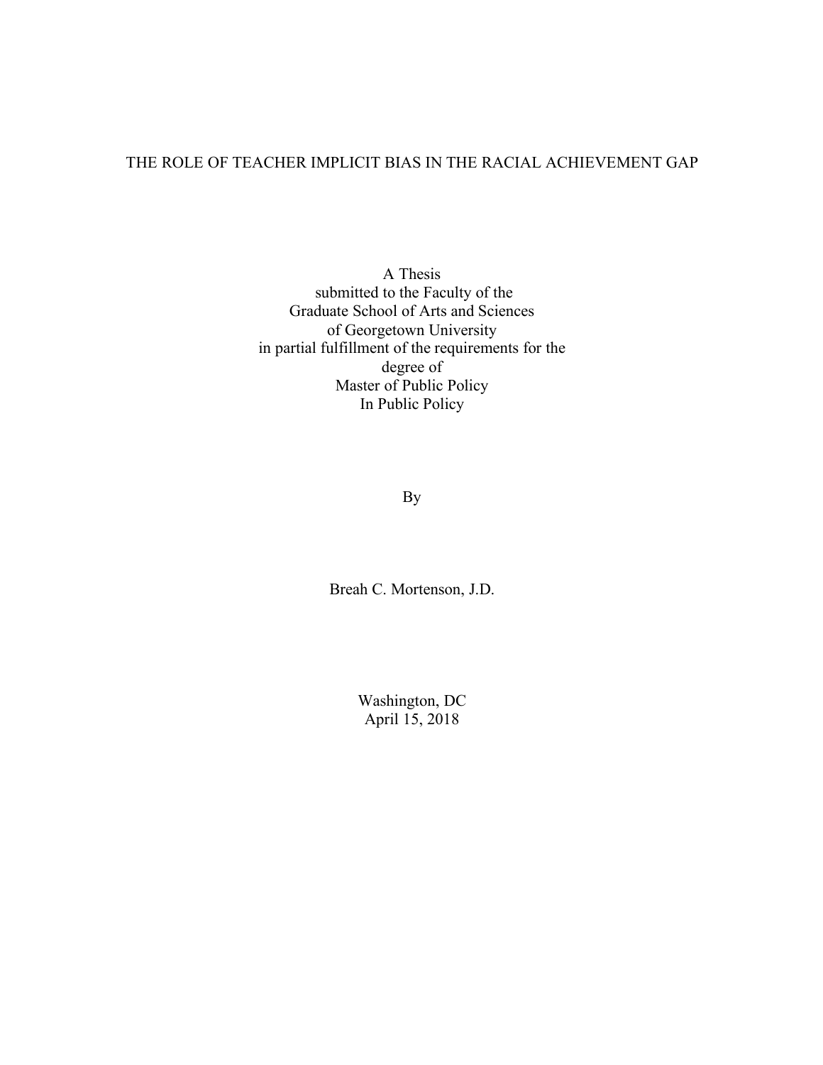# THE ROLE OF TEACHER IMPLICIT BIAS IN THE RACIAL ACHIEVEMENT GAP

A Thesis
submitted to the Faculty of the
Graduate School of Arts and Sciences
of Georgetown University
in partial fulfillment of the requirements for the
degree of
Master of Public Policy
In Public Policy

By

Breah C. Mortenson, J.D.

Washington, DC
April 15, 2018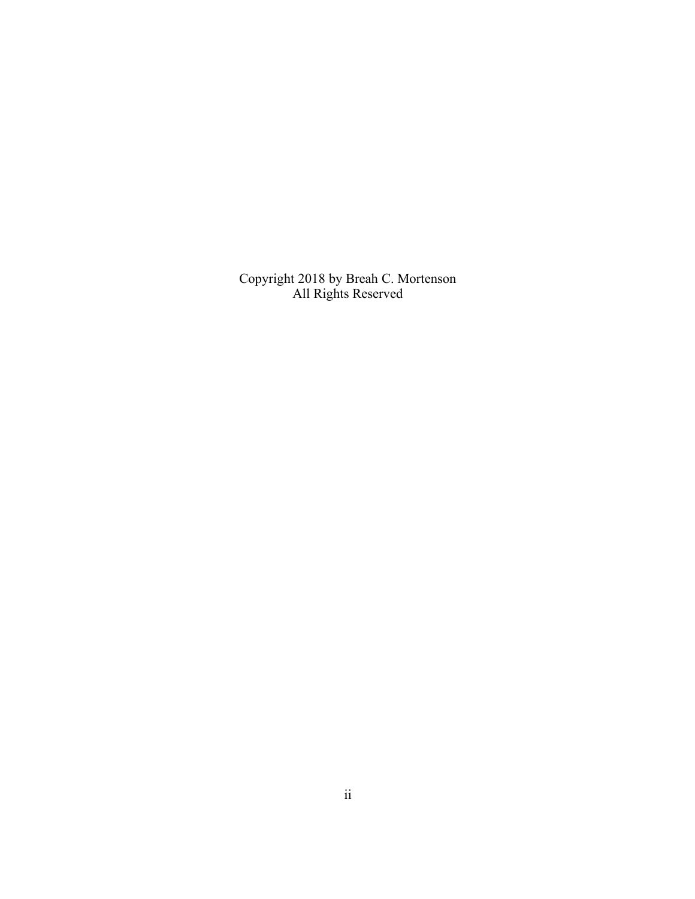Copyright 2018 by Breah C. Mortenson
All Rights Reserved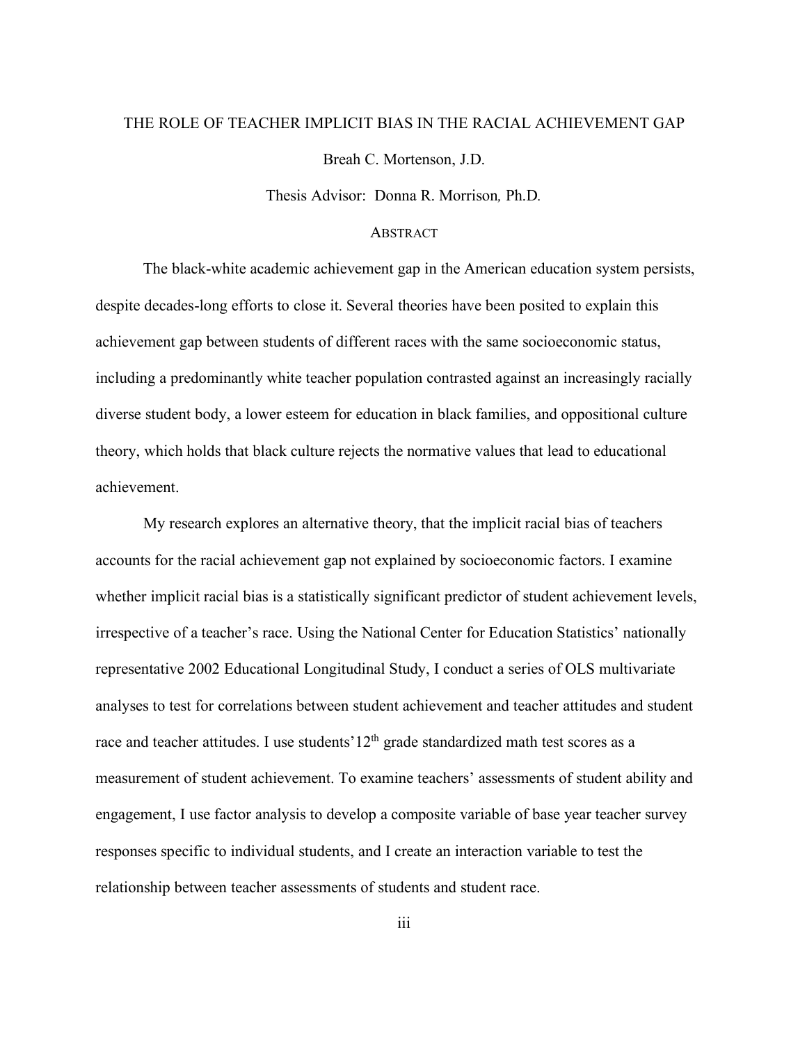THE ROLE OF TEACHER IMPLICIT BIAS IN THE RACIAL ACHIEVEMENT GAP

Breah C. Mortenson, J.D.

Thesis Advisor: Donna R. Morrison*,* Ph.D*.*

## ABSTRACT

The black-white academic achievement gap in the American education system persists, despite decades-long efforts to close it. Several theories have been posited to explain this achievement gap between students of different races with the same socioeconomic status, including a predominantly white teacher population contrasted against an increasingly racially diverse student body, a lower esteem for education in black families, and oppositional culture theory, which holds that black culture rejects the normative values that lead to educational achievement.

My research explores an alternative theory, that the implicit racial bias of teachers accounts for the racial achievement gap not explained by socioeconomic factors. I examine whether implicit racial bias is a statistically significant predictor of student achievement levels, irrespective of a teacher's race. Using the National Center for Education Statistics' nationally representative 2002 Educational Longitudinal Study, I conduct a series of OLS multivariate analyses to test for correlations between student achievement and teacher attitudes and student race and teacher attitudes. I use students' 12th grade standardized math test scores as a measurement of student achievement. To examine teachers' assessments of student ability and engagement, I use factor analysis to develop a composite variable of base year teacher survey responses specific to individual students, and I create an interaction variable to test the relationship between teacher assessments of students and student race.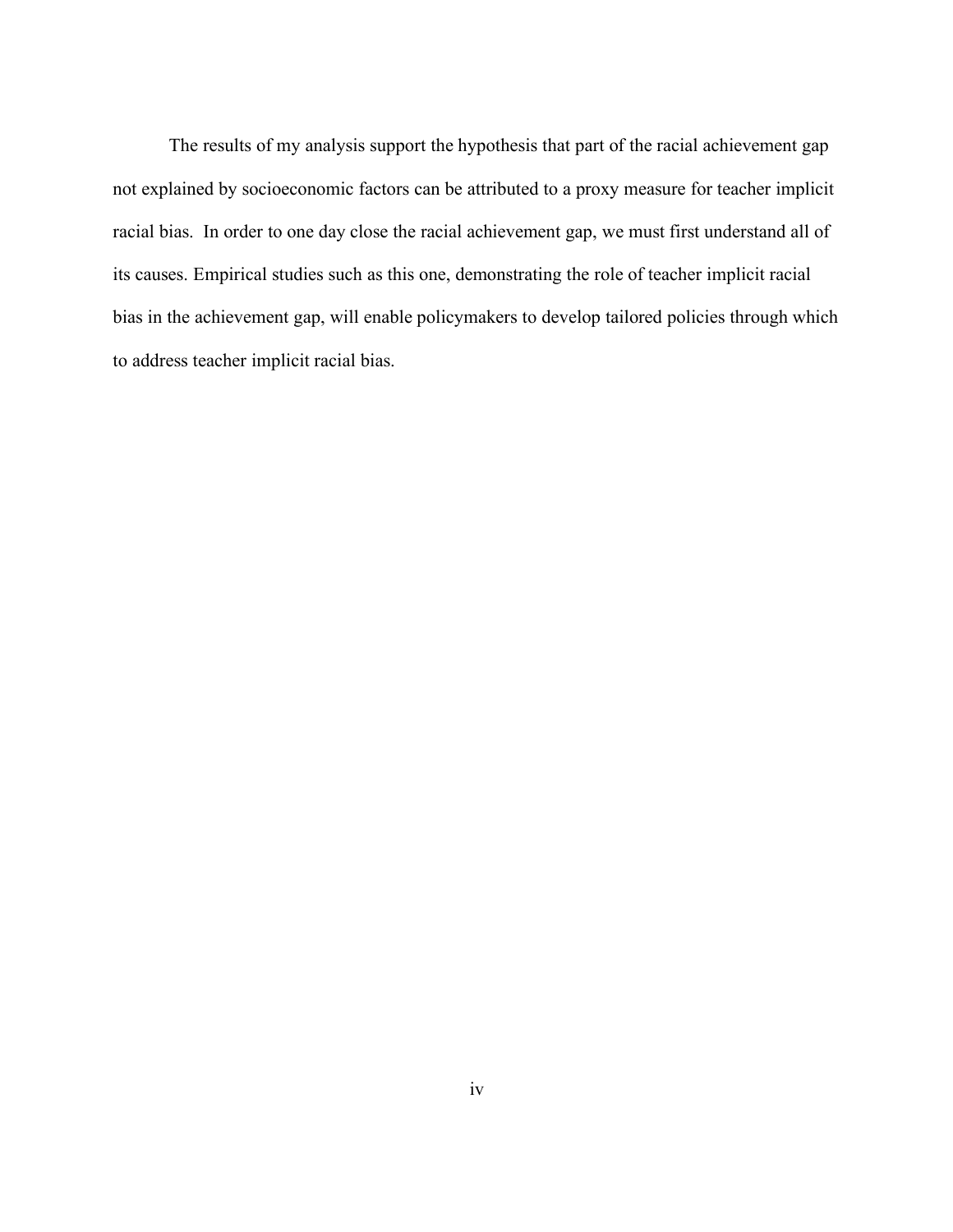The results of my analysis support the hypothesis that part of the racial achievement gap not explained by socioeconomic factors can be attributed to a proxy measure for teacher implicit racial bias. In order to one day close the racial achievement gap, we must first understand all of its causes. Empirical studies such as this one, demonstrating the role of teacher implicit racial bias in the achievement gap, will enable policymakers to develop tailored policies through which to address teacher implicit racial bias.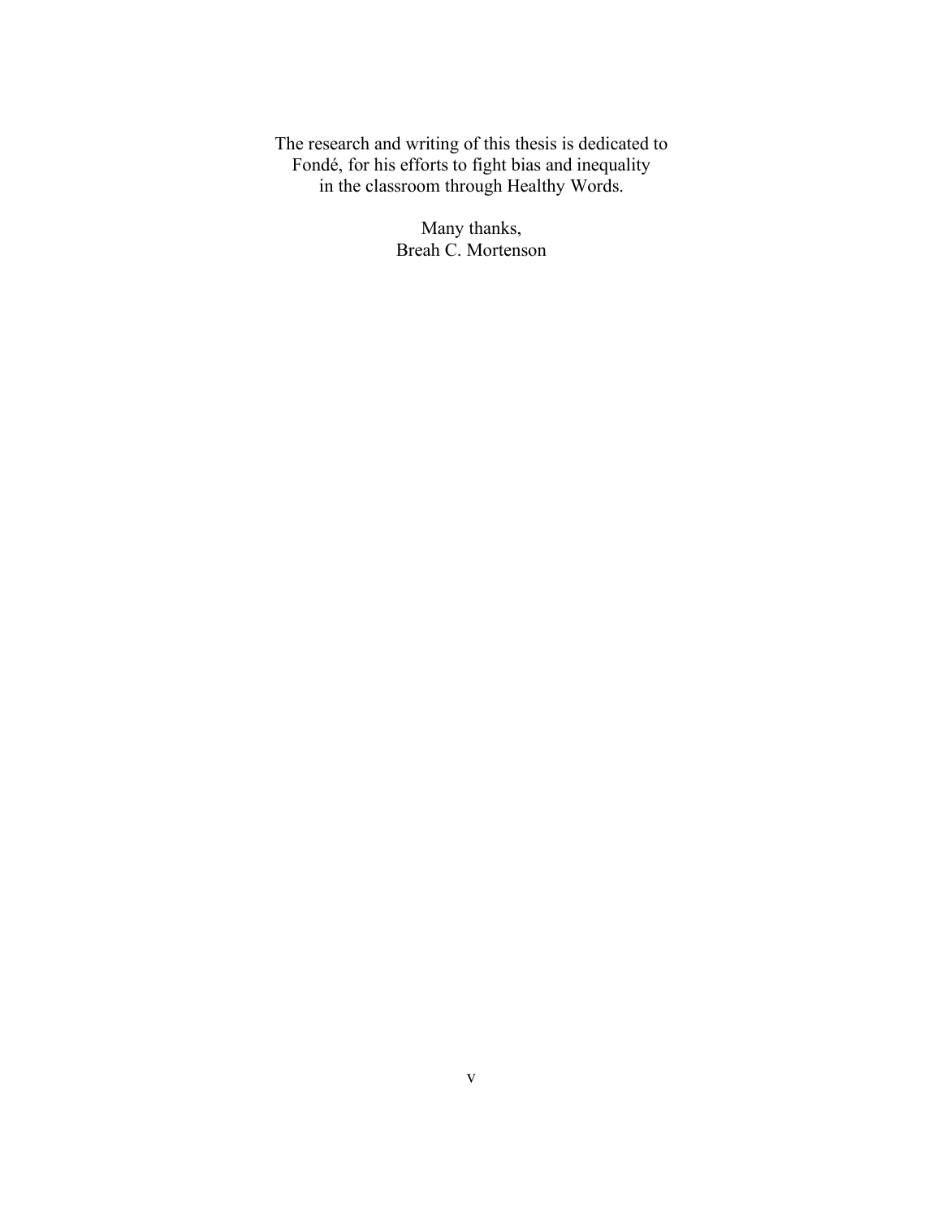The research and writing of this thesis is dedicated to
Fondé, for his efforts to fight bias and inequality
in the classroom through Healthy Words.

Many thanks,
Breah C. Mortenson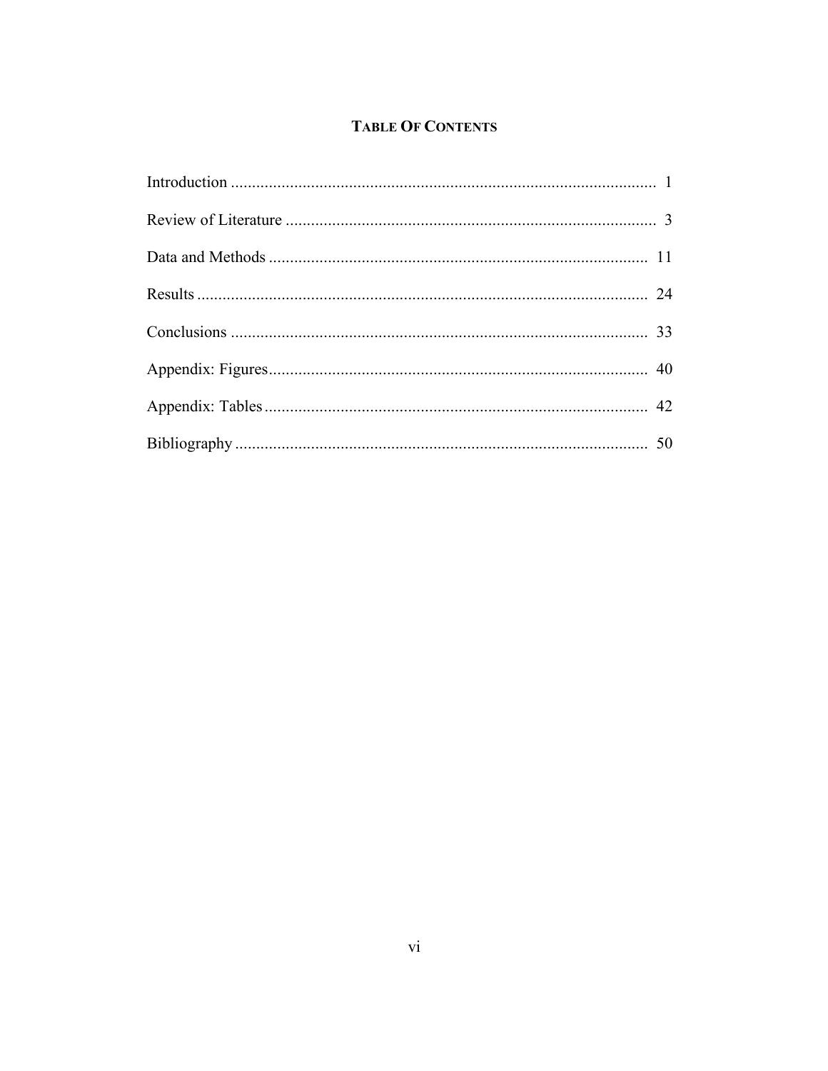# Table Of Contents

Introduction ..................................................................................................... 1

Review of Literature ........................................................................................ 3

Data and Methods .......................................................................................... 11

Results ............................................................................................................ 24

Conclusions .................................................................................................... 33

Appendix: Figures.......................................................................................... 40

Appendix: Tables............................................................................................ 42

Bibliography ................................................................................................... 50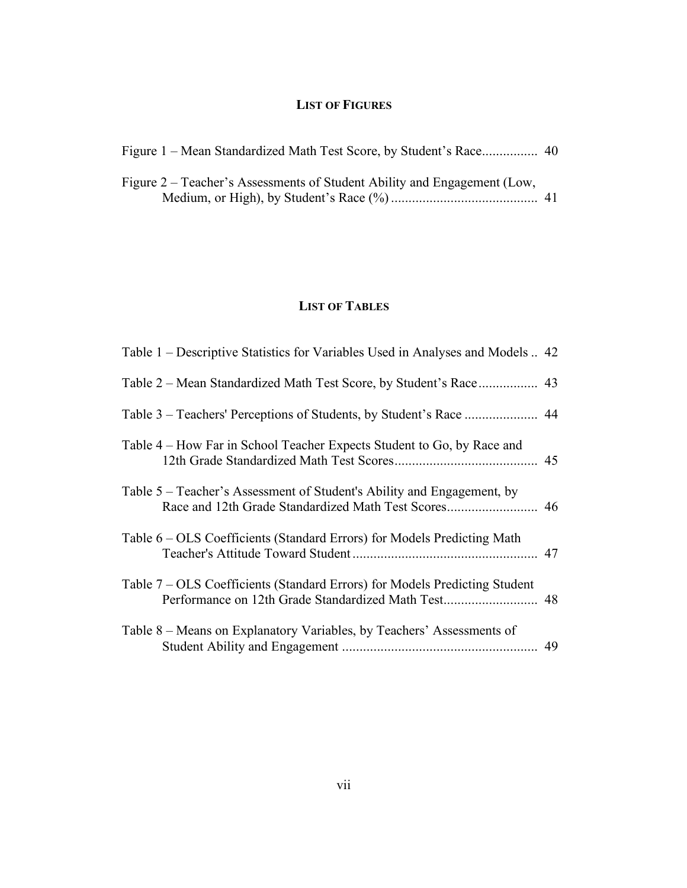## LIST OF FIGURES

Figure 1 – Mean Standardized Math Test Score, by Student's Race................ 40

Figure 2 – Teacher's Assessments of Student Ability and Engagement (Low, Medium, or High), by Student's Race (%) ......................................... 41

## LIST OF TABLES

Table 1 – Descriptive Statistics for Variables Used in Analyses and Models .. 42

Table 2 – Mean Standardized Math Test Score, by Student's Race ................. 43

Table 3 – Teachers' Perceptions of Students, by Student's Race ..................... 44

Table 4 – How Far in School Teacher Expects Student to Go, by Race and 12th Grade Standardized Math Test Scores......................................... 45

Table 5 – Teacher's Assessment of Student's Ability and Engagement, by Race and 12th Grade Standardized Math Test Scores.......................... 46

Table 6 – OLS Coefficients (Standard Errors) for Models Predicting Math Teacher's Attitude Toward Student .................................................... 47

Table 7 – OLS Coefficients (Standard Errors) for Models Predicting Student Performance on 12th Grade Standardized Math Test........................... 48

Table 8 – Means on Explanatory Variables, by Teachers' Assessments of Student Ability and Engagement ....................................................... 49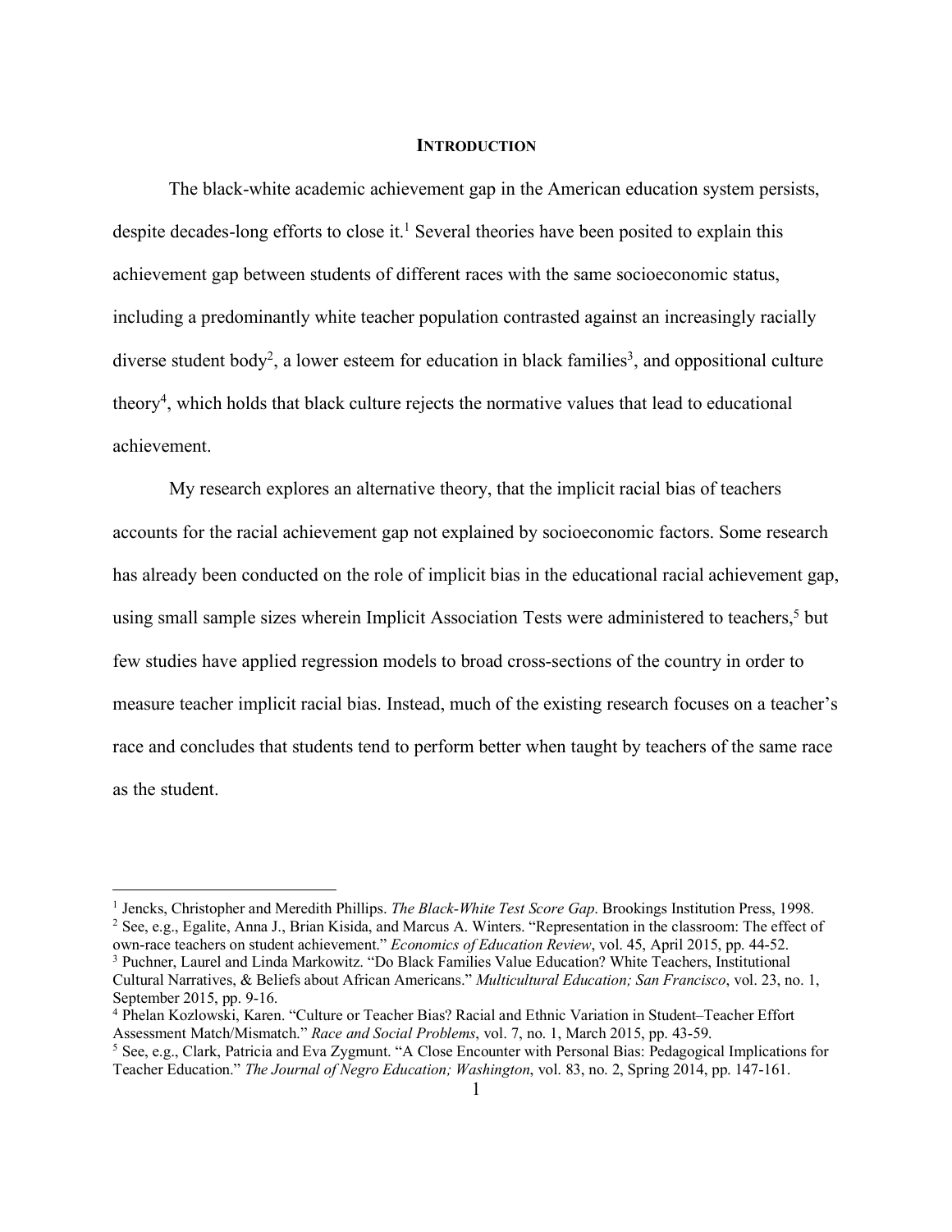## INTRODUCTION

The black-white academic achievement gap in the American education system persists, despite decades-long efforts to close it.[1] Several theories have been posited to explain this achievement gap between students of different races with the same socioeconomic status, including a predominantly white teacher population contrasted against an increasingly racially diverse student body[2], a lower esteem for education in black families[3], and oppositional culture theory[4], which holds that black culture rejects the normative values that lead to educational achievement.

My research explores an alternative theory, that the implicit racial bias of teachers accounts for the racial achievement gap not explained by socioeconomic factors. Some research has already been conducted on the role of implicit bias in the educational racial achievement gap, using small sample sizes wherein Implicit Association Tests were administered to teachers,[5] but few studies have applied regression models to broad cross-sections of the country in order to measure teacher implicit racial bias. Instead, much of the existing research focuses on a teacher's race and concludes that students tend to perform better when taught by teachers of the same race as the student.

---

[1] Jencks, Christopher and Meredith Phillips. *The Black-White Test Score Gap*. Brookings Institution Press, 1998.

[2] See, e.g., Egalite, Anna J., Brian Kisida, and Marcus A. Winters. "Representation in the classroom: The effect of own-race teachers on student achievement." *Economics of Education Review*, vol. 45, April 2015, pp. 44-52.

[3] Puchner, Laurel and Linda Markowitz. "Do Black Families Value Education? White Teachers, Institutional Cultural Narratives, & Beliefs about African Americans." *Multicultural Education; San Francisco*, vol. 23, no. 1, September 2015, pp. 9-16.

[4] Phelan Kozlowski, Karen. "Culture or Teacher Bias? Racial and Ethnic Variation in Student–Teacher Effort Assessment Match/Mismatch." *Race and Social Problems*, vol. 7, no. 1, March 2015, pp. 43-59.

[5] See, e.g., Clark, Patricia and Eva Zygmunt. "A Close Encounter with Personal Bias: Pedagogical Implications for Teacher Education." *The Journal of Negro Education; Washington*, vol. 83, no. 2, Spring 2014, pp. 147-161.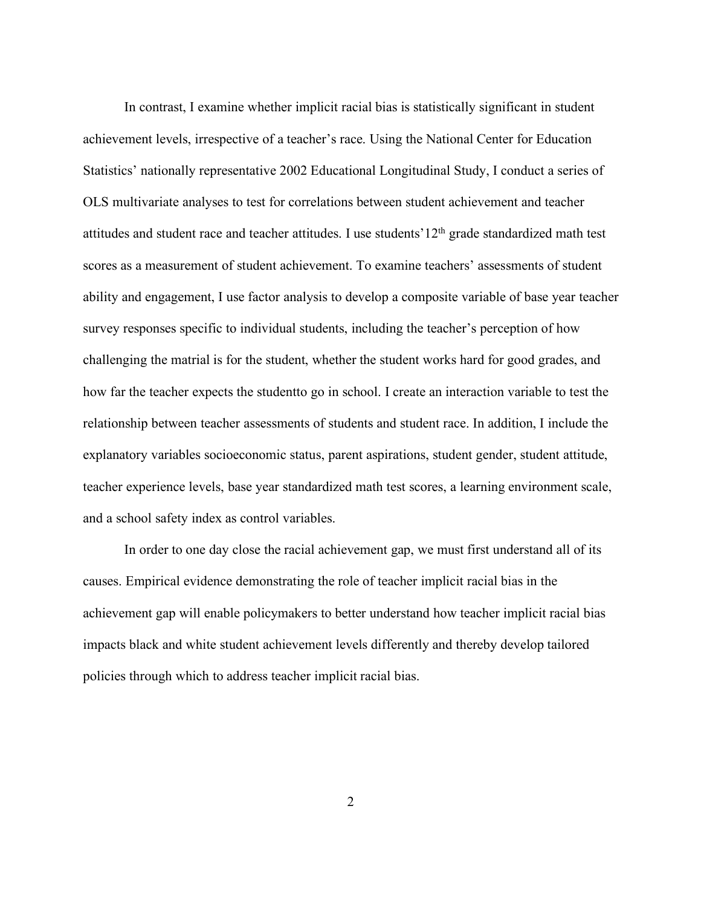In contrast, I examine whether implicit racial bias is statistically significant in student achievement levels, irrespective of a teacher's race. Using the National Center for Education Statistics' nationally representative 2002 Educational Longitudinal Study, I conduct a series of OLS multivariate analyses to test for correlations between student achievement and teacher attitudes and student race and teacher attitudes. I use students'12th grade standardized math test scores as a measurement of student achievement. To examine teachers' assessments of student ability and engagement, I use factor analysis to develop a composite variable of base year teacher survey responses specific to individual students, including the teacher's perception of how challenging the matrial is for the student, whether the student works hard for good grades, and how far the teacher expects the studentto go in school. I create an interaction variable to test the relationship between teacher assessments of students and student race. In addition, I include the explanatory variables socioeconomic status, parent aspirations, student gender, student attitude, teacher experience levels, base year standardized math test scores, a learning environment scale, and a school safety index as control variables.

In order to one day close the racial achievement gap, we must first understand all of its causes. Empirical evidence demonstrating the role of teacher implicit racial bias in the achievement gap will enable policymakers to better understand how teacher implicit racial bias impacts black and white student achievement levels differently and thereby develop tailored policies through which to address teacher implicit racial bias.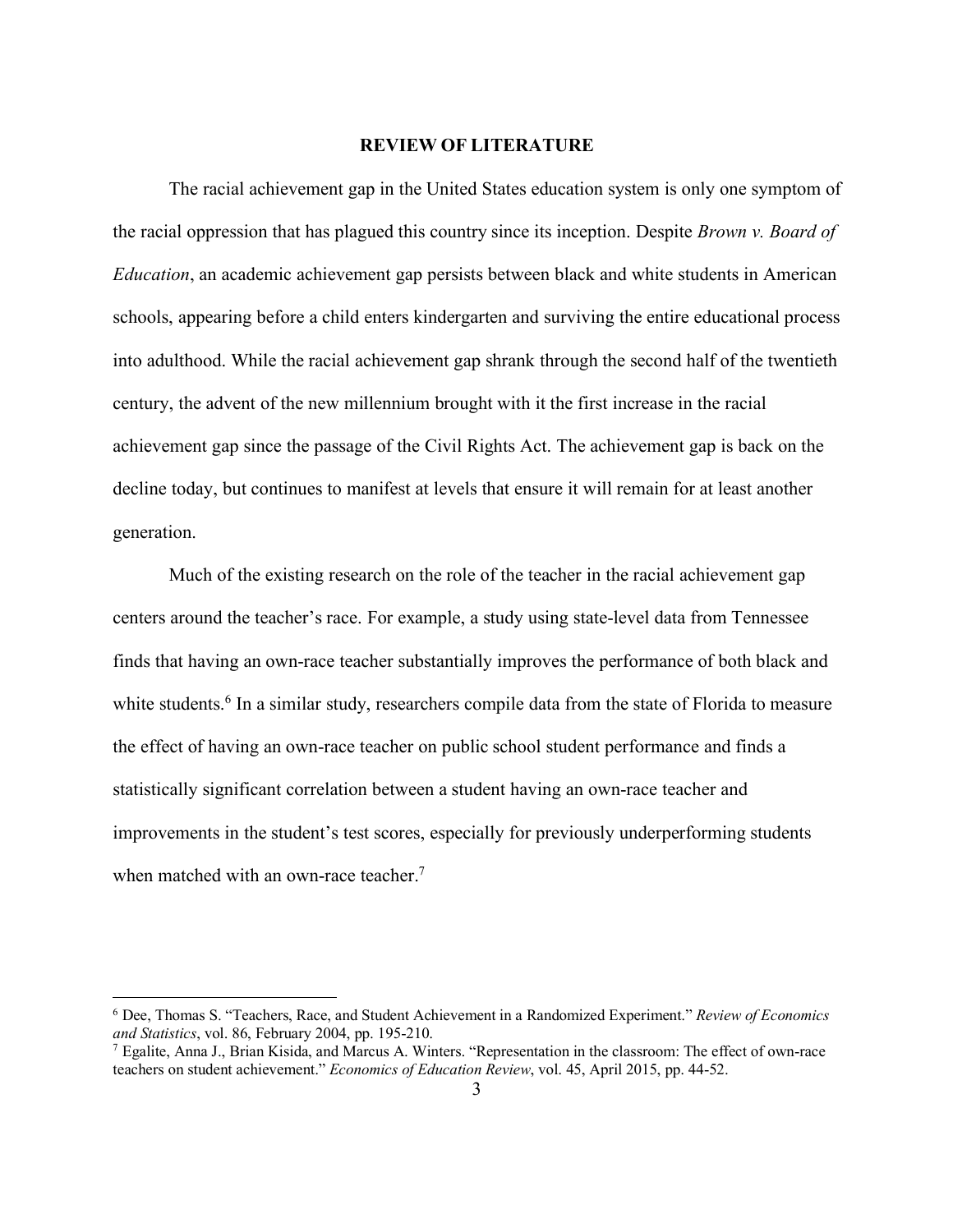## REVIEW OF LITERATURE

The racial achievement gap in the United States education system is only one symptom of the racial oppression that has plagued this country since its inception. Despite *Brown v. Board of Education*, an academic achievement gap persists between black and white students in American schools, appearing before a child enters kindergarten and surviving the entire educational process into adulthood. While the racial achievement gap shrank through the second half of the twentieth century, the advent of the new millennium brought with it the first increase in the racial achievement gap since the passage of the Civil Rights Act. The achievement gap is back on the decline today, but continues to manifest at levels that ensure it will remain for at least another generation.

Much of the existing research on the role of the teacher in the racial achievement gap centers around the teacher's race. For example, a study using state-level data from Tennessee finds that having an own-race teacher substantially improves the performance of both black and white students.[6] In a similar study, researchers compile data from the state of Florida to measure the effect of having an own-race teacher on public school student performance and finds a statistically significant correlation between a student having an own-race teacher and improvements in the student's test scores, especially for previously underperforming students when matched with an own-race teacher.[7]

---

[6] Dee, Thomas S. "Teachers, Race, and Student Achievement in a Randomized Experiment." *Review of Economics and Statistics*, vol. 86, February 2004, pp. 195-210.

[7] Egalite, Anna J., Brian Kisida, and Marcus A. Winters. "Representation in the classroom: The effect of own-race teachers on student achievement." *Economics of Education Review*, vol. 45, April 2015, pp. 44-52.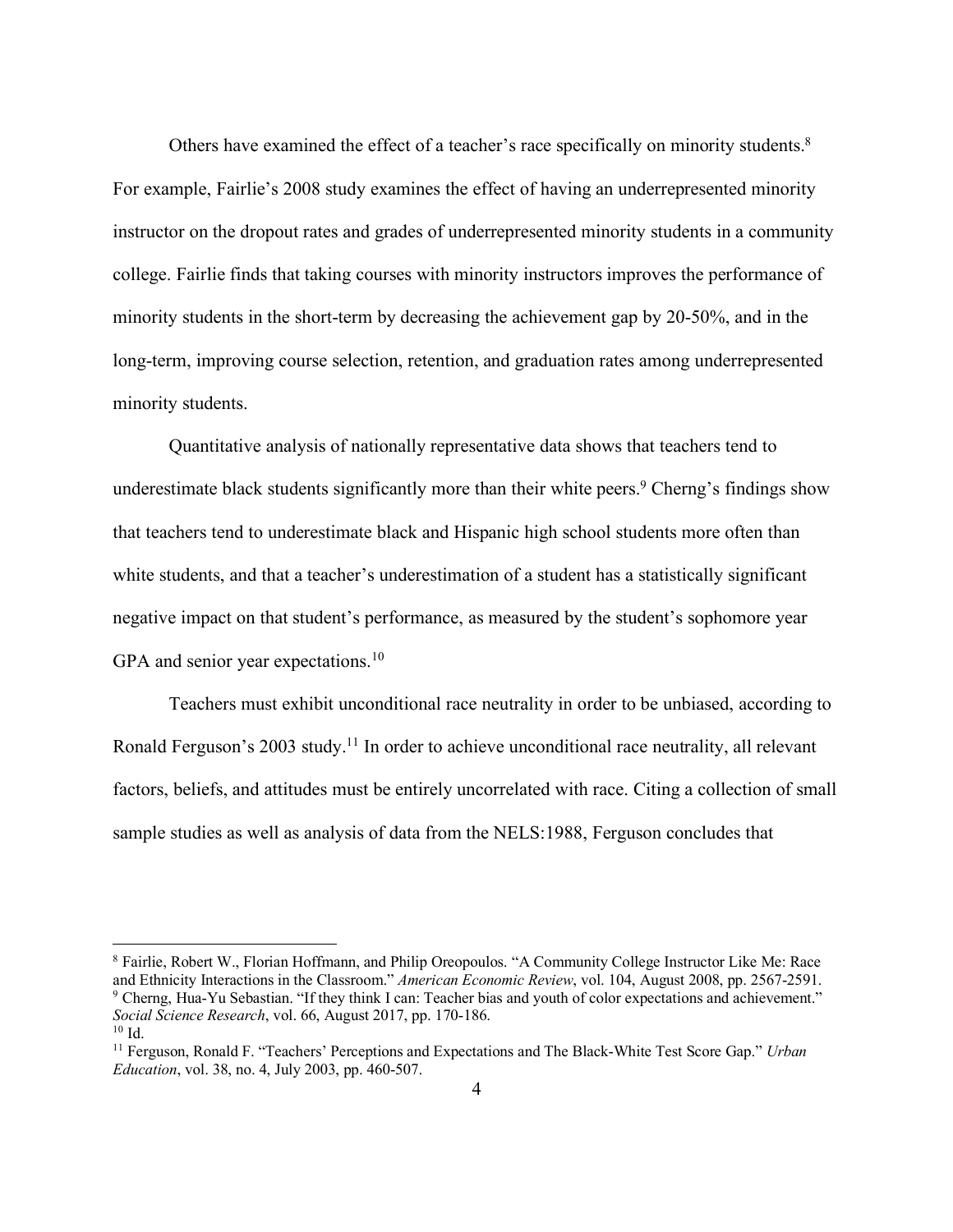Others have examined the effect of a teacher's race specifically on minority students.[8] For example, Fairlie's 2008 study examines the effect of having an underrepresented minority instructor on the dropout rates and grades of underrepresented minority students in a community college. Fairlie finds that taking courses with minority instructors improves the performance of minority students in the short-term by decreasing the achievement gap by 20-50%, and in the long-term, improving course selection, retention, and graduation rates among underrepresented minority students.

Quantitative analysis of nationally representative data shows that teachers tend to underestimate black students significantly more than their white peers.[9] Cherng's findings show that teachers tend to underestimate black and Hispanic high school students more often than white students, and that a teacher's underestimation of a student has a statistically significant negative impact on that student's performance, as measured by the student's sophomore year GPA and senior year expectations.[10]

Teachers must exhibit unconditional race neutrality in order to be unbiased, according to Ronald Ferguson's 2003 study.[11] In order to achieve unconditional race neutrality, all relevant factors, beliefs, and attitudes must be entirely uncorrelated with race. Citing a collection of small sample studies as well as analysis of data from the NELS:1988, Ferguson concludes that

---

[8] Fairlie, Robert W., Florian Hoffmann, and Philip Oreopoulos. "A Community College Instructor Like Me: Race and Ethnicity Interactions in the Classroom." *American Economic Review*, vol. 104, August 2008, pp. 2567-2591.

[9] Cherng, Hua-Yu Sebastian. "If they think I can: Teacher bias and youth of color expectations and achievement." *Social Science Research*, vol. 66, August 2017, pp. 170-186.

[10] Id.

[11] Ferguson, Ronald F. "Teachers' Perceptions and Expectations and The Black-White Test Score Gap." *Urban Education*, vol. 38, no. 4, July 2003, pp. 460-507.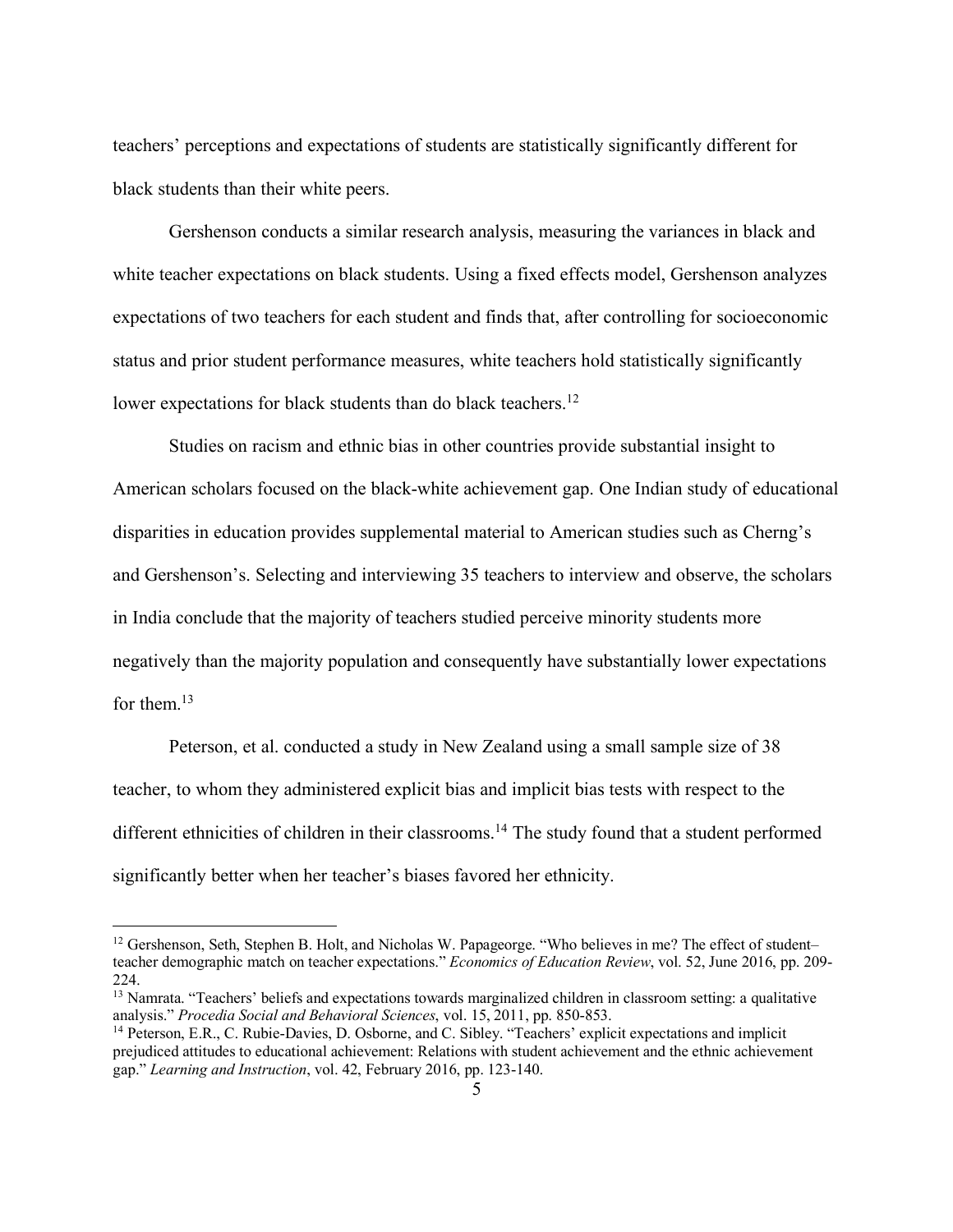teachers' perceptions and expectations of students are statistically significantly different for black students than their white peers.

Gershenson conducts a similar research analysis, measuring the variances in black and white teacher expectations on black students. Using a fixed effects model, Gershenson analyzes expectations of two teachers for each student and finds that, after controlling for socioeconomic status and prior student performance measures, white teachers hold statistically significantly lower expectations for black students than do black teachers.[12]

Studies on racism and ethnic bias in other countries provide substantial insight to American scholars focused on the black-white achievement gap. One Indian study of educational disparities in education provides supplemental material to American studies such as Cherng's and Gershenson's. Selecting and interviewing 35 teachers to interview and observe, the scholars in India conclude that the majority of teachers studied perceive minority students more negatively than the majority population and consequently have substantially lower expectations for them.[13]

Peterson, et al. conducted a study in New Zealand using a small sample size of 38 teacher, to whom they administered explicit bias and implicit bias tests with respect to the different ethnicities of children in their classrooms.[14] The study found that a student performed significantly better when her teacher's biases favored her ethnicity.

---

[12] Gershenson, Seth, Stephen B. Holt, and Nicholas W. Papageorge. "Who believes in me? The effect of student–teacher demographic match on teacher expectations." *Economics of Education Review*, vol. 52, June 2016, pp. 209-224.

[13] Namrata. "Teachers' beliefs and expectations towards marginalized children in classroom setting: a qualitative analysis." *Procedia Social and Behavioral Sciences*, vol. 15, 2011, pp. 850-853.

[14] Peterson, E.R., C. Rubie-Davies, D. Osborne, and C. Sibley. "Teachers' explicit expectations and implicit prejudiced attitudes to educational achievement: Relations with student achievement and the ethnic achievement gap." *Learning and Instruction*, vol. 42, February 2016, pp. 123-140.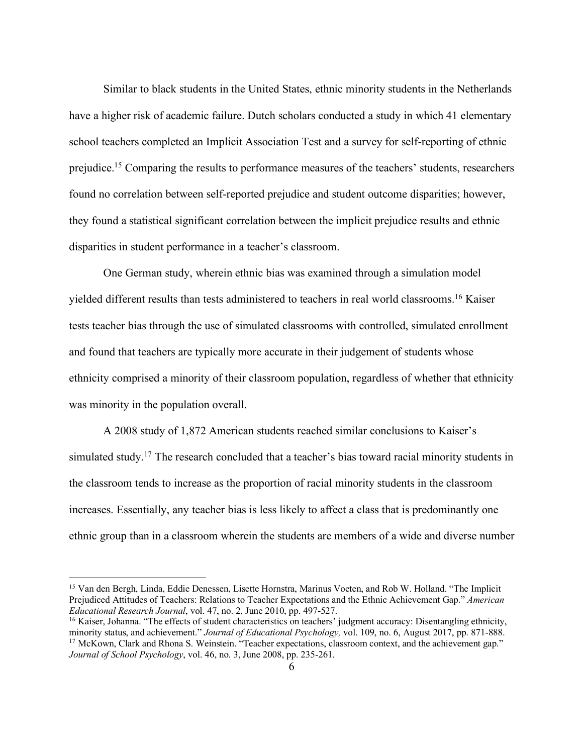Similar to black students in the United States, ethnic minority students in the Netherlands have a higher risk of academic failure. Dutch scholars conducted a study in which 41 elementary school teachers completed an Implicit Association Test and a survey for self-reporting of ethnic prejudice.[15] Comparing the results to performance measures of the teachers' students, researchers found no correlation between self-reported prejudice and student outcome disparities; however, they found a statistical significant correlation between the implicit prejudice results and ethnic disparities in student performance in a teacher's classroom.

One German study, wherein ethnic bias was examined through a simulation model yielded different results than tests administered to teachers in real world classrooms.[16] Kaiser tests teacher bias through the use of simulated classrooms with controlled, simulated enrollment and found that teachers are typically more accurate in their judgement of students whose ethnicity comprised a minority of their classroom population, regardless of whether that ethnicity was minority in the population overall.

A 2008 study of 1,872 American students reached similar conclusions to Kaiser's simulated study.[17] The research concluded that a teacher's bias toward racial minority students in the classroom tends to increase as the proportion of racial minority students in the classroom increases. Essentially, any teacher bias is less likely to affect a class that is predominantly one ethnic group than in a classroom wherein the students are members of a wide and diverse number

---

[15] Van den Bergh, Linda, Eddie Denessen, Lisette Hornstra, Marinus Voeten, and Rob W. Holland. "The Implicit Prejudiced Attitudes of Teachers: Relations to Teacher Expectations and the Ethnic Achievement Gap." *American Educational Research Journal*, vol. 47, no. 2, June 2010, pp. 497-527.

[16] Kaiser, Johanna. "The effects of student characteristics on teachers' judgment accuracy: Disentangling ethnicity, minority status, and achievement." *Journal of Educational Psychology,* vol. 109, no. 6, August 2017, pp. 871-888.

[17] McKown, Clark and Rhona S. Weinstein. "Teacher expectations, classroom context, and the achievement gap." *Journal of School Psychology*, vol. 46, no. 3, June 2008, pp. 235-261.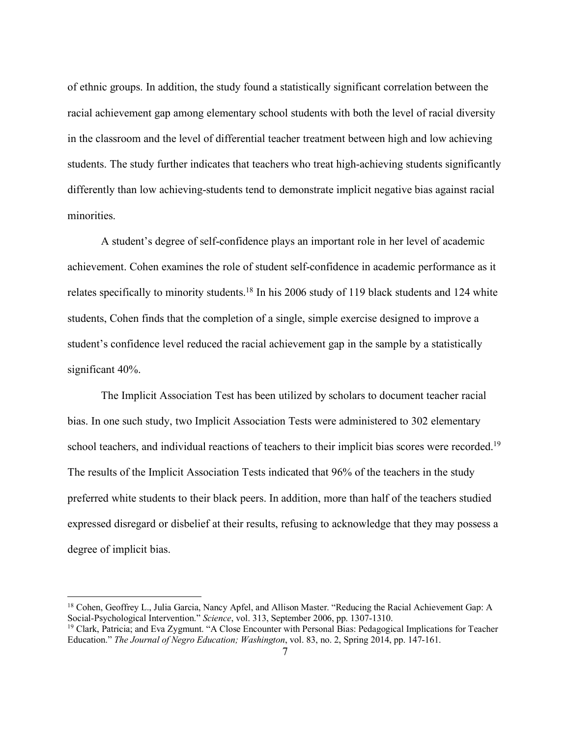of ethnic groups. In addition, the study found a statistically significant correlation between the racial achievement gap among elementary school students with both the level of racial diversity in the classroom and the level of differential teacher treatment between high and low achieving students. The study further indicates that teachers who treat high-achieving students significantly differently than low achieving-students tend to demonstrate implicit negative bias against racial minorities.

A student's degree of self-confidence plays an important role in her level of academic achievement. Cohen examines the role of student self-confidence in academic performance as it relates specifically to minority students.[18] In his 2006 study of 119 black students and 124 white students, Cohen finds that the completion of a single, simple exercise designed to improve a student's confidence level reduced the racial achievement gap in the sample by a statistically significant 40%.

The Implicit Association Test has been utilized by scholars to document teacher racial bias. In one such study, two Implicit Association Tests were administered to 302 elementary school teachers, and individual reactions of teachers to their implicit bias scores were recorded.[19] The results of the Implicit Association Tests indicated that 96% of the teachers in the study preferred white students to their black peers. In addition, more than half of the teachers studied expressed disregard or disbelief at their results, refusing to acknowledge that they may possess a degree of implicit bias.

---

[18] Cohen, Geoffrey L., Julia Garcia, Nancy Apfel, and Allison Master. "Reducing the Racial Achievement Gap: A Social-Psychological Intervention." *Science*, vol. 313, September 2006, pp. 1307-1310.

[19] Clark, Patricia; and Eva Zygmunt. "A Close Encounter with Personal Bias: Pedagogical Implications for Teacher Education." *The Journal of Negro Education; Washington*, vol. 83, no. 2, Spring 2014, pp. 147-161.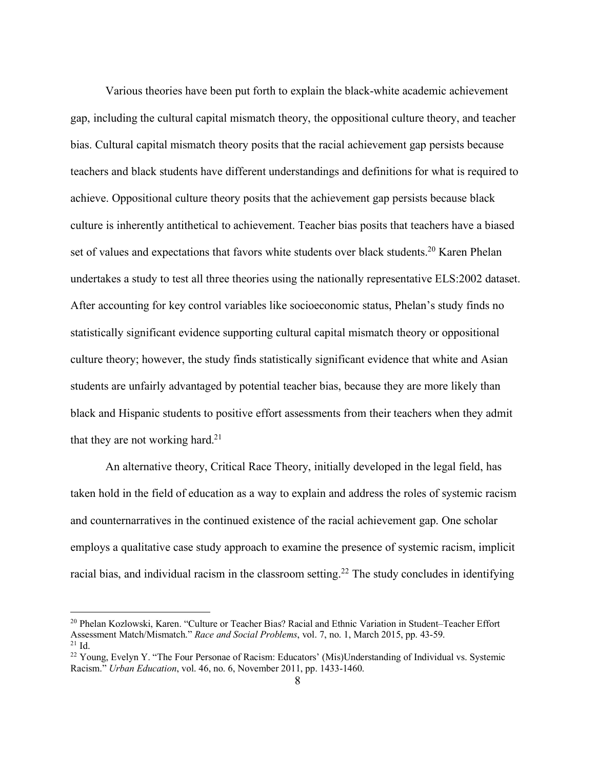Various theories have been put forth to explain the black-white academic achievement gap, including the cultural capital mismatch theory, the oppositional culture theory, and teacher bias. Cultural capital mismatch theory posits that the racial achievement gap persists because teachers and black students have different understandings and definitions for what is required to achieve. Oppositional culture theory posits that the achievement gap persists because black culture is inherently antithetical to achievement. Teacher bias posits that teachers have a biased set of values and expectations that favors white students over black students.[20] Karen Phelan undertakes a study to test all three theories using the nationally representative ELS:2002 dataset. After accounting for key control variables like socioeconomic status, Phelan's study finds no statistically significant evidence supporting cultural capital mismatch theory or oppositional culture theory; however, the study finds statistically significant evidence that white and Asian students are unfairly advantaged by potential teacher bias, because they are more likely than black and Hispanic students to positive effort assessments from their teachers when they admit that they are not working hard.[21]

An alternative theory, Critical Race Theory, initially developed in the legal field, has taken hold in the field of education as a way to explain and address the roles of systemic racism and counternarratives in the continued existence of the racial achievement gap. One scholar employs a qualitative case study approach to examine the presence of systemic racism, implicit racial bias, and individual racism in the classroom setting.[22] The study concludes in identifying

---

[20] Phelan Kozlowski, Karen. "Culture or Teacher Bias? Racial and Ethnic Variation in Student–Teacher Effort Assessment Match/Mismatch." *Race and Social Problems*, vol. 7, no. 1, March 2015, pp. 43-59.

[21] Id.

[22] Young, Evelyn Y. "The Four Personae of Racism: Educators' (Mis)Understanding of Individual vs. Systemic Racism." *Urban Education*, vol. 46, no. 6, November 2011, pp. 1433-1460.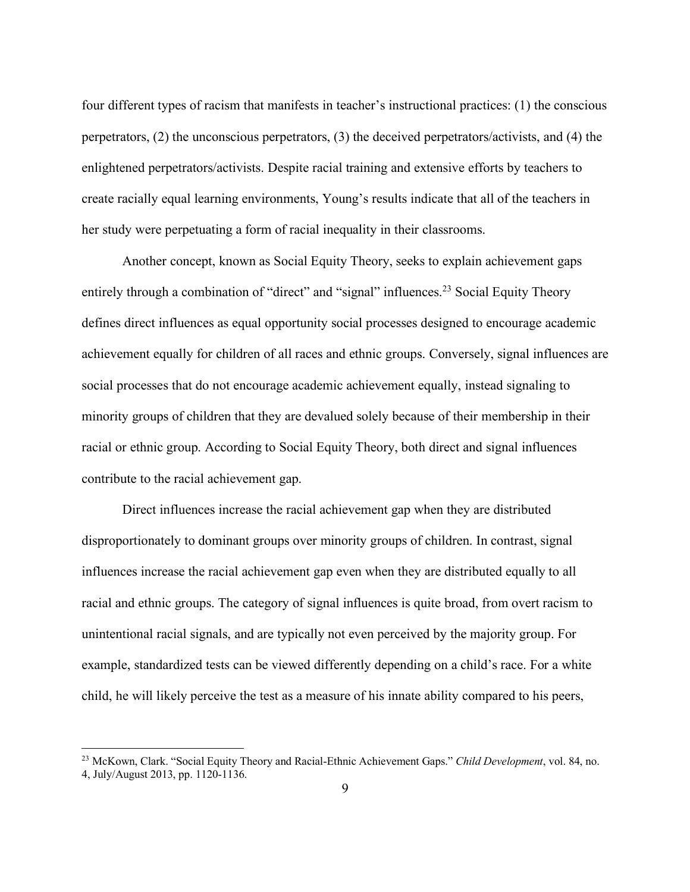four different types of racism that manifests in teacher's instructional practices: (1) the conscious perpetrators, (2) the unconscious perpetrators, (3) the deceived perpetrators/activists, and (4) the enlightened perpetrators/activists. Despite racial training and extensive efforts by teachers to create racially equal learning environments, Young's results indicate that all of the teachers in her study were perpetuating a form of racial inequality in their classrooms.

Another concept, known as Social Equity Theory, seeks to explain achievement gaps entirely through a combination of "direct" and "signal" influences.[23] Social Equity Theory defines direct influences as equal opportunity social processes designed to encourage academic achievement equally for children of all races and ethnic groups. Conversely, signal influences are social processes that do not encourage academic achievement equally, instead signaling to minority groups of children that they are devalued solely because of their membership in their racial or ethnic group. According to Social Equity Theory, both direct and signal influences contribute to the racial achievement gap.

Direct influences increase the racial achievement gap when they are distributed disproportionately to dominant groups over minority groups of children. In contrast, signal influences increase the racial achievement gap even when they are distributed equally to all racial and ethnic groups. The category of signal influences is quite broad, from overt racism to unintentional racial signals, and are typically not even perceived by the majority group. For example, standardized tests can be viewed differently depending on a child's race. For a white child, he will likely perceive the test as a measure of his innate ability compared to his peers,

[23] McKown, Clark. "Social Equity Theory and Racial-Ethnic Achievement Gaps." *Child Development*, vol. 84, no. 4, July/August 2013, pp. 1120-1136.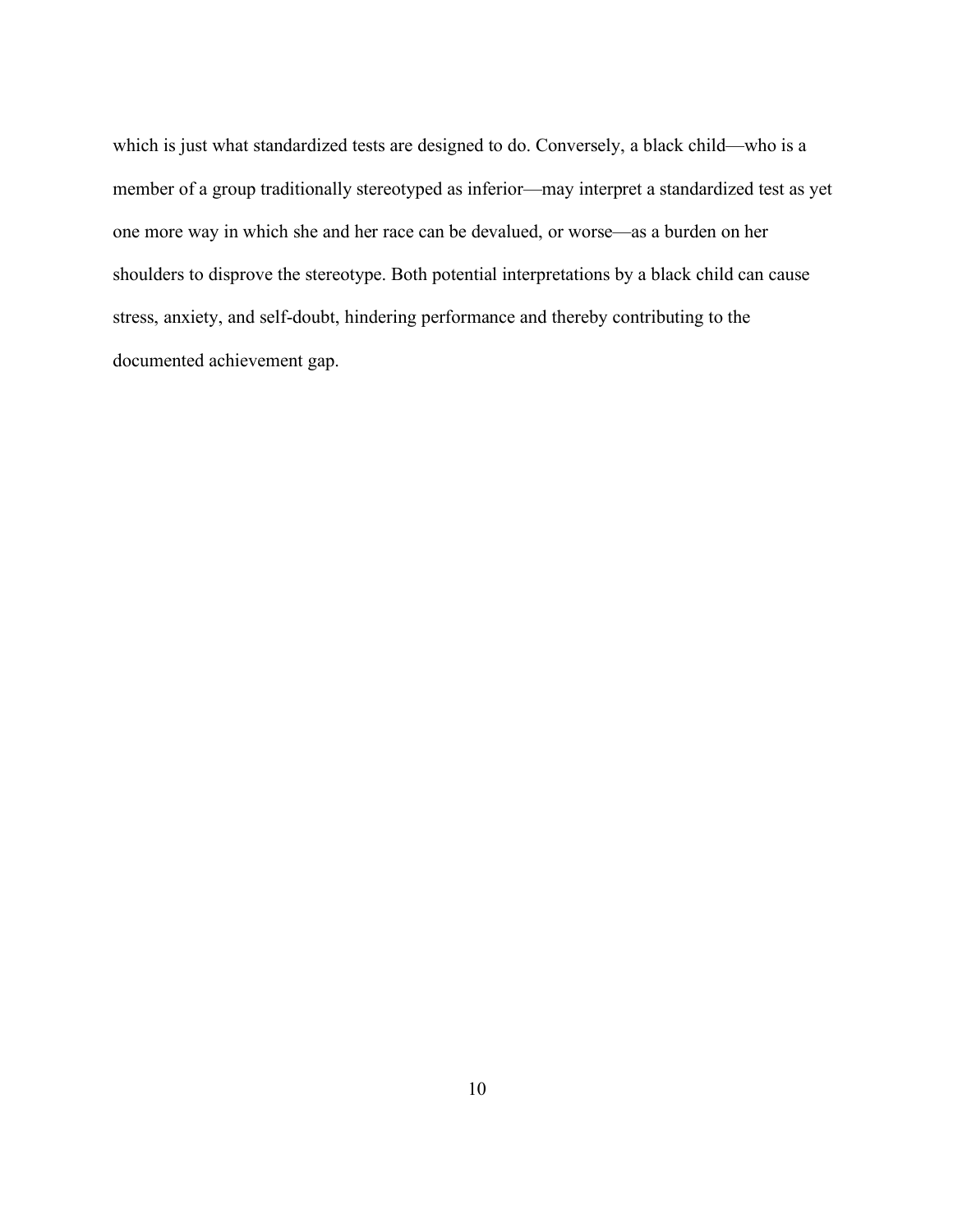which is just what standardized tests are designed to do. Conversely, a black child—who is a member of a group traditionally stereotyped as inferior—may interpret a standardized test as yet one more way in which she and her race can be devalued, or worse—as a burden on her shoulders to disprove the stereotype. Both potential interpretations by a black child can cause stress, anxiety, and self-doubt, hindering performance and thereby contributing to the documented achievement gap.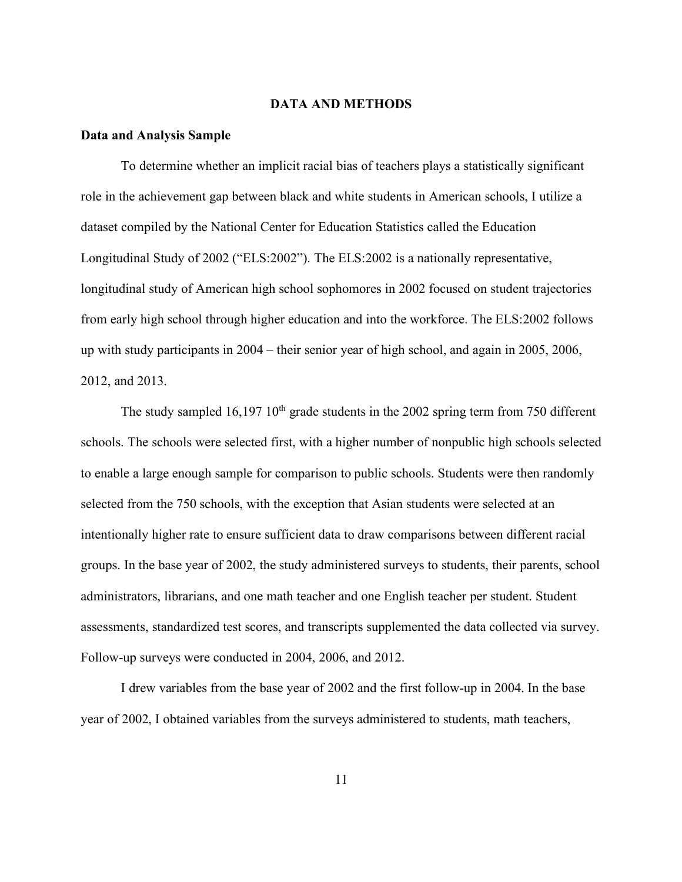## DATA AND METHODS

### Data and Analysis Sample

To determine whether an implicit racial bias of teachers plays a statistically significant role in the achievement gap between black and white students in American schools, I utilize a dataset compiled by the National Center for Education Statistics called the Education Longitudinal Study of 2002 ("ELS:2002"). The ELS:2002 is a nationally representative, longitudinal study of American high school sophomores in 2002 focused on student trajectories from early high school through higher education and into the workforce. The ELS:2002 follows up with study participants in 2004 – their senior year of high school, and again in 2005, 2006, 2012, and 2013.

The study sampled 16,197 10th grade students in the 2002 spring term from 750 different schools. The schools were selected first, with a higher number of nonpublic high schools selected to enable a large enough sample for comparison to public schools. Students were then randomly selected from the 750 schools, with the exception that Asian students were selected at an intentionally higher rate to ensure sufficient data to draw comparisons between different racial groups. In the base year of 2002, the study administered surveys to students, their parents, school administrators, librarians, and one math teacher and one English teacher per student. Student assessments, standardized test scores, and transcripts supplemented the data collected via survey. Follow-up surveys were conducted in 2004, 2006, and 2012.

I drew variables from the base year of 2002 and the first follow-up in 2004. In the base year of 2002, I obtained variables from the surveys administered to students, math teachers,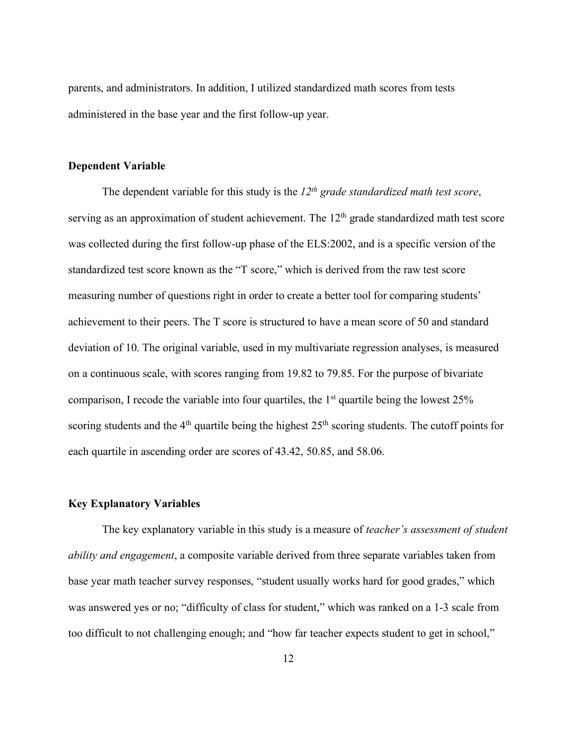parents, and administrators. In addition, I utilized standardized math scores from tests administered in the base year and the first follow-up year.

### Dependent Variable

The dependent variable for this study is the *12th grade standardized math test score*, serving as an approximation of student achievement. The 12th grade standardized math test score was collected during the first follow-up phase of the ELS:2002, and is a specific version of the standardized test score known as the "T score," which is derived from the raw test score measuring number of questions right in order to create a better tool for comparing students' achievement to their peers. The T score is structured to have a mean score of 50 and standard deviation of 10. The original variable, used in my multivariate regression analyses, is measured on a continuous scale, with scores ranging from 19.82 to 79.85. For the purpose of bivariate comparison, I recode the variable into four quartiles, the 1st quartile being the lowest 25% scoring students and the 4th quartile being the highest 25th scoring students. The cutoff points for each quartile in ascending order are scores of 43.42, 50.85, and 58.06.

### Key Explanatory Variables

The key explanatory variable in this study is a measure of *teacher's assessment of student ability and engagement*, a composite variable derived from three separate variables taken from base year math teacher survey responses, "student usually works hard for good grades," which was answered yes or no; "difficulty of class for student," which was ranked on a 1-3 scale from too difficult to not challenging enough; and "how far teacher expects student to get in school,"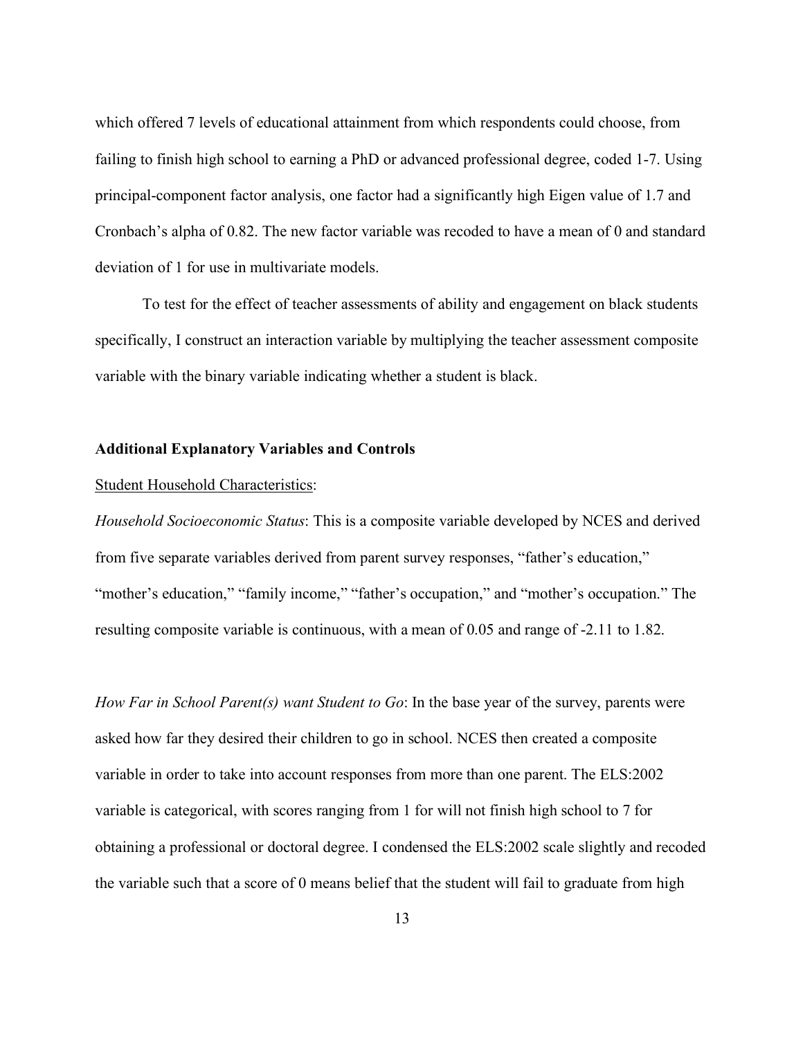which offered 7 levels of educational attainment from which respondents could choose, from failing to finish high school to earning a PhD or advanced professional degree, coded 1-7. Using principal-component factor analysis, one factor had a significantly high Eigen value of 1.7 and Cronbach's alpha of 0.82. The new factor variable was recoded to have a mean of 0 and standard deviation of 1 for use in multivariate models.

To test for the effect of teacher assessments of ability and engagement on black students specifically, I construct an interaction variable by multiplying the teacher assessment composite variable with the binary variable indicating whether a student is black.

**Additional Explanatory Variables and Controls**

<u>Student Household Characteristics</u>:

*Household Socioeconomic Status*: This is a composite variable developed by NCES and derived from five separate variables derived from parent survey responses, "father's education," "mother's education," "family income," "father's occupation," and "mother's occupation." The resulting composite variable is continuous, with a mean of 0.05 and range of -2.11 to 1.82.

*How Far in School Parent(s) want Student to Go*: In the base year of the survey, parents were asked how far they desired their children to go in school. NCES then created a composite variable in order to take into account responses from more than one parent. The ELS:2002 variable is categorical, with scores ranging from 1 for will not finish high school to 7 for obtaining a professional or doctoral degree. I condensed the ELS:2002 scale slightly and recoded the variable such that a score of 0 means belief that the student will fail to graduate from high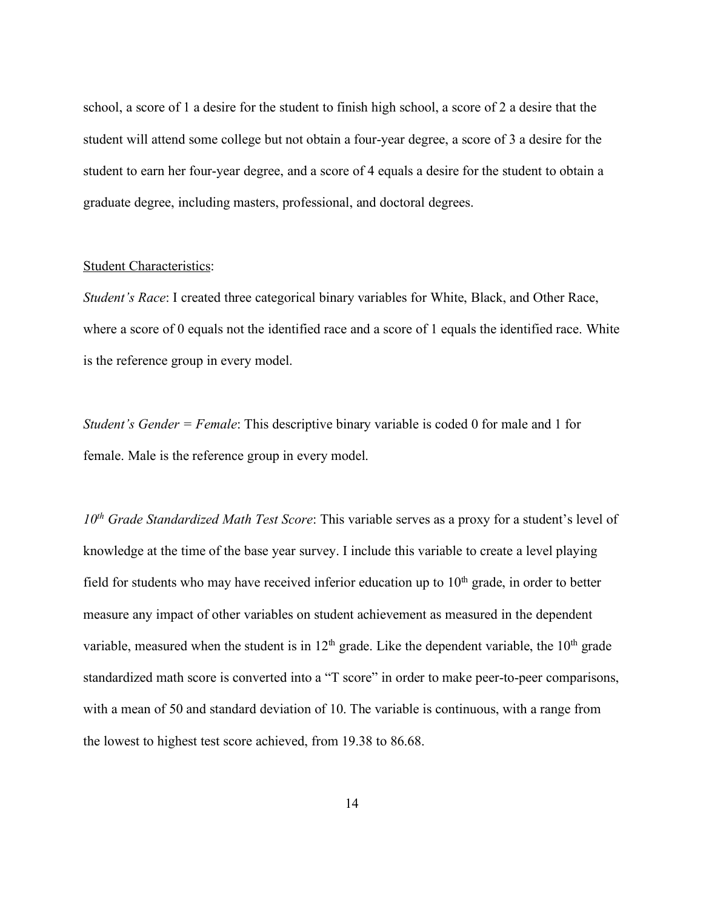school, a score of 1 a desire for the student to finish high school, a score of 2 a desire that the student will attend some college but not obtain a four-year degree, a score of 3 a desire for the student to earn her four-year degree, and a score of 4 equals a desire for the student to obtain a graduate degree, including masters, professional, and doctoral degrees.

<u>Student Characteristics</u>:

*Student's Race*: I created three categorical binary variables for White, Black, and Other Race, where a score of 0 equals not the identified race and a score of 1 equals the identified race. White is the reference group in every model.

*Student's Gender = Female*: This descriptive binary variable is coded 0 for male and 1 for female. Male is the reference group in every model.

*10$^{th}$ Grade Standardized Math Test Score*: This variable serves as a proxy for a student's level of knowledge at the time of the base year survey. I include this variable to create a level playing field for students who may have received inferior education up to 10$^{th}$ grade, in order to better measure any impact of other variables on student achievement as measured in the dependent variable, measured when the student is in 12$^{th}$ grade. Like the dependent variable, the 10$^{th}$ grade standardized math score is converted into a "T score" in order to make peer-to-peer comparisons, with a mean of 50 and standard deviation of 10. The variable is continuous, with a range from the lowest to highest test score achieved, from 19.38 to 86.68.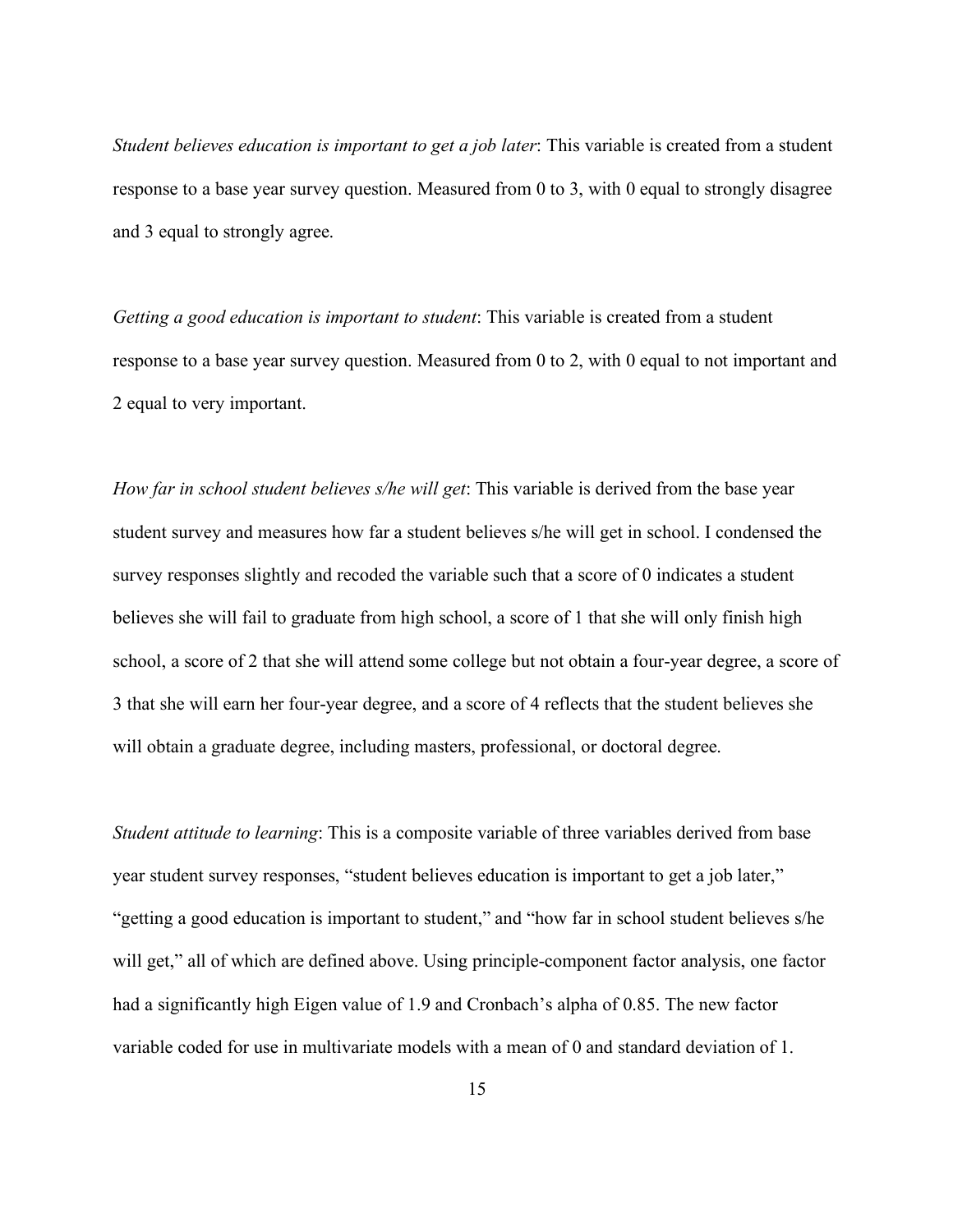*Student believes education is important to get a job later*: This variable is created from a student response to a base year survey question. Measured from 0 to 3, with 0 equal to strongly disagree and 3 equal to strongly agree.

*Getting a good education is important to student*: This variable is created from a student response to a base year survey question. Measured from 0 to 2, with 0 equal to not important and 2 equal to very important.

*How far in school student believes s/he will get*: This variable is derived from the base year student survey and measures how far a student believes s/he will get in school. I condensed the survey responses slightly and recoded the variable such that a score of 0 indicates a student believes she will fail to graduate from high school, a score of 1 that she will only finish high school, a score of 2 that she will attend some college but not obtain a four-year degree, a score of 3 that she will earn her four-year degree, and a score of 4 reflects that the student believes she will obtain a graduate degree, including masters, professional, or doctoral degree.

*Student attitude to learning*: This is a composite variable of three variables derived from base year student survey responses, "student believes education is important to get a job later," "getting a good education is important to student," and "how far in school student believes s/he will get," all of which are defined above. Using principle-component factor analysis, one factor had a significantly high Eigen value of 1.9 and Cronbach's alpha of 0.85. The new factor variable coded for use in multivariate models with a mean of 0 and standard deviation of 1.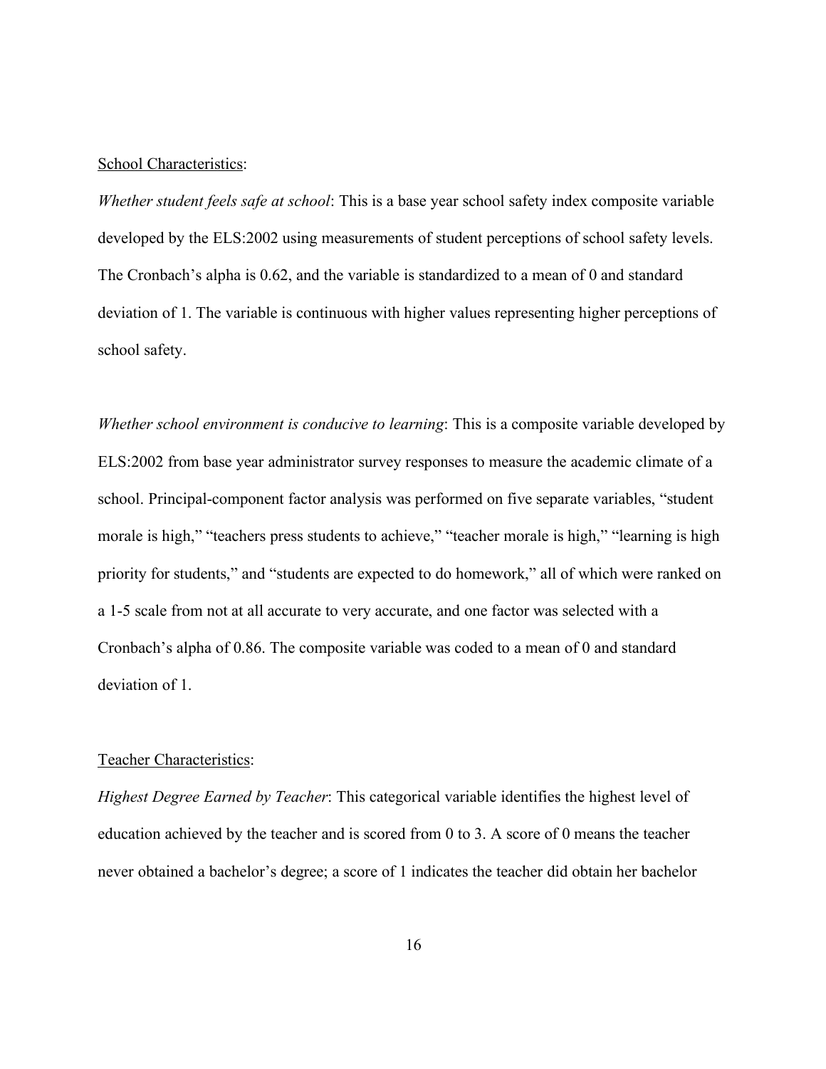<u>School Characteristics</u>:

*Whether student feels safe at school*: This is a base year school safety index composite variable developed by the ELS:2002 using measurements of student perceptions of school safety levels. The Cronbach's alpha is 0.62, and the variable is standardized to a mean of 0 and standard deviation of 1. The variable is continuous with higher values representing higher perceptions of school safety.

*Whether school environment is conducive to learning*: This is a composite variable developed by ELS:2002 from base year administrator survey responses to measure the academic climate of a school. Principal-component factor analysis was performed on five separate variables, "student morale is high," "teachers press students to achieve," "teacher morale is high," "learning is high priority for students," and "students are expected to do homework," all of which were ranked on a 1-5 scale from not at all accurate to very accurate, and one factor was selected with a Cronbach's alpha of 0.86. The composite variable was coded to a mean of 0 and standard deviation of 1.

<u>Teacher Characteristics</u>:

*Highest Degree Earned by Teacher*: This categorical variable identifies the highest level of education achieved by the teacher and is scored from 0 to 3. A score of 0 means the teacher never obtained a bachelor's degree; a score of 1 indicates the teacher did obtain her bachelor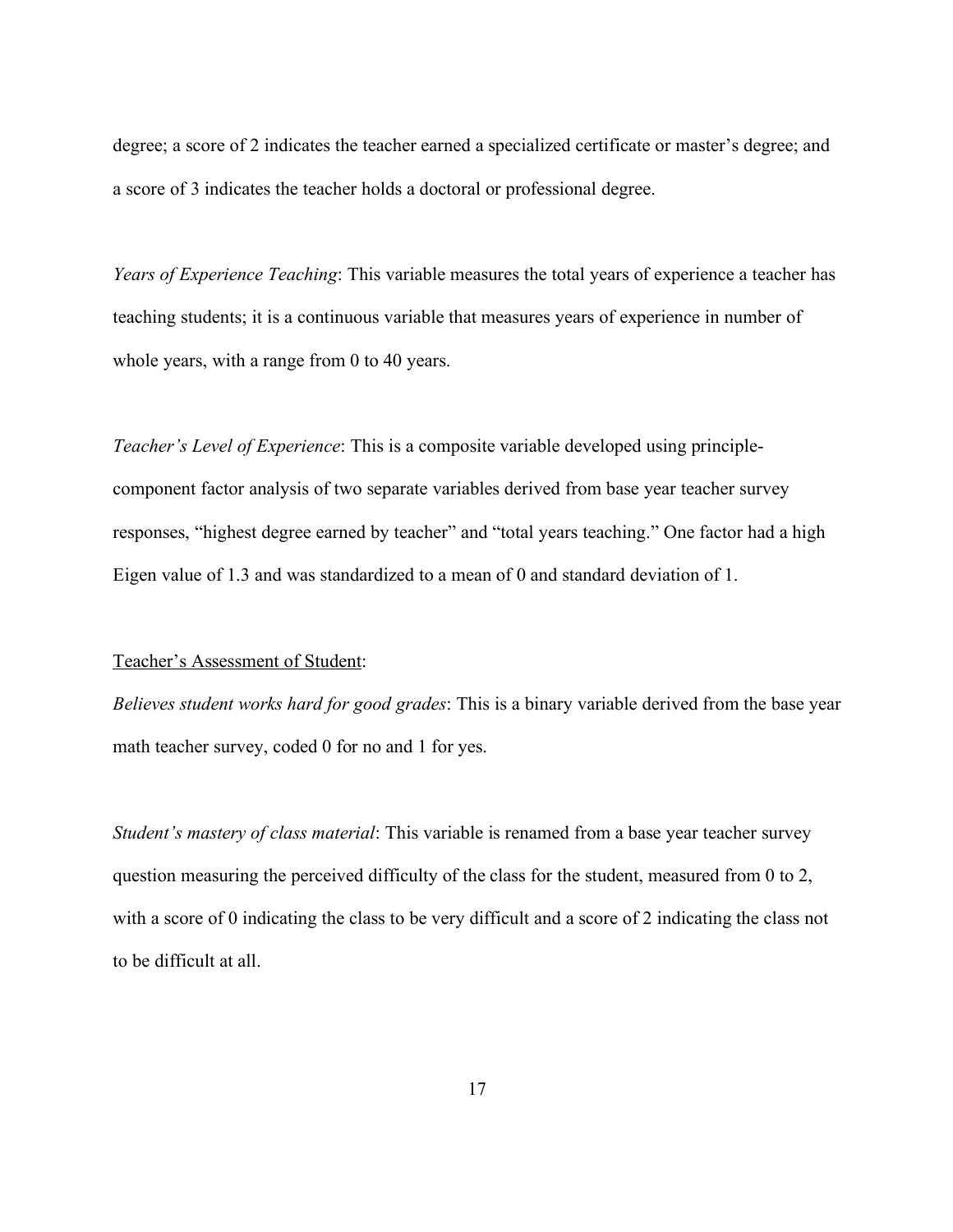degree; a score of 2 indicates the teacher earned a specialized certificate or master's degree; and a score of 3 indicates the teacher holds a doctoral or professional degree.

*Years of Experience Teaching*: This variable measures the total years of experience a teacher has teaching students; it is a continuous variable that measures years of experience in number of whole years, with a range from 0 to 40 years.

*Teacher's Level of Experience*: This is a composite variable developed using principle-component factor analysis of two separate variables derived from base year teacher survey responses, "highest degree earned by teacher" and "total years teaching." One factor had a high Eigen value of 1.3 and was standardized to a mean of 0 and standard deviation of 1.

<u>Teacher's Assessment of Student</u>:

*Believes student works hard for good grades*: This is a binary variable derived from the base year math teacher survey, coded 0 for no and 1 for yes.

*Student's mastery of class material*: This variable is renamed from a base year teacher survey question measuring the perceived difficulty of the class for the student, measured from 0 to 2, with a score of 0 indicating the class to be very difficult and a score of 2 indicating the class not to be difficult at all.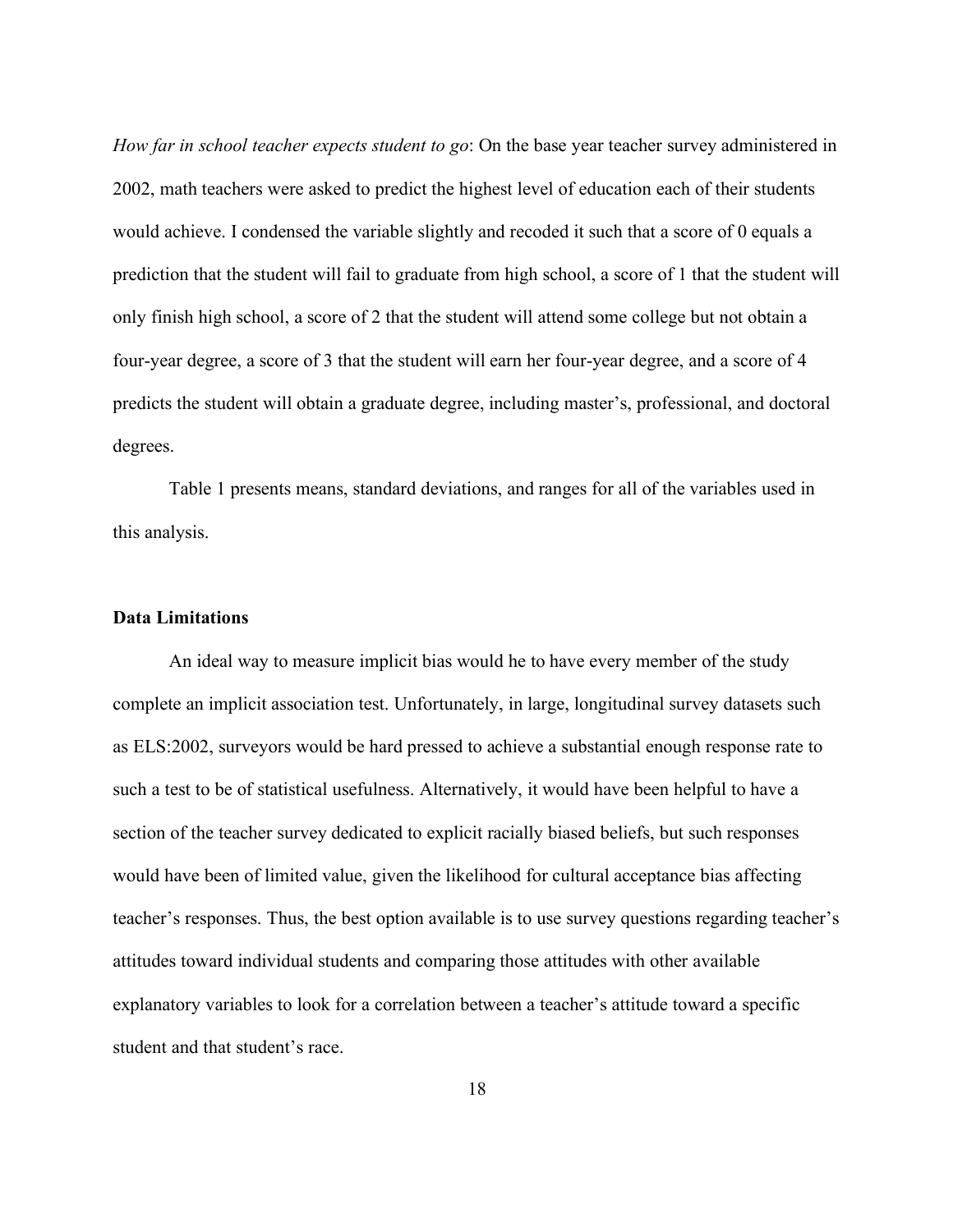*How far in school teacher expects student to go*: On the base year teacher survey administered in 2002, math teachers were asked to predict the highest level of education each of their students would achieve. I condensed the variable slightly and recoded it such that a score of 0 equals a prediction that the student will fail to graduate from high school, a score of 1 that the student will only finish high school, a score of 2 that the student will attend some college but not obtain a four-year degree, a score of 3 that the student will earn her four-year degree, and a score of 4 predicts the student will obtain a graduate degree, including master's, professional, and doctoral degrees.

Table 1 presents means, standard deviations, and ranges for all of the variables used in this analysis.

**Data Limitations**

An ideal way to measure implicit bias would he to have every member of the study complete an implicit association test. Unfortunately, in large, longitudinal survey datasets such as ELS:2002, surveyors would be hard pressed to achieve a substantial enough response rate to such a test to be of statistical usefulness. Alternatively, it would have been helpful to have a section of the teacher survey dedicated to explicit racially biased beliefs, but such responses would have been of limited value, given the likelihood for cultural acceptance bias affecting teacher's responses. Thus, the best option available is to use survey questions regarding teacher's attitudes toward individual students and comparing those attitudes with other available explanatory variables to look for a correlation between a teacher's attitude toward a specific student and that student's race.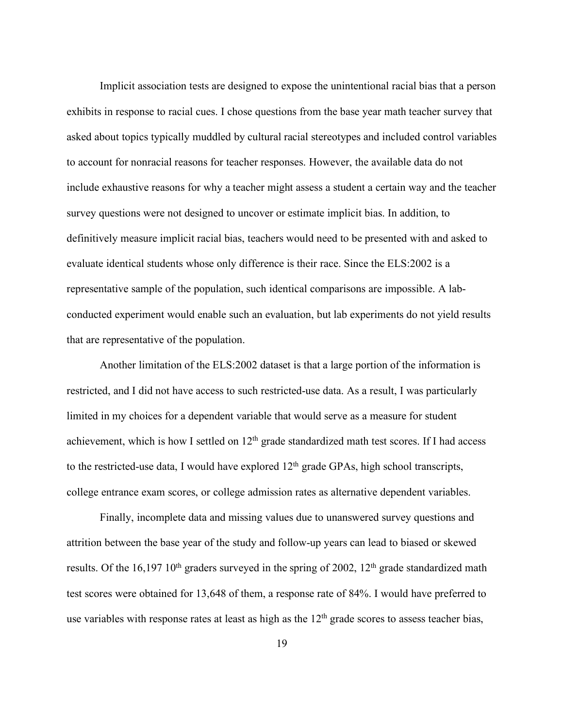Implicit association tests are designed to expose the unintentional racial bias that a person exhibits in response to racial cues. I chose questions from the base year math teacher survey that asked about topics typically muddled by cultural racial stereotypes and included control variables to account for nonracial reasons for teacher responses. However, the available data do not include exhaustive reasons for why a teacher might assess a student a certain way and the teacher survey questions were not designed to uncover or estimate implicit bias. In addition, to definitively measure implicit racial bias, teachers would need to be presented with and asked to evaluate identical students whose only difference is their race. Since the ELS:2002 is a representative sample of the population, such identical comparisons are impossible. A lab-conducted experiment would enable such an evaluation, but lab experiments do not yield results that are representative of the population.

Another limitation of the ELS:2002 dataset is that a large portion of the information is restricted, and I did not have access to such restricted-use data. As a result, I was particularly limited in my choices for a dependent variable that would serve as a measure for student achievement, which is how I settled on 12th grade standardized math test scores. If I had access to the restricted-use data, I would have explored 12th grade GPAs, high school transcripts, college entrance exam scores, or college admission rates as alternative dependent variables.

Finally, incomplete data and missing values due to unanswered survey questions and attrition between the base year of the study and follow-up years can lead to biased or skewed results. Of the 16,197 10th graders surveyed in the spring of 2002, 12th grade standardized math test scores were obtained for 13,648 of them, a response rate of 84%. I would have preferred to use variables with response rates at least as high as the 12th grade scores to assess teacher bias,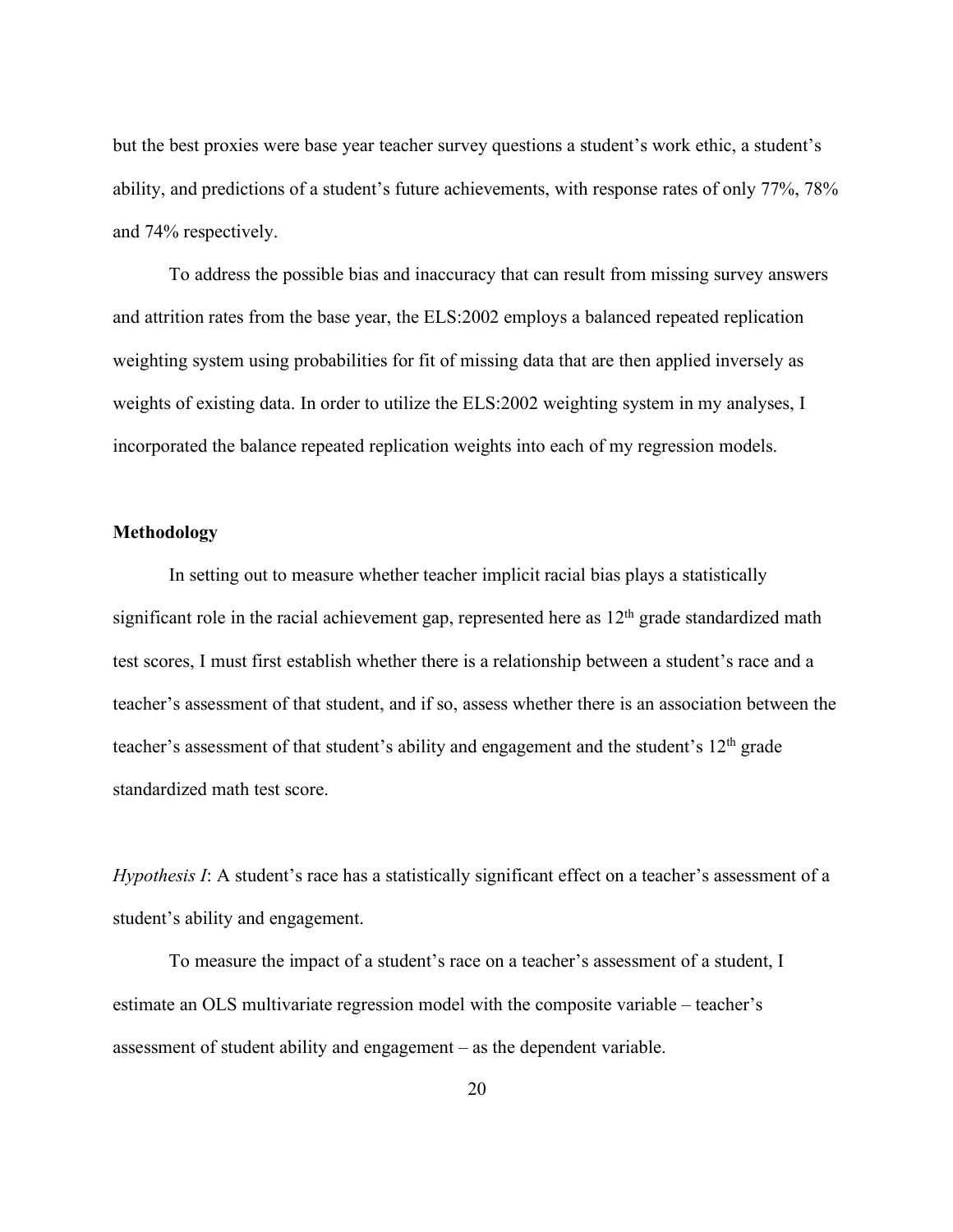but the best proxies were base year teacher survey questions a student's work ethic, a student's ability, and predictions of a student's future achievements, with response rates of only 77%, 78% and 74% respectively.

To address the possible bias and inaccuracy that can result from missing survey answers and attrition rates from the base year, the ELS:2002 employs a balanced repeated replication weighting system using probabilities for fit of missing data that are then applied inversely as weights of existing data. In order to utilize the ELS:2002 weighting system in my analyses, I incorporated the balance repeated replication weights into each of my regression models.

**Methodology**

In setting out to measure whether teacher implicit racial bias plays a statistically significant role in the racial achievement gap, represented here as 12th grade standardized math test scores, I must first establish whether there is a relationship between a student's race and a teacher's assessment of that student, and if so, assess whether there is an association between the teacher's assessment of that student's ability and engagement and the student's 12th grade standardized math test score.

*Hypothesis I*: A student's race has a statistically significant effect on a teacher's assessment of a student's ability and engagement.

To measure the impact of a student's race on a teacher's assessment of a student, I estimate an OLS multivariate regression model with the composite variable – teacher's assessment of student ability and engagement – as the dependent variable.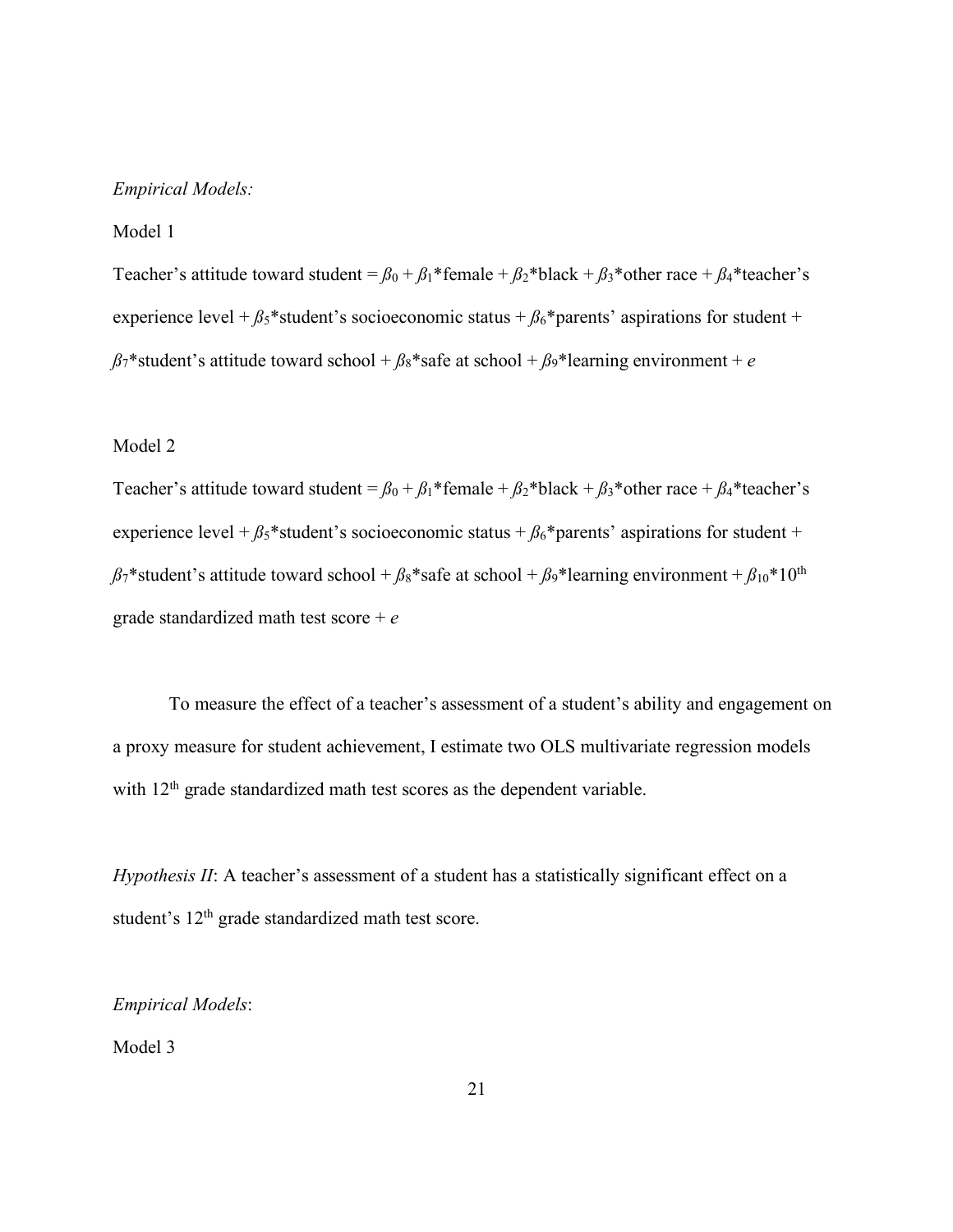*Empirical Models:*

Model 1

Teacher's attitude toward student = $\beta_0$ + $\beta_1$*female + $\beta_2$*black + $\beta_3$*other race + $\beta_4$*teacher's experience level + $\beta_5$*student's socioeconomic status + $\beta_6$*parents' aspirations for student + $\beta_7$*student's attitude toward school + $\beta_8$*safe at school + $\beta_9$*learning environment + $e$

Model 2

Teacher's attitude toward student = $\beta_0$ + $\beta_1$*female + $\beta_2$*black + $\beta_3$*other race + $\beta_4$*teacher's experience level + $\beta_5$*student's socioeconomic status + $\beta_6$*parents' aspirations for student + $\beta_7$*student's attitude toward school + $\beta_8$*safe at school + $\beta_9$*learning environment + $\beta_{10}$*10th grade standardized math test score + $e$

To measure the effect of a teacher's assessment of a student's ability and engagement on a proxy measure for student achievement, I estimate two OLS multivariate regression models with 12th grade standardized math test scores as the dependent variable.

*Hypothesis II*: A teacher's assessment of a student has a statistically significant effect on a student's 12th grade standardized math test score.

*Empirical Models*:

Model 3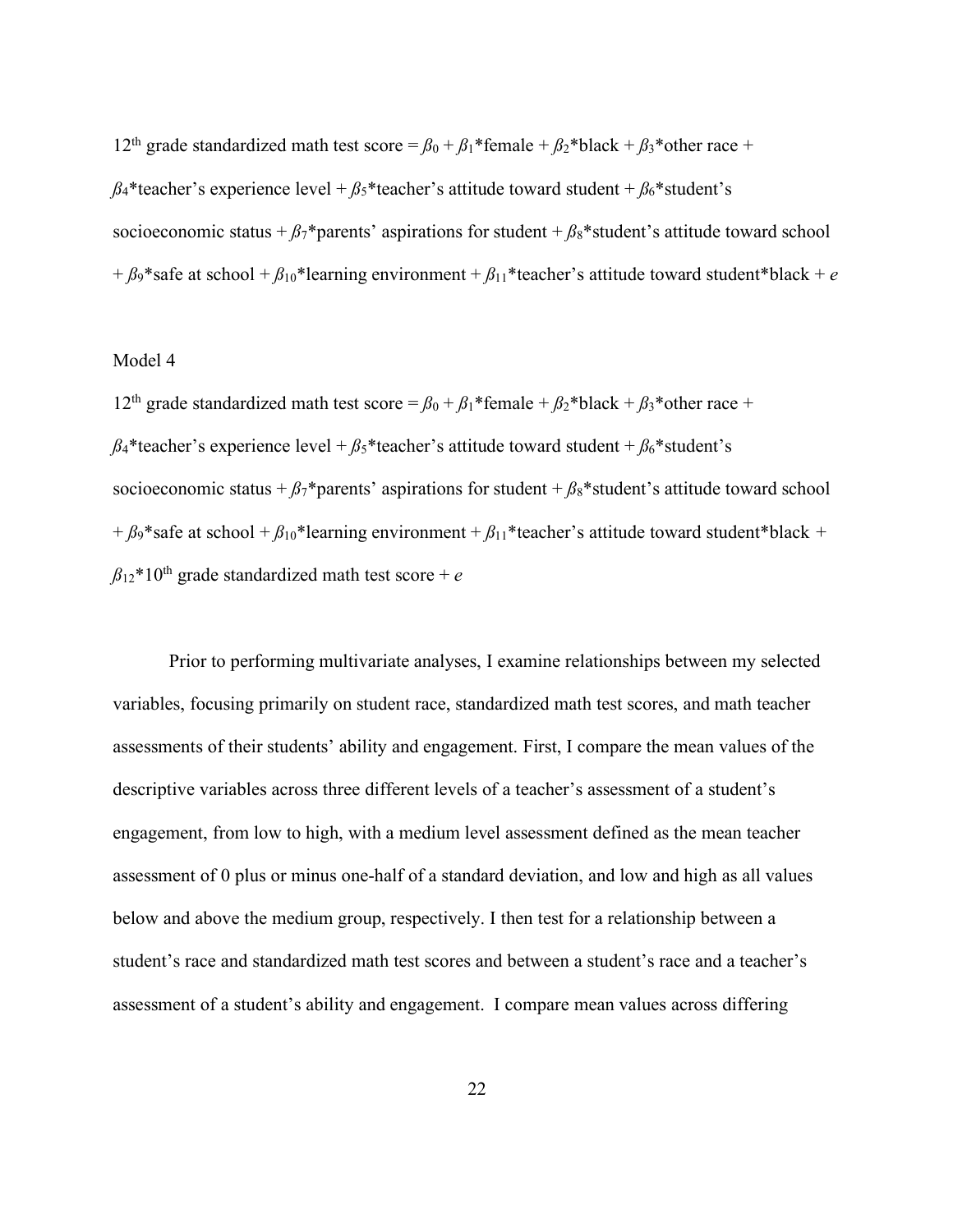12[th] grade standardized math test score = $\beta_0$ + $\beta_1$*female + $\beta_2$*black + $\beta_3$*other race + $\beta_4$*teacher's experience level + $\beta_5$*teacher's attitude toward student + $\beta_6$*student's socioeconomic status + $\beta_7$*parents' aspirations for student + $\beta_8$*student's attitude toward school + $\beta_9$*safe at school + $\beta_{10}$*learning environment + $\beta_{11}$*teacher's attitude toward student*black + $e$

Model 4

12[th] grade standardized math test score = $\beta_0$ + $\beta_1$*female + $\beta_2$*black + $\beta_3$*other race + $\beta_4$*teacher's experience level + $\beta_5$*teacher's attitude toward student + $\beta_6$*student's socioeconomic status + $\beta_7$*parents' aspirations for student + $\beta_8$*student's attitude toward school + $\beta_9$*safe at school + $\beta_{10}$*learning environment + $\beta_{11}$*teacher's attitude toward student*black + $\beta_{12}$*10[th] grade standardized math test score + $e$

Prior to performing multivariate analyses, I examine relationships between my selected variables, focusing primarily on student race, standardized math test scores, and math teacher assessments of their students' ability and engagement. First, I compare the mean values of the descriptive variables across three different levels of a teacher's assessment of a student's engagement, from low to high, with a medium level assessment defined as the mean teacher assessment of 0 plus or minus one-half of a standard deviation, and low and high as all values below and above the medium group, respectively. I then test for a relationship between a student's race and standardized math test scores and between a student's race and a teacher's assessment of a student's ability and engagement. I compare mean values across differing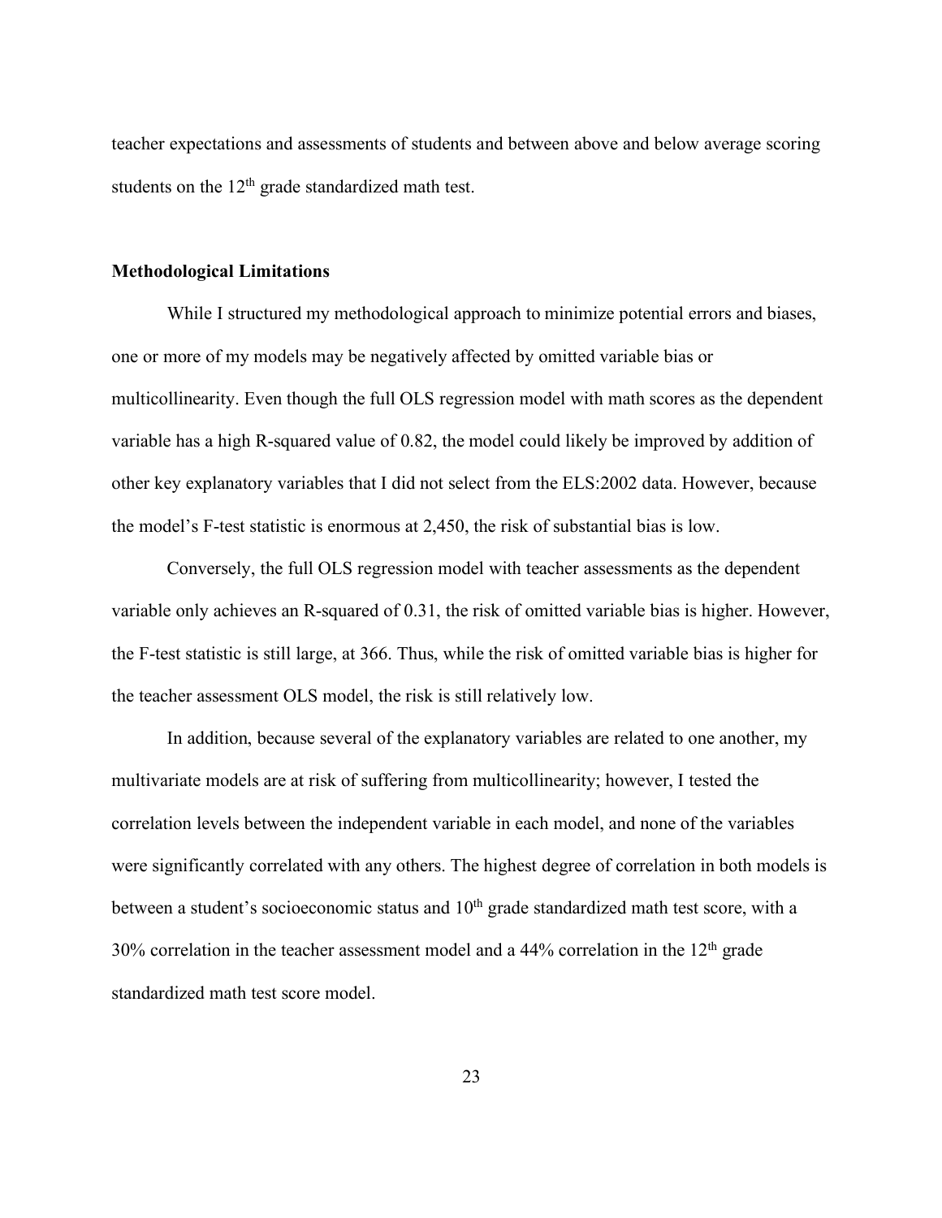teacher expectations and assessments of students and between above and below average scoring students on the 12th grade standardized math test.

**Methodological Limitations**

While I structured my methodological approach to minimize potential errors and biases, one or more of my models may be negatively affected by omitted variable bias or multicollinearity. Even though the full OLS regression model with math scores as the dependent variable has a high R-squared value of 0.82, the model could likely be improved by addition of other key explanatory variables that I did not select from the ELS:2002 data. However, because the model's F-test statistic is enormous at 2,450, the risk of substantial bias is low.

Conversely, the full OLS regression model with teacher assessments as the dependent variable only achieves an R-squared of 0.31, the risk of omitted variable bias is higher. However, the F-test statistic is still large, at 366. Thus, while the risk of omitted variable bias is higher for the teacher assessment OLS model, the risk is still relatively low.

In addition, because several of the explanatory variables are related to one another, my multivariate models are at risk of suffering from multicollinearity; however, I tested the correlation levels between the independent variable in each model, and none of the variables were significantly correlated with any others. The highest degree of correlation in both models is between a student's socioeconomic status and 10th grade standardized math test score, with a 30% correlation in the teacher assessment model and a 44% correlation in the 12th grade standardized math test score model.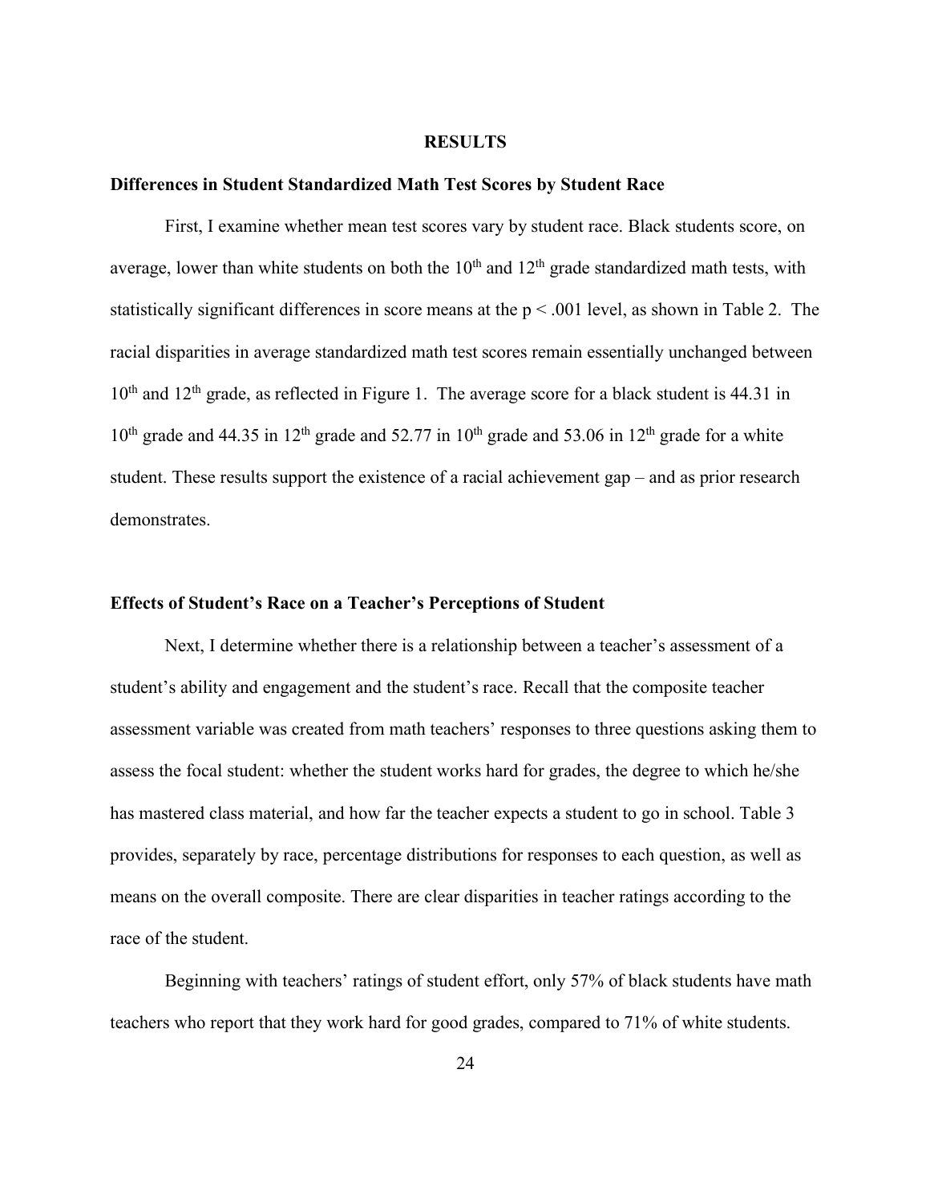# RESULTS

## Differences in Student Standardized Math Test Scores by Student Race

First, I examine whether mean test scores vary by student race. Black students score, on average, lower than white students on both the 10th and 12th grade standardized math tests, with statistically significant differences in score means at the $p < .001$ level, as shown in Table 2. The racial disparities in average standardized math test scores remain essentially unchanged between 10th and 12th grade, as reflected in Figure 1. The average score for a black student is 44.31 in 10th grade and 44.35 in 12th grade and 52.77 in 10th grade and 53.06 in 12th grade for a white student. These results support the existence of a racial achievement gap – and as prior research demonstrates.

## Effects of Student's Race on a Teacher's Perceptions of Student

Next, I determine whether there is a relationship between a teacher's assessment of a student's ability and engagement and the student's race. Recall that the composite teacher assessment variable was created from math teachers' responses to three questions asking them to assess the focal student: whether the student works hard for grades, the degree to which he/she has mastered class material, and how far the teacher expects a student to go in school. Table 3 provides, separately by race, percentage distributions for responses to each question, as well as means on the overall composite. There are clear disparities in teacher ratings according to the race of the student.

Beginning with teachers' ratings of student effort, only 57% of black students have math teachers who report that they work hard for good grades, compared to 71% of white students.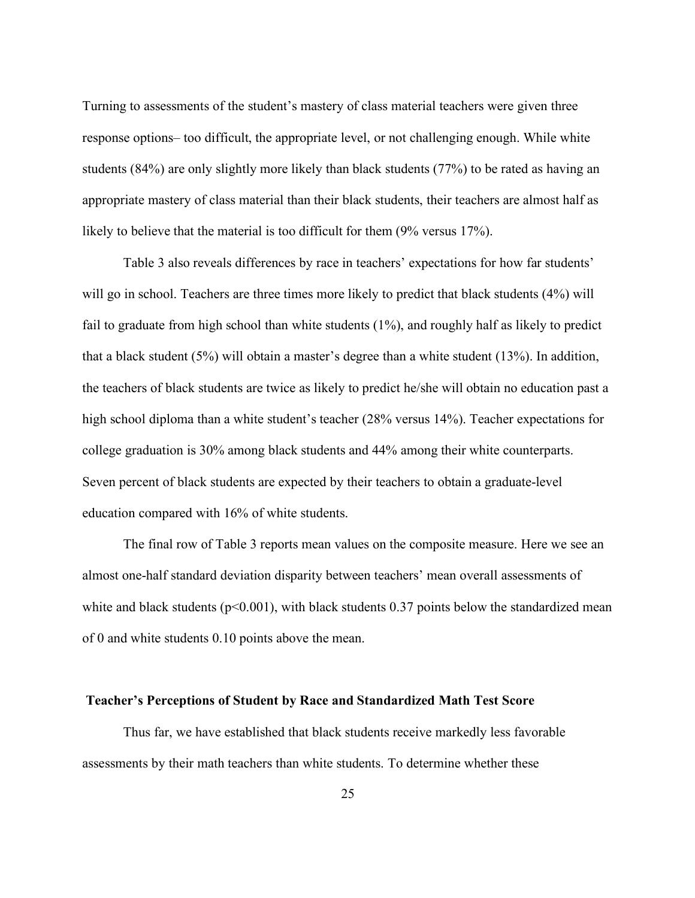Turning to assessments of the student's mastery of class material teachers were given three response options– too difficult, the appropriate level, or not challenging enough. While white students (84%) are only slightly more likely than black students (77%) to be rated as having an appropriate mastery of class material than their black students, their teachers are almost half as likely to believe that the material is too difficult for them (9% versus 17%).

Table 3 also reveals differences by race in teachers' expectations for how far students' will go in school. Teachers are three times more likely to predict that black students (4%) will fail to graduate from high school than white students (1%), and roughly half as likely to predict that a black student (5%) will obtain a master's degree than a white student (13%). In addition, the teachers of black students are twice as likely to predict he/she will obtain no education past a high school diploma than a white student's teacher (28% versus 14%). Teacher expectations for college graduation is 30% among black students and 44% among their white counterparts. Seven percent of black students are expected by their teachers to obtain a graduate-level education compared with 16% of white students.

The final row of Table 3 reports mean values on the composite measure. Here we see an almost one-half standard deviation disparity between teachers' mean overall assessments of white and black students ($p<0.001$), with black students 0.37 points below the standardized mean of 0 and white students 0.10 points above the mean.

### Teacher's Perceptions of Student by Race and Standardized Math Test Score

Thus far, we have established that black students receive markedly less favorable assessments by their math teachers than white students. To determine whether these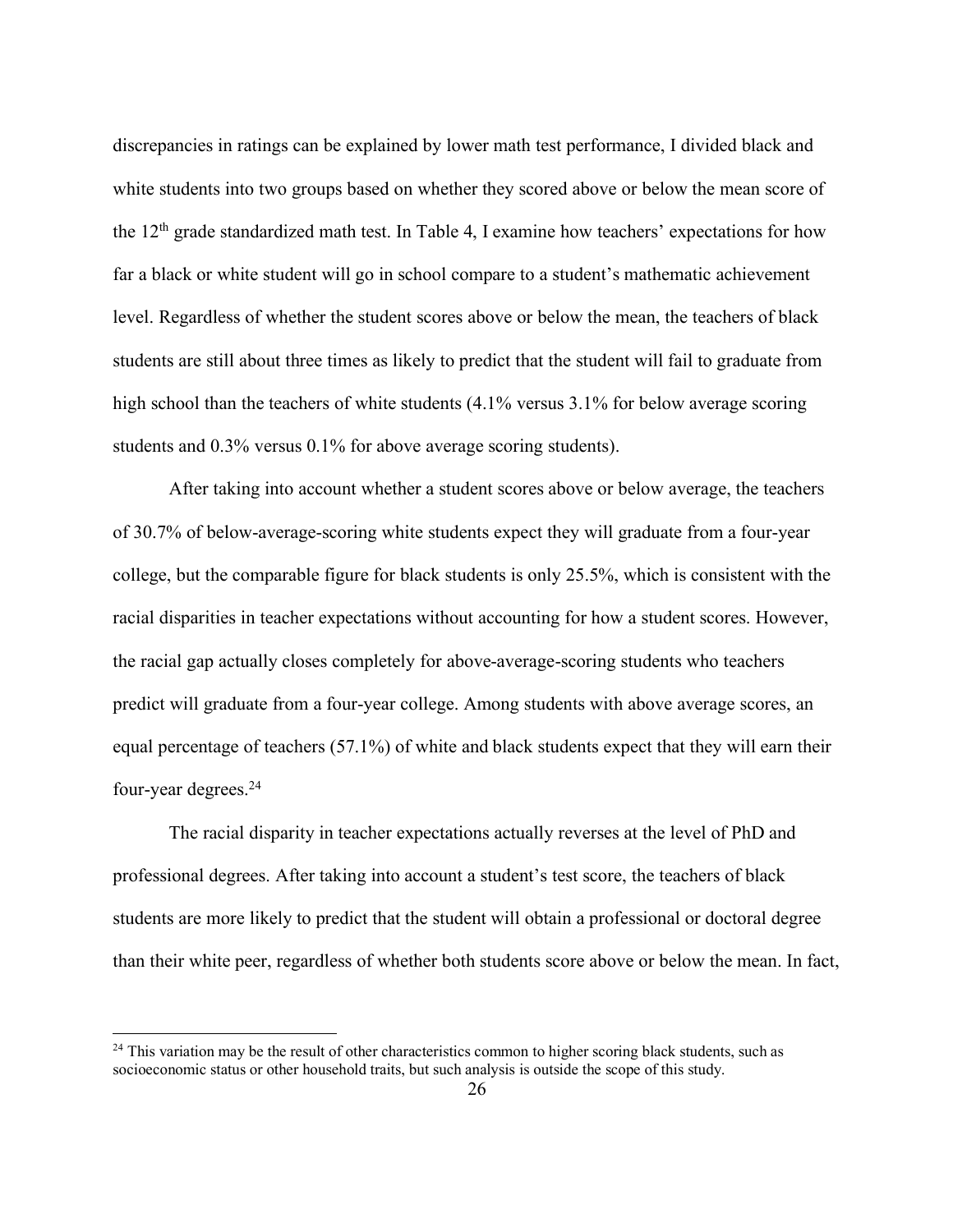discrepancies in ratings can be explained by lower math test performance, I divided black and white students into two groups based on whether they scored above or below the mean score of the 12th grade standardized math test. In Table 4, I examine how teachers' expectations for how far a black or white student will go in school compare to a student's mathematic achievement level. Regardless of whether the student scores above or below the mean, the teachers of black students are still about three times as likely to predict that the student will fail to graduate from high school than the teachers of white students (4.1% versus 3.1% for below average scoring students and 0.3% versus 0.1% for above average scoring students).

After taking into account whether a student scores above or below average, the teachers of 30.7% of below-average-scoring white students expect they will graduate from a four-year college, but the comparable figure for black students is only 25.5%, which is consistent with the racial disparities in teacher expectations without accounting for how a student scores. However, the racial gap actually closes completely for above-average-scoring students who teachers predict will graduate from a four-year college. Among students with above average scores, an equal percentage of teachers (57.1%) of white and black students expect that they will earn their four-year degrees.[24]

The racial disparity in teacher expectations actually reverses at the level of PhD and professional degrees. After taking into account a student's test score, the teachers of black students are more likely to predict that the student will obtain a professional or doctoral degree than their white peer, regardless of whether both students score above or below the mean. In fact,

[24] This variation may be the result of other characteristics common to higher scoring black students, such as socioeconomic status or other household traits, but such analysis is outside the scope of this study.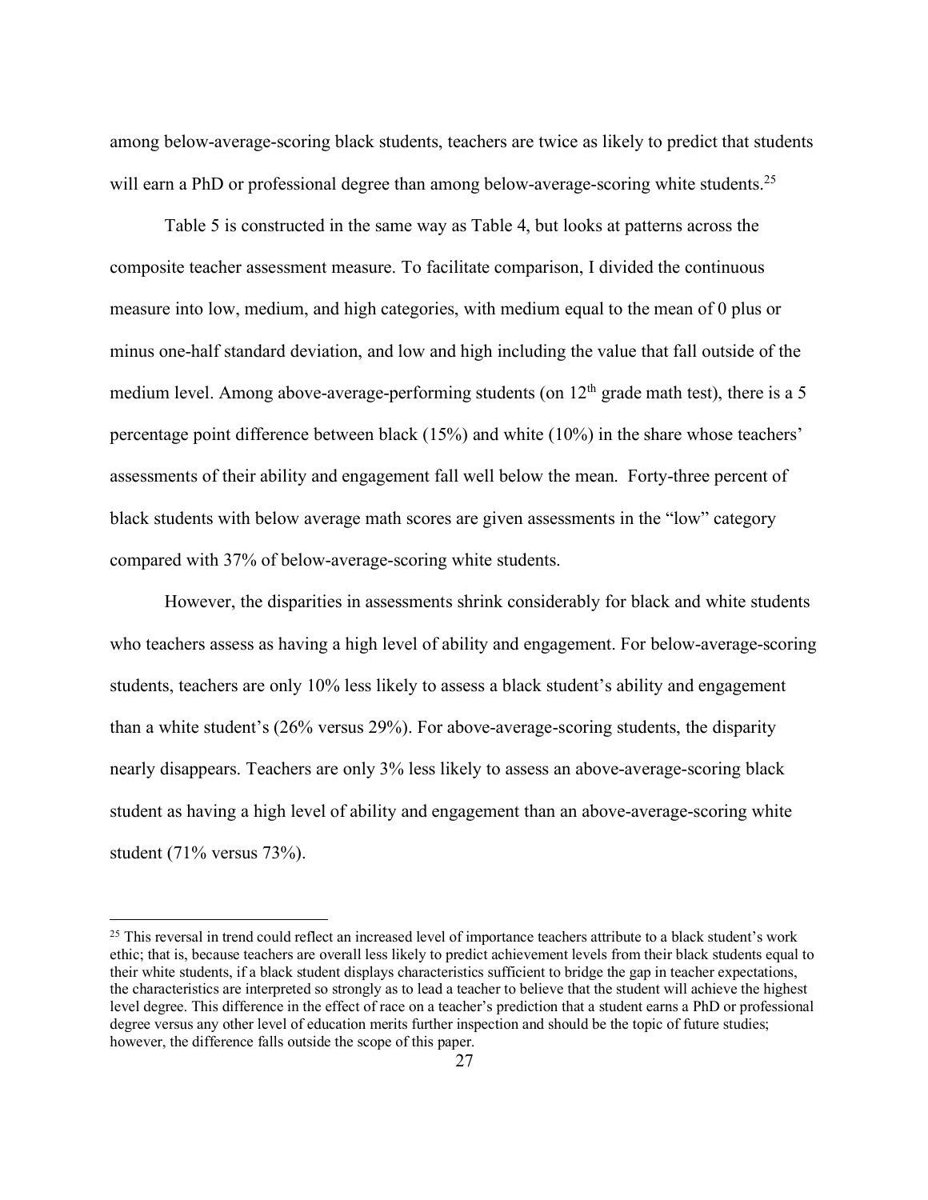among below-average-scoring black students, teachers are twice as likely to predict that students will earn a PhD or professional degree than among below-average-scoring white students.[25]

Table 5 is constructed in the same way as Table 4, but looks at patterns across the composite teacher assessment measure. To facilitate comparison, I divided the continuous measure into low, medium, and high categories, with medium equal to the mean of 0 plus or minus one-half standard deviation, and low and high including the value that fall outside of the medium level. Among above-average-performing students (on 12th grade math test), there is a 5 percentage point difference between black (15%) and white (10%) in the share whose teachers' assessments of their ability and engagement fall well below the mean. Forty-three percent of black students with below average math scores are given assessments in the "low" category compared with 37% of below-average-scoring white students.

However, the disparities in assessments shrink considerably for black and white students who teachers assess as having a high level of ability and engagement. For below-average-scoring students, teachers are only 10% less likely to assess a black student's ability and engagement than a white student's (26% versus 29%). For above-average-scoring students, the disparity nearly disappears. Teachers are only 3% less likely to assess an above-average-scoring black student as having a high level of ability and engagement than an above-average-scoring white student (71% versus 73%).

[25] This reversal in trend could reflect an increased level of importance teachers attribute to a black student's work ethic; that is, because teachers are overall less likely to predict achievement levels from their black students equal to their white students, if a black student displays characteristics sufficient to bridge the gap in teacher expectations, the characteristics are interpreted so strongly as to lead a teacher to believe that the student will achieve the highest level degree. This difference in the effect of race on a teacher's prediction that a student earns a PhD or professional degree versus any other level of education merits further inspection and should be the topic of future studies; however, the difference falls outside the scope of this paper.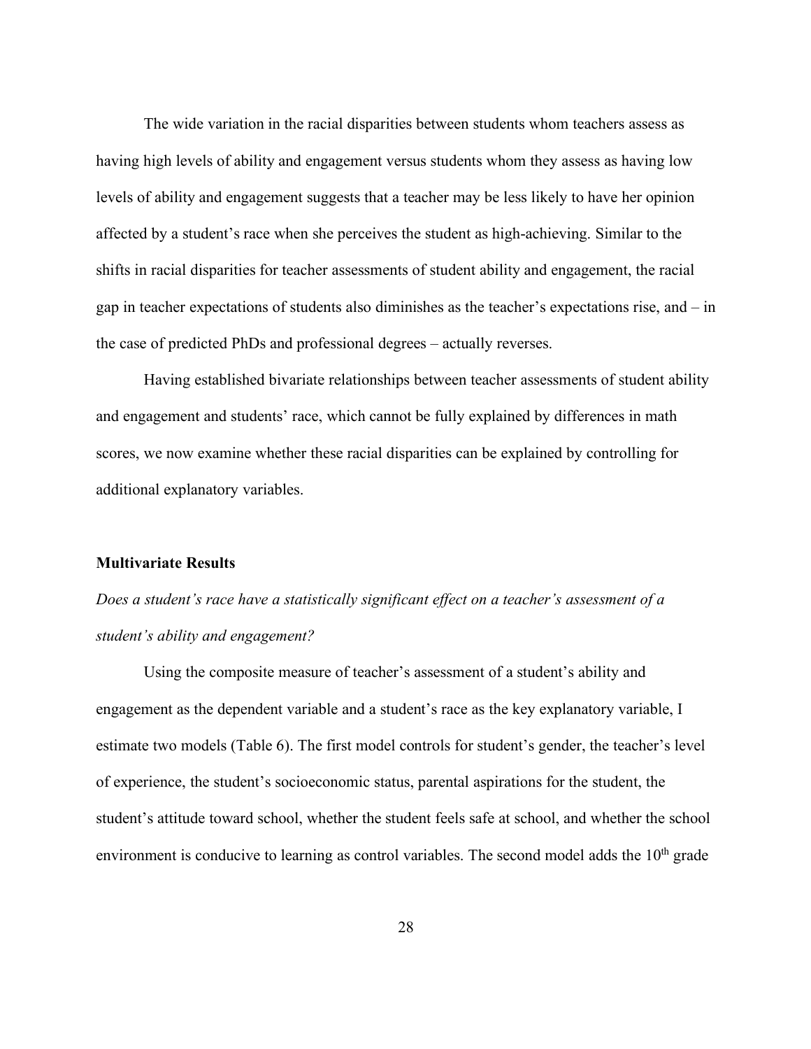The wide variation in the racial disparities between students whom teachers assess as having high levels of ability and engagement versus students whom they assess as having low levels of ability and engagement suggests that a teacher may be less likely to have her opinion affected by a student's race when she perceives the student as high-achieving. Similar to the shifts in racial disparities for teacher assessments of student ability and engagement, the racial gap in teacher expectations of students also diminishes as the teacher's expectations rise, and – in the case of predicted PhDs and professional degrees – actually reverses.

Having established bivariate relationships between teacher assessments of student ability and engagement and students' race, which cannot be fully explained by differences in math scores, we now examine whether these racial disparities can be explained by controlling for additional explanatory variables.

### Multivariate Results

*Does a student's race have a statistically significant effect on a teacher's assessment of a student's ability and engagement?*

Using the composite measure of teacher's assessment of a student's ability and engagement as the dependent variable and a student's race as the key explanatory variable, I estimate two models (Table 6). The first model controls for student's gender, the teacher's level of experience, the student's socioeconomic status, parental aspirations for the student, the student's attitude toward school, whether the student feels safe at school, and whether the school environment is conducive to learning as control variables. The second model adds the 10th grade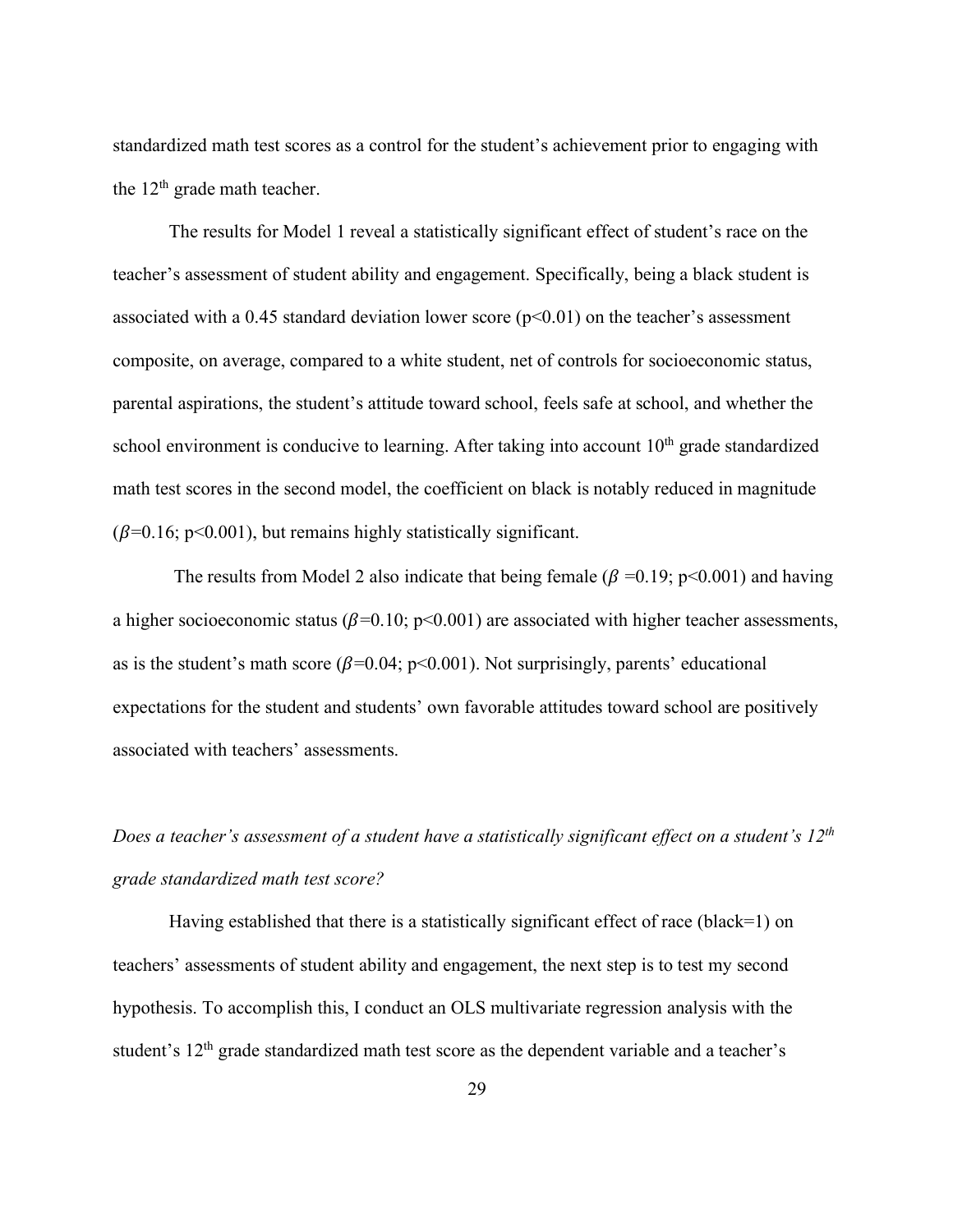standardized math test scores as a control for the student's achievement prior to engaging with the 12th grade math teacher.

The results for Model 1 reveal a statistically significant effect of student's race on the teacher's assessment of student ability and engagement. Specifically, being a black student is associated with a 0.45 standard deviation lower score ($p<0.01$) on the teacher's assessment composite, on average, compared to a white student, net of controls for socioeconomic status, parental aspirations, the student's attitude toward school, feels safe at school, and whether the school environment is conducive to learning. After taking into account 10th grade standardized math test scores in the second model, the coefficient on black is notably reduced in magnitude ($\beta=0.16$; $p<0.001$), but remains highly statistically significant.

The results from Model 2 also indicate that being female ($\beta=0.19$; $p<0.001$) and having a higher socioeconomic status ($\beta=0.10$; $p<0.001$) are associated with higher teacher assessments, as is the student's math score ($\beta=0.04$; $p<0.001$). Not surprisingly, parents' educational expectations for the student and students' own favorable attitudes toward school are positively associated with teachers' assessments.

*Does a teacher's assessment of a student have a statistically significant effect on a student's 12th grade standardized math test score?*

Having established that there is a statistically significant effect of race (black=1) on teachers' assessments of student ability and engagement, the next step is to test my second hypothesis. To accomplish this, I conduct an OLS multivariate regression analysis with the student's 12th grade standardized math test score as the dependent variable and a teacher's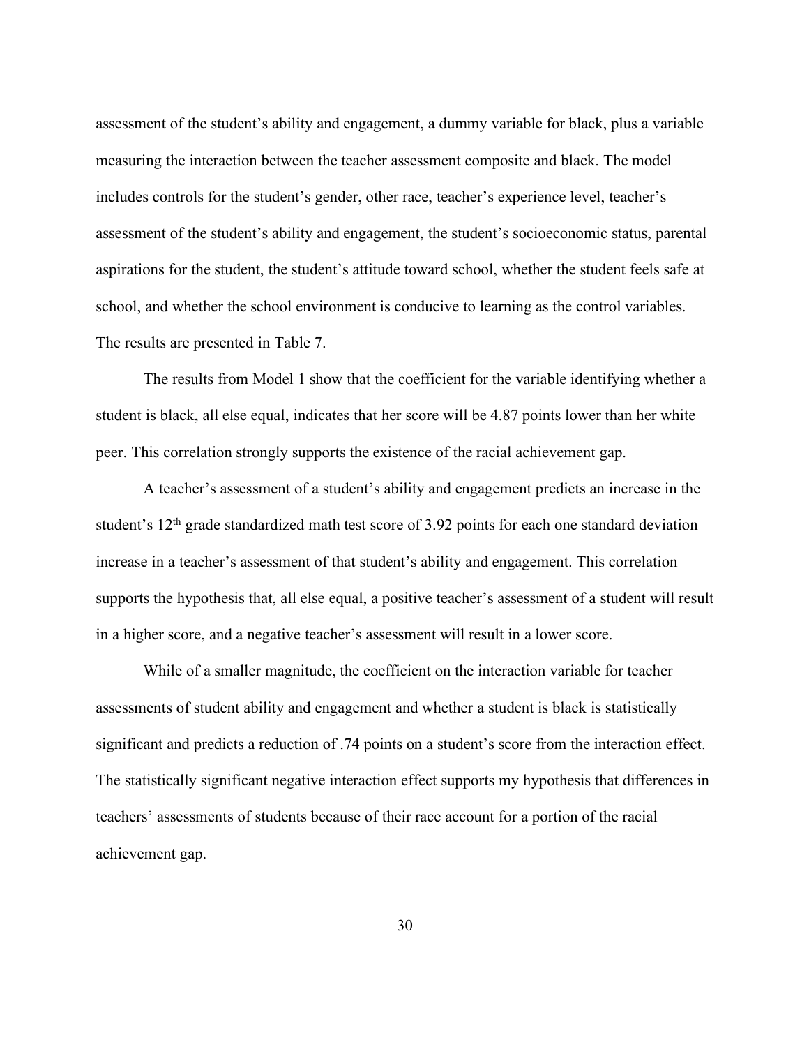assessment of the student's ability and engagement, a dummy variable for black, plus a variable measuring the interaction between the teacher assessment composite and black. The model includes controls for the student's gender, other race, teacher's experience level, teacher's assessment of the student's ability and engagement, the student's socioeconomic status, parental aspirations for the student, the student's attitude toward school, whether the student feels safe at school, and whether the school environment is conducive to learning as the control variables. The results are presented in Table 7.

The results from Model 1 show that the coefficient for the variable identifying whether a student is black, all else equal, indicates that her score will be 4.87 points lower than her white peer. This correlation strongly supports the existence of the racial achievement gap.

A teacher's assessment of a student's ability and engagement predicts an increase in the student's 12th grade standardized math test score of 3.92 points for each one standard deviation increase in a teacher's assessment of that student's ability and engagement. This correlation supports the hypothesis that, all else equal, a positive teacher's assessment of a student will result in a higher score, and a negative teacher's assessment will result in a lower score.

While of a smaller magnitude, the coefficient on the interaction variable for teacher assessments of student ability and engagement and whether a student is black is statistically significant and predicts a reduction of .74 points on a student's score from the interaction effect. The statistically significant negative interaction effect supports my hypothesis that differences in teachers' assessments of students because of their race account for a portion of the racial achievement gap.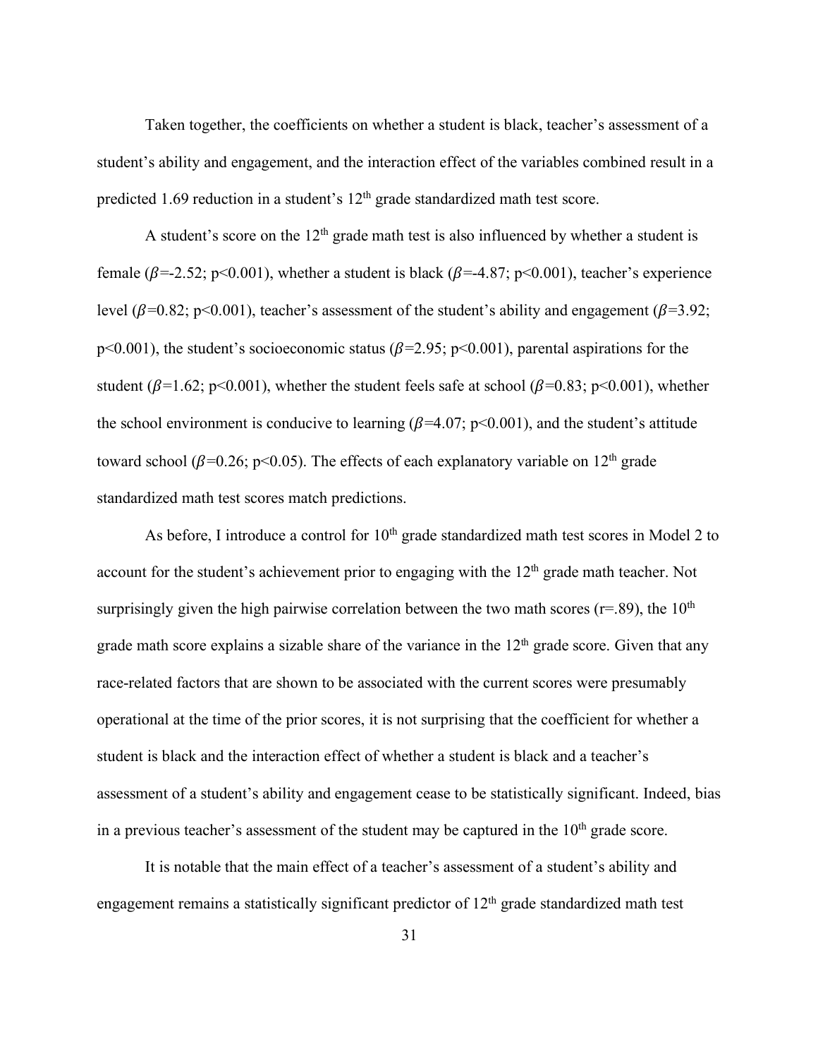Taken together, the coefficients on whether a student is black, teacher's assessment of a student's ability and engagement, and the interaction effect of the variables combined result in a predicted 1.69 reduction in a student's 12th grade standardized math test score.

A student's score on the 12th grade math test is also influenced by whether a student is female ($\beta$=-2.52; $p<0.001$), whether a student is black ($\beta$=-4.87; $p<0.001$), teacher's experience level ($\beta$=0.82; $p<0.001$), teacher's assessment of the student's ability and engagement ($\beta$=3.92; $p<0.001$), the student's socioeconomic status ($\beta$=2.95; $p<0.001$), parental aspirations for the student ($\beta$=1.62; $p<0.001$), whether the student feels safe at school ($\beta$=0.83; $p<0.001$), whether the school environment is conducive to learning ($\beta$=4.07; $p<0.001$), and the student's attitude toward school ($\beta$=0.26; $p<0.05$). The effects of each explanatory variable on 12th grade standardized math test scores match predictions.

As before, I introduce a control for 10th grade standardized math test scores in Model 2 to account for the student's achievement prior to engaging with the 12th grade math teacher. Not surprisingly given the high pairwise correlation between the two math scores (r=.89), the 10th grade math score explains a sizable share of the variance in the 12th grade score. Given that any race-related factors that are shown to be associated with the current scores were presumably operational at the time of the prior scores, it is not surprising that the coefficient for whether a student is black and the interaction effect of whether a student is black and a teacher's assessment of a student's ability and engagement cease to be statistically significant. Indeed, bias in a previous teacher's assessment of the student may be captured in the 10th grade score.

It is notable that the main effect of a teacher's assessment of a student's ability and engagement remains a statistically significant predictor of 12th grade standardized math test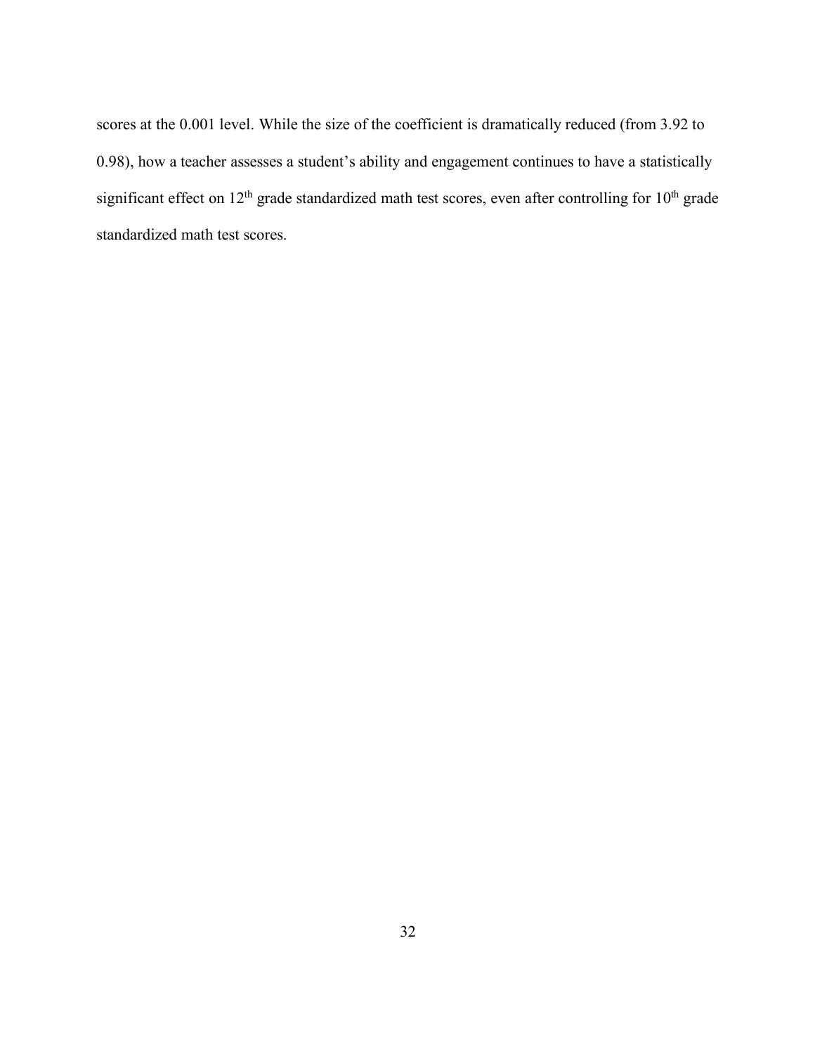scores at the 0.001 level. While the size of the coefficient is dramatically reduced (from 3.92 to 0.98), how a teacher assesses a student's ability and engagement continues to have a statistically significant effect on 12$^{th}$ grade standardized math test scores, even after controlling for 10$^{th}$ grade standardized math test scores.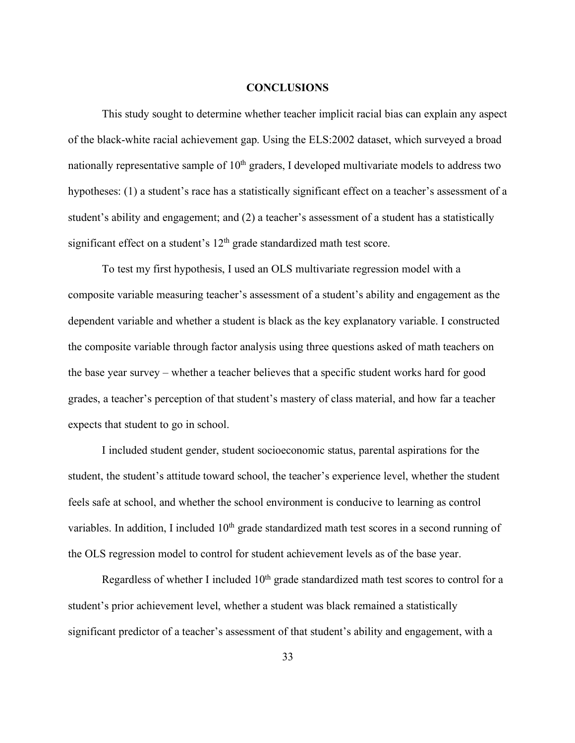# CONCLUSIONS

This study sought to determine whether teacher implicit racial bias can explain any aspect of the black-white racial achievement gap. Using the ELS:2002 dataset, which surveyed a broad nationally representative sample of $10^{th}$ graders, I developed multivariate models to address two hypotheses: (1) a student's race has a statistically significant effect on a teacher's assessment of a student's ability and engagement; and (2) a teacher's assessment of a student has a statistically significant effect on a student's $12^{th}$ grade standardized math test score.

To test my first hypothesis, I used an OLS multivariate regression model with a composite variable measuring teacher's assessment of a student's ability and engagement as the dependent variable and whether a student is black as the key explanatory variable. I constructed the composite variable through factor analysis using three questions asked of math teachers on the base year survey – whether a teacher believes that a specific student works hard for good grades, a teacher's perception of that student's mastery of class material, and how far a teacher expects that student to go in school.

I included student gender, student socioeconomic status, parental aspirations for the student, the student's attitude toward school, the teacher's experience level, whether the student feels safe at school, and whether the school environment is conducive to learning as control variables. In addition, I included $10^{th}$ grade standardized math test scores in a second running of the OLS regression model to control for student achievement levels as of the base year.

Regardless of whether I included $10^{th}$ grade standardized math test scores to control for a student's prior achievement level, whether a student was black remained a statistically significant predictor of a teacher's assessment of that student's ability and engagement, with a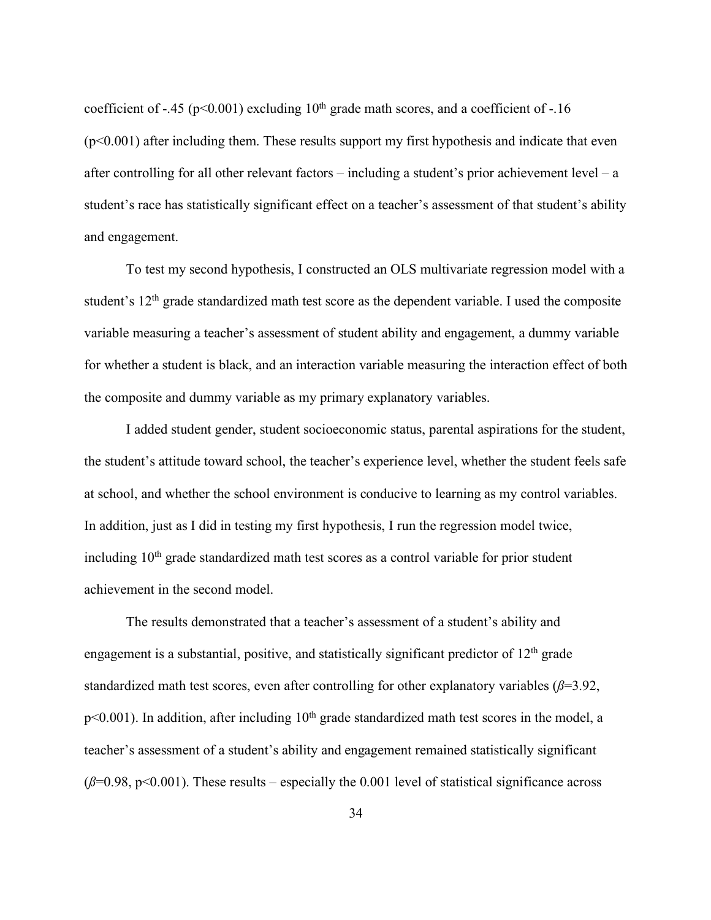coefficient of -.45 ($p<0.001$) excluding 10th grade math scores, and a coefficient of -.16 ($p<0.001$) after including them. These results support my first hypothesis and indicate that even after controlling for all other relevant factors – including a student's prior achievement level – a student's race has statistically significant effect on a teacher's assessment of that student's ability and engagement.

To test my second hypothesis, I constructed an OLS multivariate regression model with a student's 12th grade standardized math test score as the dependent variable. I used the composite variable measuring a teacher's assessment of student ability and engagement, a dummy variable for whether a student is black, and an interaction variable measuring the interaction effect of both the composite and dummy variable as my primary explanatory variables.

I added student gender, student socioeconomic status, parental aspirations for the student, the student's attitude toward school, the teacher's experience level, whether the student feels safe at school, and whether the school environment is conducive to learning as my control variables. In addition, just as I did in testing my first hypothesis, I run the regression model twice, including 10th grade standardized math test scores as a control variable for prior student achievement in the second model.

The results demonstrated that a teacher's assessment of a student's ability and engagement is a substantial, positive, and statistically significant predictor of 12th grade standardized math test scores, even after controlling for other explanatory variables ($\beta$=3.92, $p<0.001$). In addition, after including 10th grade standardized math test scores in the model, a teacher's assessment of a student's ability and engagement remained statistically significant ($\beta$=0.98, $p<0.001$). These results – especially the 0.001 level of statistical significance across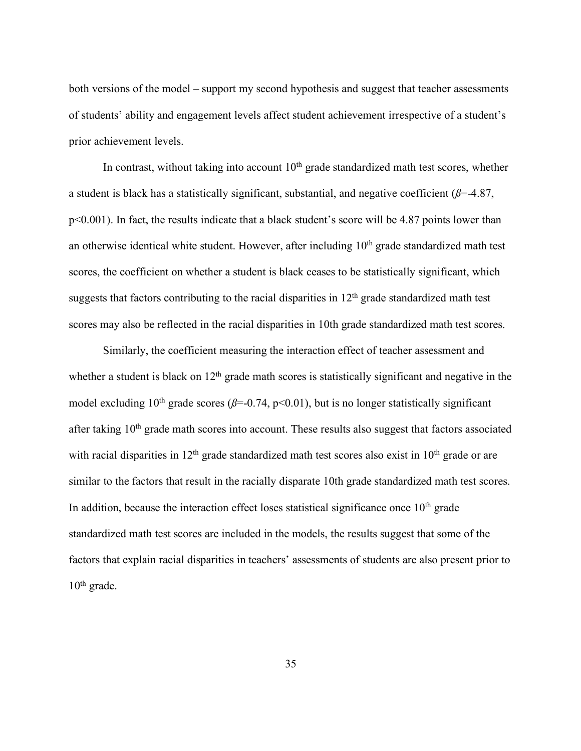both versions of the model – support my second hypothesis and suggest that teacher assessments of students' ability and engagement levels affect student achievement irrespective of a student's prior achievement levels.

In contrast, without taking into account 10th grade standardized math test scores, whether a student is black has a statistically significant, substantial, and negative coefficient ($\beta$=-4.87, $p<0.001$). In fact, the results indicate that a black student's score will be 4.87 points lower than an otherwise identical white student. However, after including 10th grade standardized math test scores, the coefficient on whether a student is black ceases to be statistically significant, which suggests that factors contributing to the racial disparities in 12th grade standardized math test scores may also be reflected in the racial disparities in 10th grade standardized math test scores.

Similarly, the coefficient measuring the interaction effect of teacher assessment and whether a student is black on 12th grade math scores is statistically significant and negative in the model excluding 10th grade scores ($\beta$=-0.74, $p<0.01$), but is no longer statistically significant after taking 10th grade math scores into account. These results also suggest that factors associated with racial disparities in 12th grade standardized math test scores also exist in 10th grade or are similar to the factors that result in the racially disparate 10th grade standardized math test scores. In addition, because the interaction effect loses statistical significance once 10th grade standardized math test scores are included in the models, the results suggest that some of the factors that explain racial disparities in teachers' assessments of students are also present prior to 10th grade.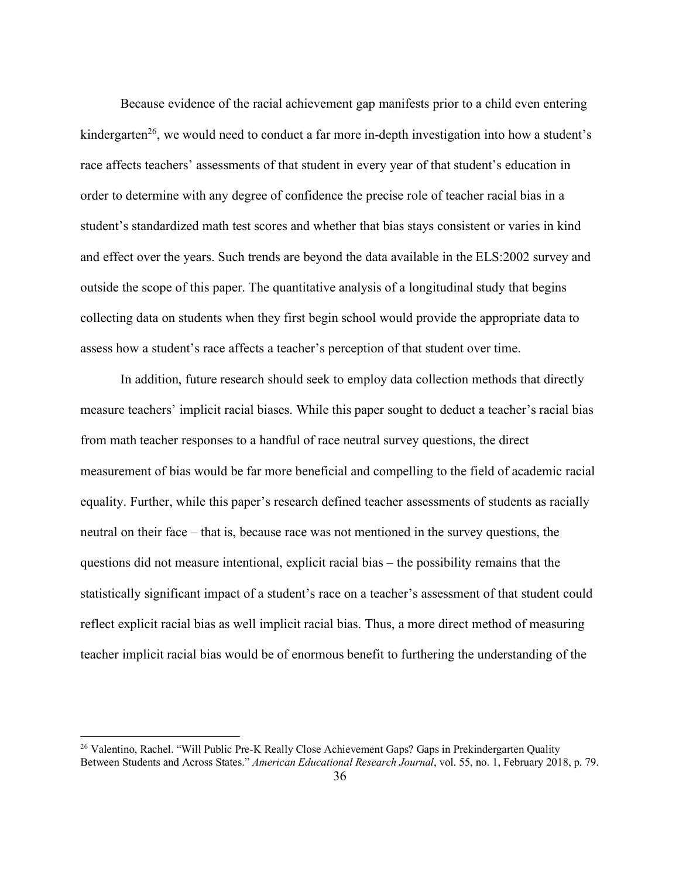Because evidence of the racial achievement gap manifests prior to a child even entering kindergarten[26], we would need to conduct a far more in-depth investigation into how a student's race affects teachers' assessments of that student in every year of that student's education in order to determine with any degree of confidence the precise role of teacher racial bias in a student's standardized math test scores and whether that bias stays consistent or varies in kind and effect over the years. Such trends are beyond the data available in the ELS:2002 survey and outside the scope of this paper. The quantitative analysis of a longitudinal study that begins collecting data on students when they first begin school would provide the appropriate data to assess how a student's race affects a teacher's perception of that student over time.

In addition, future research should seek to employ data collection methods that directly measure teachers' implicit racial biases. While this paper sought to deduct a teacher's racial bias from math teacher responses to a handful of race neutral survey questions, the direct measurement of bias would be far more beneficial and compelling to the field of academic racial equality. Further, while this paper's research defined teacher assessments of students as racially neutral on their face – that is, because race was not mentioned in the survey questions, the questions did not measure intentional, explicit racial bias – the possibility remains that the statistically significant impact of a student's race on a teacher's assessment of that student could reflect explicit racial bias as well implicit racial bias. Thus, a more direct method of measuring teacher implicit racial bias would be of enormous benefit to furthering the understanding of the

[26] Valentino, Rachel. "Will Public Pre-K Really Close Achievement Gaps? Gaps in Prekindergarten Quality Between Students and Across States." *American Educational Research Journal*, vol. 55, no. 1, February 2018, p. 79.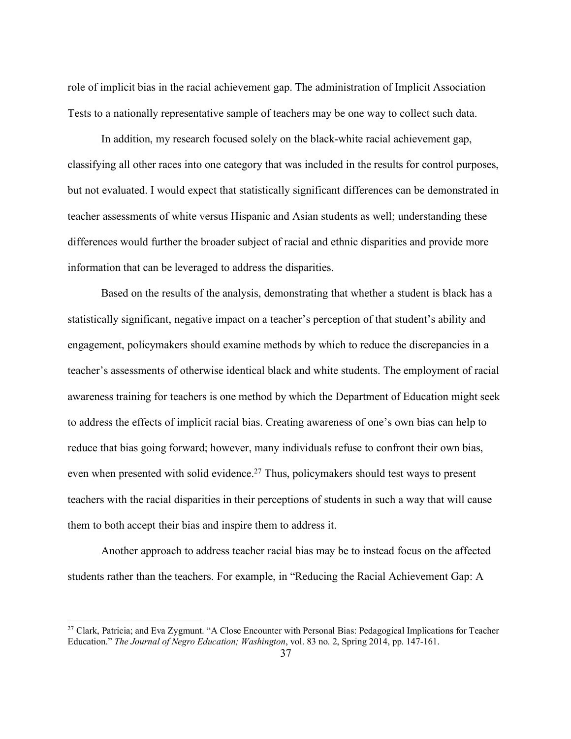role of implicit bias in the racial achievement gap. The administration of Implicit Association Tests to a nationally representative sample of teachers may be one way to collect such data.

In addition, my research focused solely on the black-white racial achievement gap, classifying all other races into one category that was included in the results for control purposes, but not evaluated. I would expect that statistically significant differences can be demonstrated in teacher assessments of white versus Hispanic and Asian students as well; understanding these differences would further the broader subject of racial and ethnic disparities and provide more information that can be leveraged to address the disparities.

Based on the results of the analysis, demonstrating that whether a student is black has a statistically significant, negative impact on a teacher's perception of that student's ability and engagement, policymakers should examine methods by which to reduce the discrepancies in a teacher's assessments of otherwise identical black and white students. The employment of racial awareness training for teachers is one method by which the Department of Education might seek to address the effects of implicit racial bias. Creating awareness of one's own bias can help to reduce that bias going forward; however, many individuals refuse to confront their own bias, even when presented with solid evidence.[27] Thus, policymakers should test ways to present teachers with the racial disparities in their perceptions of students in such a way that will cause them to both accept their bias and inspire them to address it.

Another approach to address teacher racial bias may be to instead focus on the affected students rather than the teachers. For example, in "Reducing the Racial Achievement Gap: A

[27] Clark, Patricia; and Eva Zygmunt. "A Close Encounter with Personal Bias: Pedagogical Implications for Teacher Education." *The Journal of Negro Education; Washington*, vol. 83 no. 2, Spring 2014, pp. 147-161.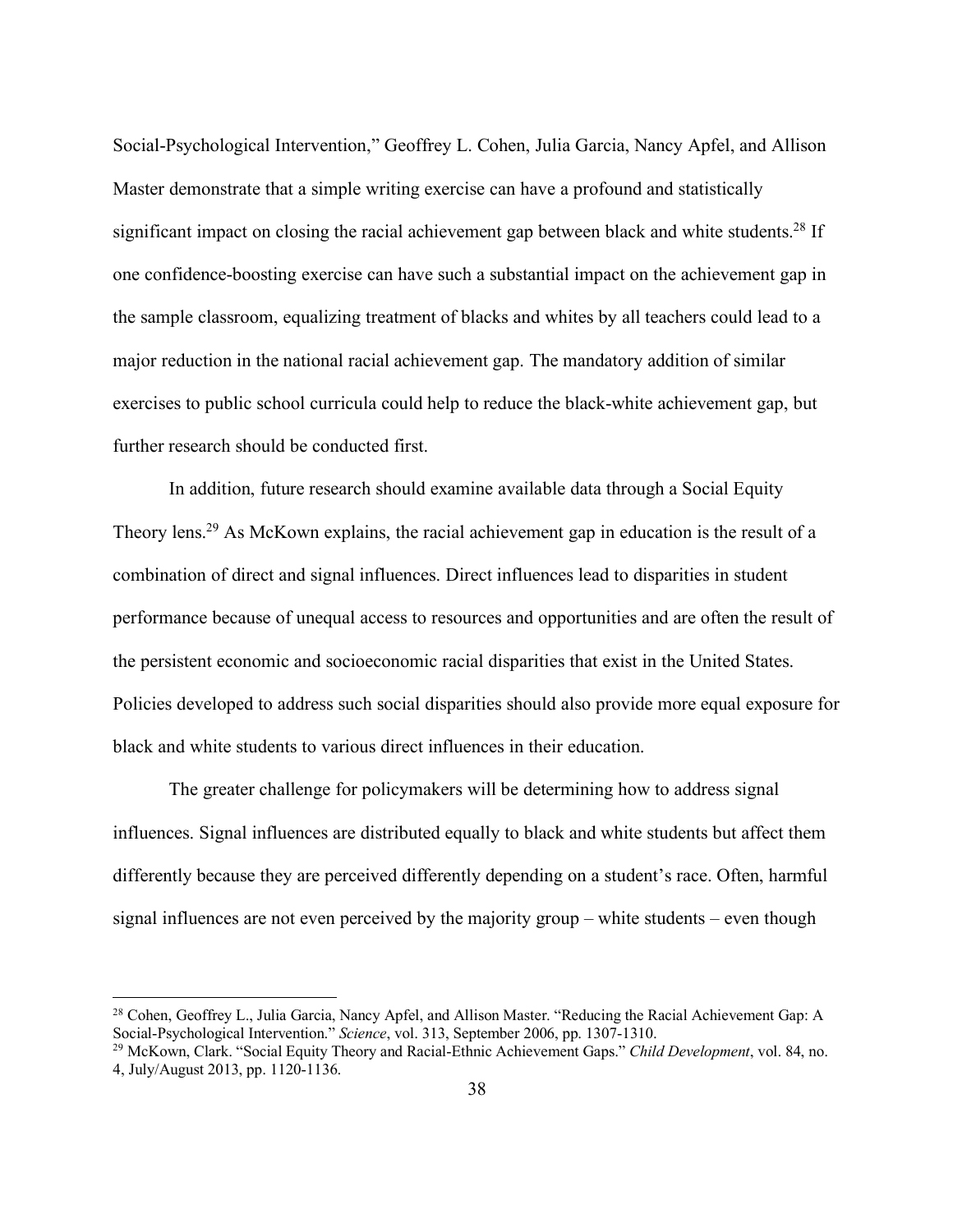Social-Psychological Intervention," Geoffrey L. Cohen, Julia Garcia, Nancy Apfel, and Allison Master demonstrate that a simple writing exercise can have a profound and statistically significant impact on closing the racial achievement gap between black and white students.[28] If one confidence-boosting exercise can have such a substantial impact on the achievement gap in the sample classroom, equalizing treatment of blacks and whites by all teachers could lead to a major reduction in the national racial achievement gap. The mandatory addition of similar exercises to public school curricula could help to reduce the black-white achievement gap, but further research should be conducted first.

In addition, future research should examine available data through a Social Equity Theory lens.[29] As McKown explains, the racial achievement gap in education is the result of a combination of direct and signal influences. Direct influences lead to disparities in student performance because of unequal access to resources and opportunities and are often the result of the persistent economic and socioeconomic racial disparities that exist in the United States. Policies developed to address such social disparities should also provide more equal exposure for black and white students to various direct influences in their education.

The greater challenge for policymakers will be determining how to address signal influences. Signal influences are distributed equally to black and white students but affect them differently because they are perceived differently depending on a student's race. Often, harmful signal influences are not even perceived by the majority group – white students – even though

[28] Cohen, Geoffrey L., Julia Garcia, Nancy Apfel, and Allison Master. "Reducing the Racial Achievement Gap: A Social-Psychological Intervention." *Science*, vol. 313, September 2006, pp. 1307-1310.

[29] McKown, Clark. "Social Equity Theory and Racial-Ethnic Achievement Gaps." *Child Development*, vol. 84, no. 4, July/August 2013, pp. 1120-1136.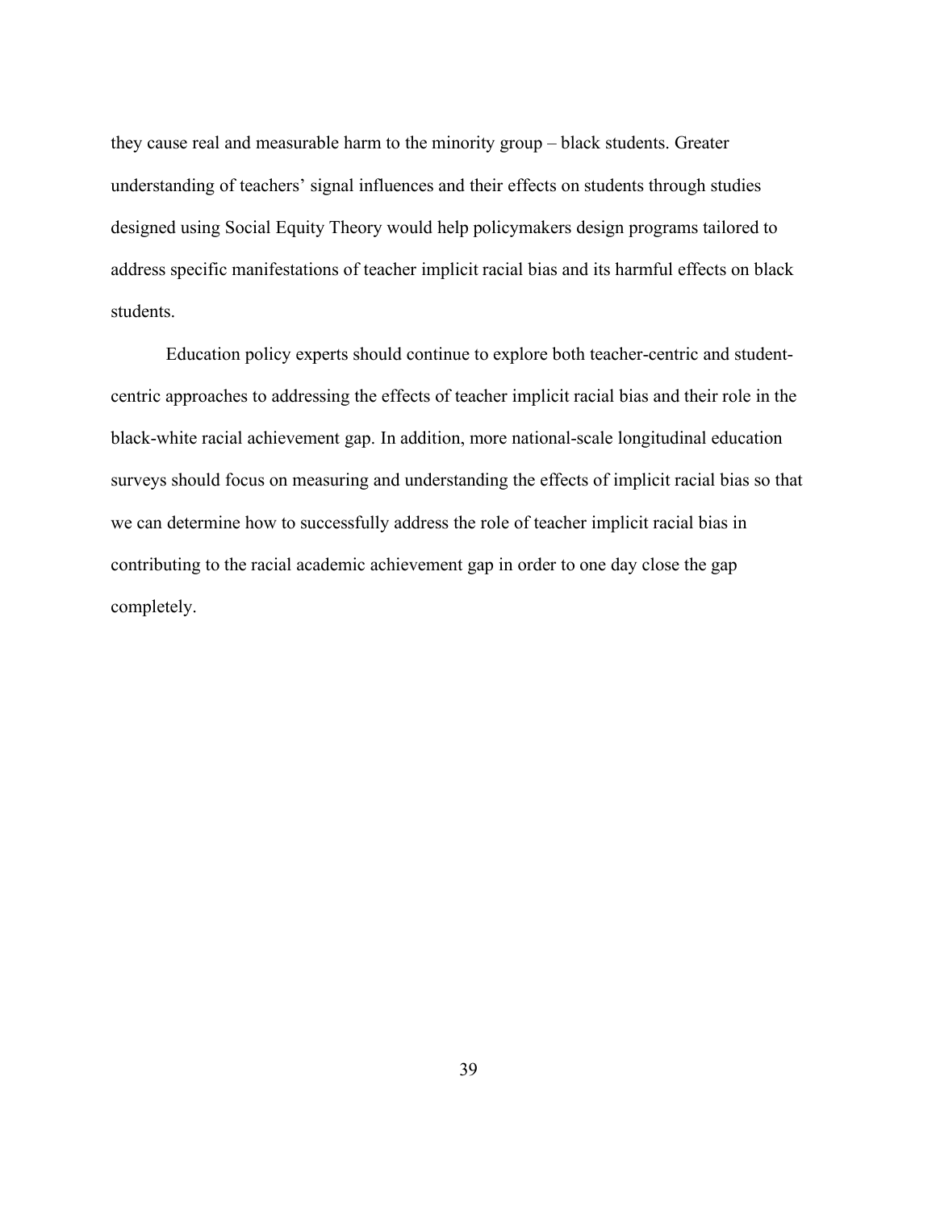they cause real and measurable harm to the minority group – black students. Greater understanding of teachers' signal influences and their effects on students through studies designed using Social Equity Theory would help policymakers design programs tailored to address specific manifestations of teacher implicit racial bias and its harmful effects on black students.

Education policy experts should continue to explore both teacher-centric and student-centric approaches to addressing the effects of teacher implicit racial bias and their role in the black-white racial achievement gap. In addition, more national-scale longitudinal education surveys should focus on measuring and understanding the effects of implicit racial bias so that we can determine how to successfully address the role of teacher implicit racial bias in contributing to the racial academic achievement gap in order to one day close the gap completely.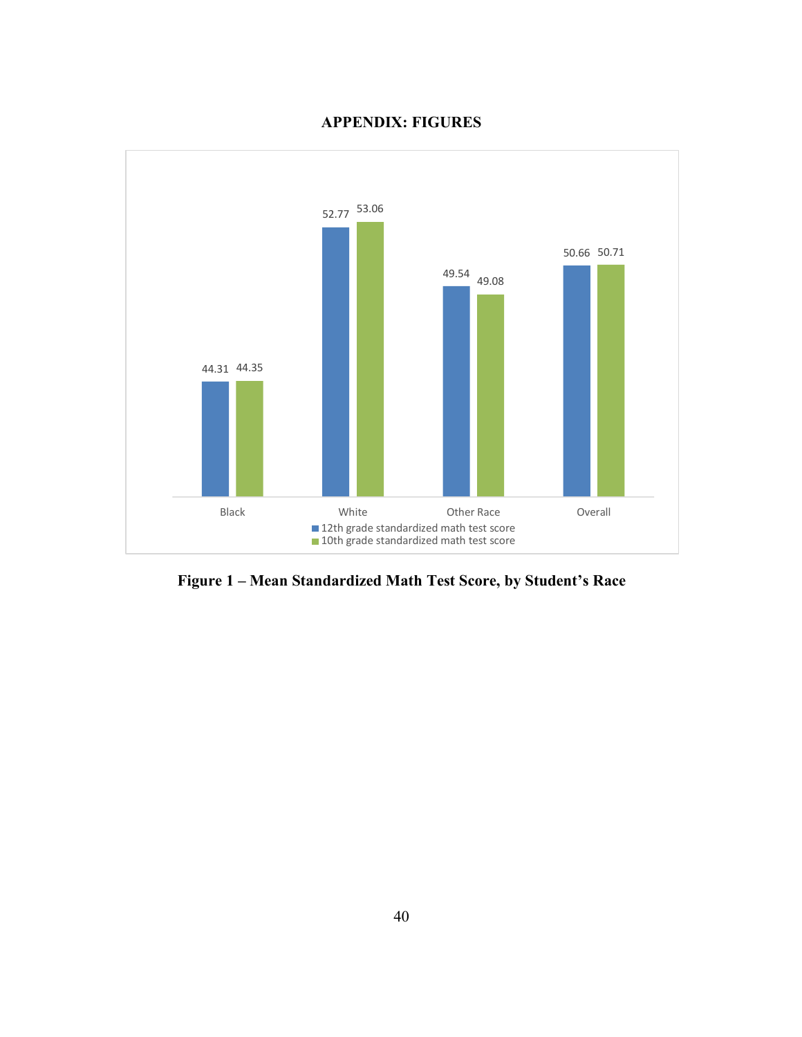# APPENDIX: FIGURES

52.77 53.06

50.66 50.71

49.54 49.08

44.31 44.35

Black

White

Other Race

Overall

12th grade standardized math test score

10th grade standardized math test score

**Figure 1 – Mean Standardized Math Test Score, by Student's Race**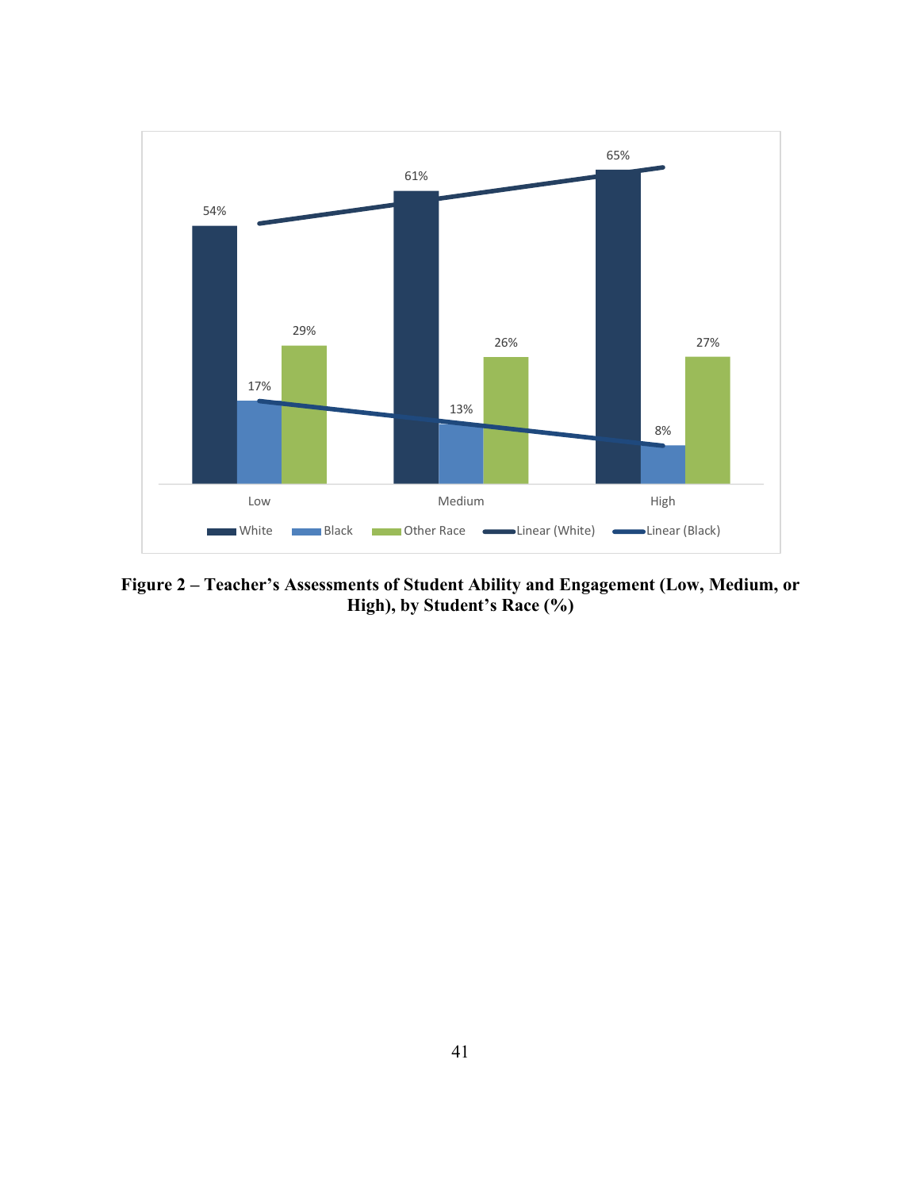54%
61%
65%
29%
26%
27%
17%
13%
8%

Low
Medium
High

White
Black
Other Race
Linear (White)
Linear (Black)

**Figure 2 – Teacher's Assessments of Student Ability and Engagement (Low, Medium, or High), by Student's Race (%)**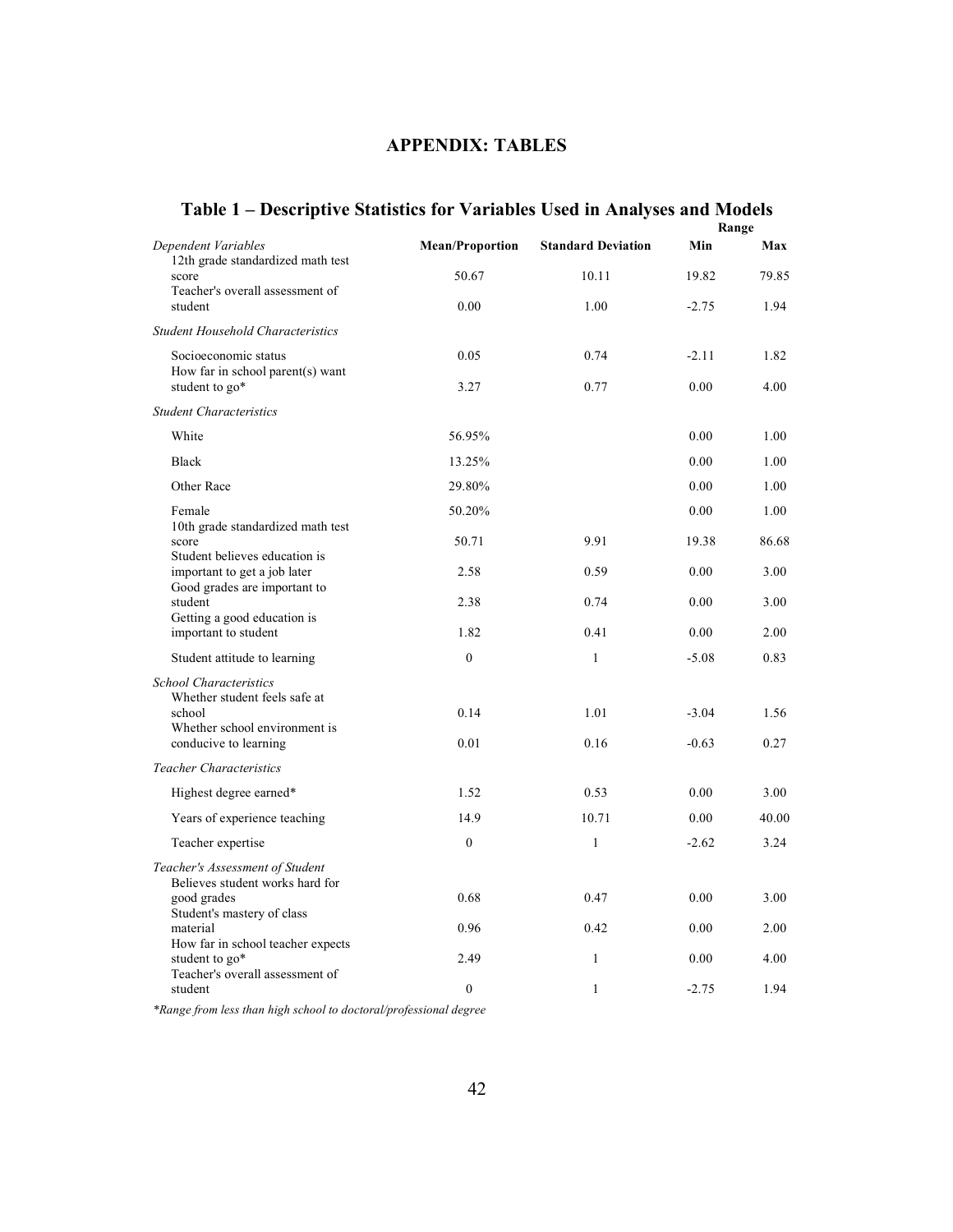## APPENDIX: TABLES

### Table 1 – Descriptive Statistics for Variables Used in Analyses and Models

| | | | Range | |
|---|---|---|---|---|
| *Dependent Variables* | **Mean/Proportion** | **Standard Deviation** | **Min** | **Max** |
| 12th grade standardized math test score | 50.67 | 10.11 | 19.82 | 79.85 |
| Teacher's overall assessment of student | 0.00 | 1.00 | -2.75 | 1.94 |
| *Student Household Characteristics* | | | | |
| Socioeconomic status | 0.05 | 0.74 | -2.11 | 1.82 |
| How far in school parent(s) want student to go* | 3.27 | 0.77 | 0.00 | 4.00 |
| *Student Characteristics* | | | | |
| White | 56.95% | | 0.00 | 1.00 |
| Black | 13.25% | | 0.00 | 1.00 |
| Other Race | 29.80% | | 0.00 | 1.00 |
| Female | 50.20% | | 0.00 | 1.00 |
| 10th grade standardized math test score | 50.71 | 9.91 | 19.38 | 86.68 |
| Student believes education is important to get a job later | 2.58 | 0.59 | 0.00 | 3.00 |
| Good grades are important to student | 2.38 | 0.74 | 0.00 | 3.00 |
| Getting a good education is important to student | 1.82 | 0.41 | 0.00 | 2.00 |
| Student attitude to learning | 0 | 1 | -5.08 | 0.83 |
| *School Characteristics* | | | | |
| Whether student feels safe at school | 0.14 | 1.01 | -3.04 | 1.56 |
| Whether school environment is conducive to learning | 0.01 | 0.16 | -0.63 | 0.27 |
| *Teacher Characteristics* | | | | |
| Highest degree earned* | 1.52 | 0.53 | 0.00 | 3.00 |
| Years of experience teaching | 14.9 | 10.71 | 0.00 | 40.00 |
| Teacher expertise | 0 | 1 | -2.62 | 3.24 |
| *Teacher's Assessment of Student* | | | | |
| Believes student works hard for good grades | 0.68 | 0.47 | 0.00 | 3.00 |
| Student's mastery of class material | 0.96 | 0.42 | 0.00 | 2.00 |
| How far in school teacher expects student to go* | 2.49 | 1 | 0.00 | 4.00 |
| Teacher's overall assessment of student | 0 | 1 | -2.75 | 1.94 |

*\*Range from less than high school to doctoral/professional degree*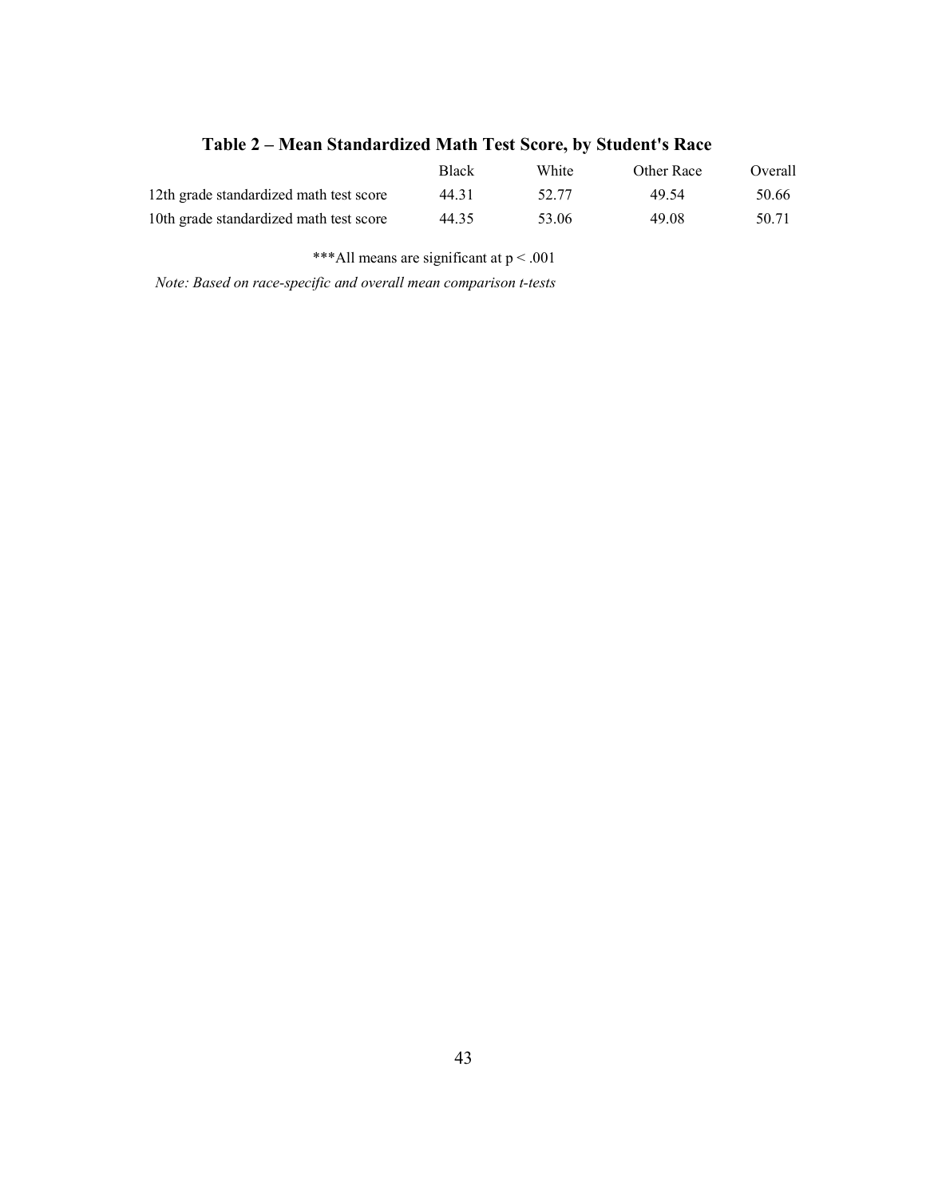### Table 2 – Mean Standardized Math Test Score, by Student's Race

| | Black | White | Other Race | Overall |
|---|---|---|---|---|
| 12th grade standardized math test score | 44.31 | 52.77 | 49.54 | 50.66 |
| 10th grade standardized math test score | 44.35 | 53.06 | 49.08 | 50.71 |

***All means are significant at $p < .001$

*Note: Based on race-specific and overall mean comparison t-tests*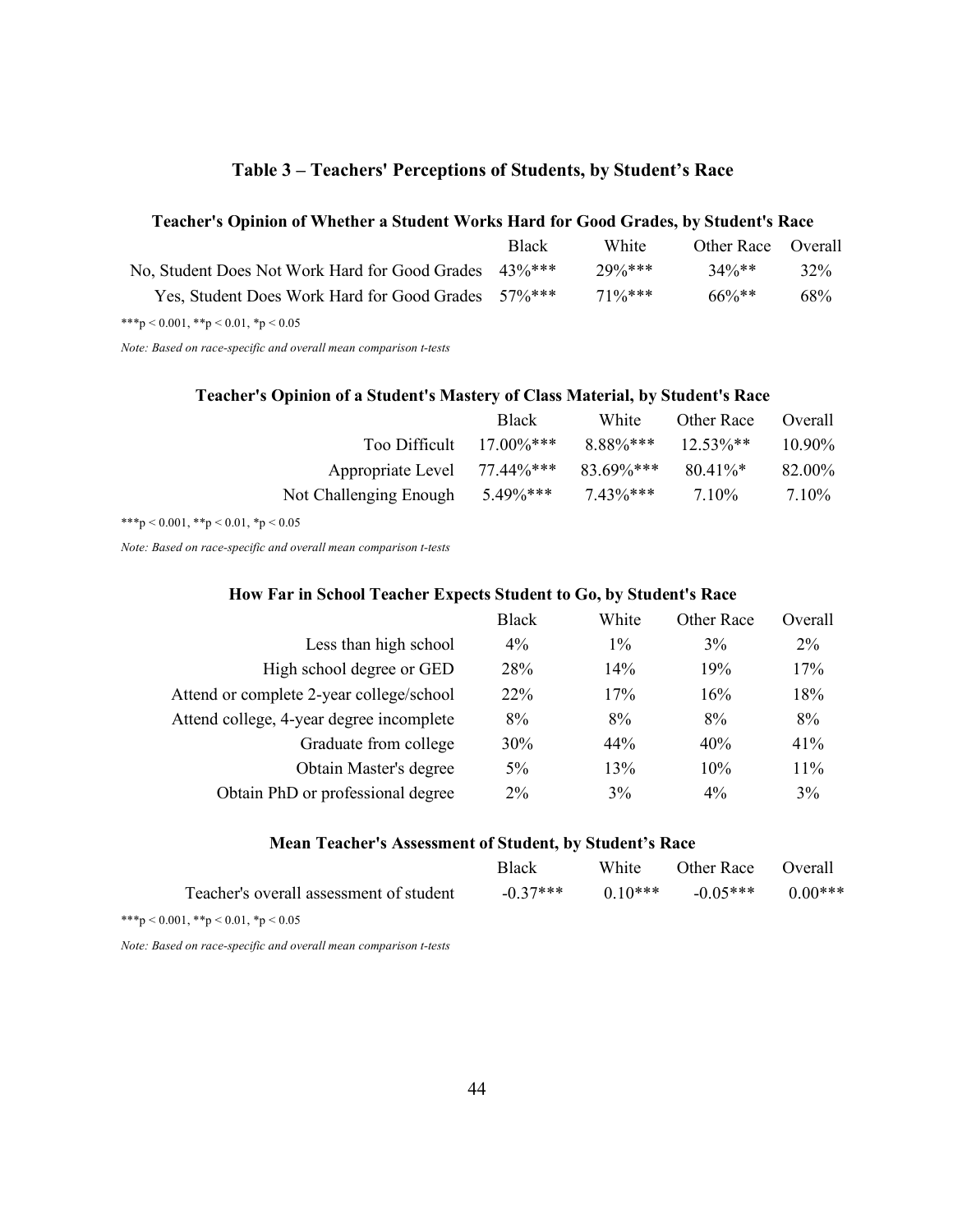### Table 3 – Teachers' Perceptions of Students, by Student's Race

**Teacher's Opinion of Whether a Student Works Hard for Good Grades, by Student's Race**

| | Black | White | Other Race | Overall |
|---|---|---|---|---|
| No, Student Does Not Work Hard for Good Grades | 43%*** | 29%*** | 34%** | 32% |
| Yes, Student Does Work Hard for Good Grades | 57%*** | 71%*** | 66%** | 68% |

***p < 0.001, **p < 0.01, *p < 0.05

*Note: Based on race-specific and overall mean comparison t-tests*

**Teacher's Opinion of a Student's Mastery of Class Material, by Student's Race**

| | Black | White | Other Race | Overall |
|---|---|---|---|---|
| Too Difficult | 17.00%*** | 8.88%*** | 12.53%** | 10.90% |
| Appropriate Level | 77.44%*** | 83.69%*** | 80.41%* | 82.00% |
| Not Challenging Enough | 5.49%*** | 7.43%*** | 7.10% | 7.10% |

***p < 0.001, **p < 0.01, *p < 0.05

*Note: Based on race-specific and overall mean comparison t-tests*

**How Far in School Teacher Expects Student to Go, by Student's Race**

| | Black | White | Other Race | Overall |
|---|---|---|---|---|
| Less than high school | 4% | 1% | 3% | 2% |
| High school degree or GED | 28% | 14% | 19% | 17% |
| Attend or complete 2-year college/school | 22% | 17% | 16% | 18% |
| Attend college, 4-year degree incomplete | 8% | 8% | 8% | 8% |
| Graduate from college | 30% | 44% | 40% | 41% |
| Obtain Master's degree | 5% | 13% | 10% | 11% |
| Obtain PhD or professional degree | 2% | 3% | 4% | 3% |

**Mean Teacher's Assessment of Student, by Student's Race**

| | Black | White | Other Race | Overall |
|---|---|---|---|---|
| Teacher's overall assessment of student | -0.37*** | 0.10*** | -0.05*** | 0.00*** |

***p < 0.001, **p < 0.01, *p < 0.05

*Note: Based on race-specific and overall mean comparison t-tests*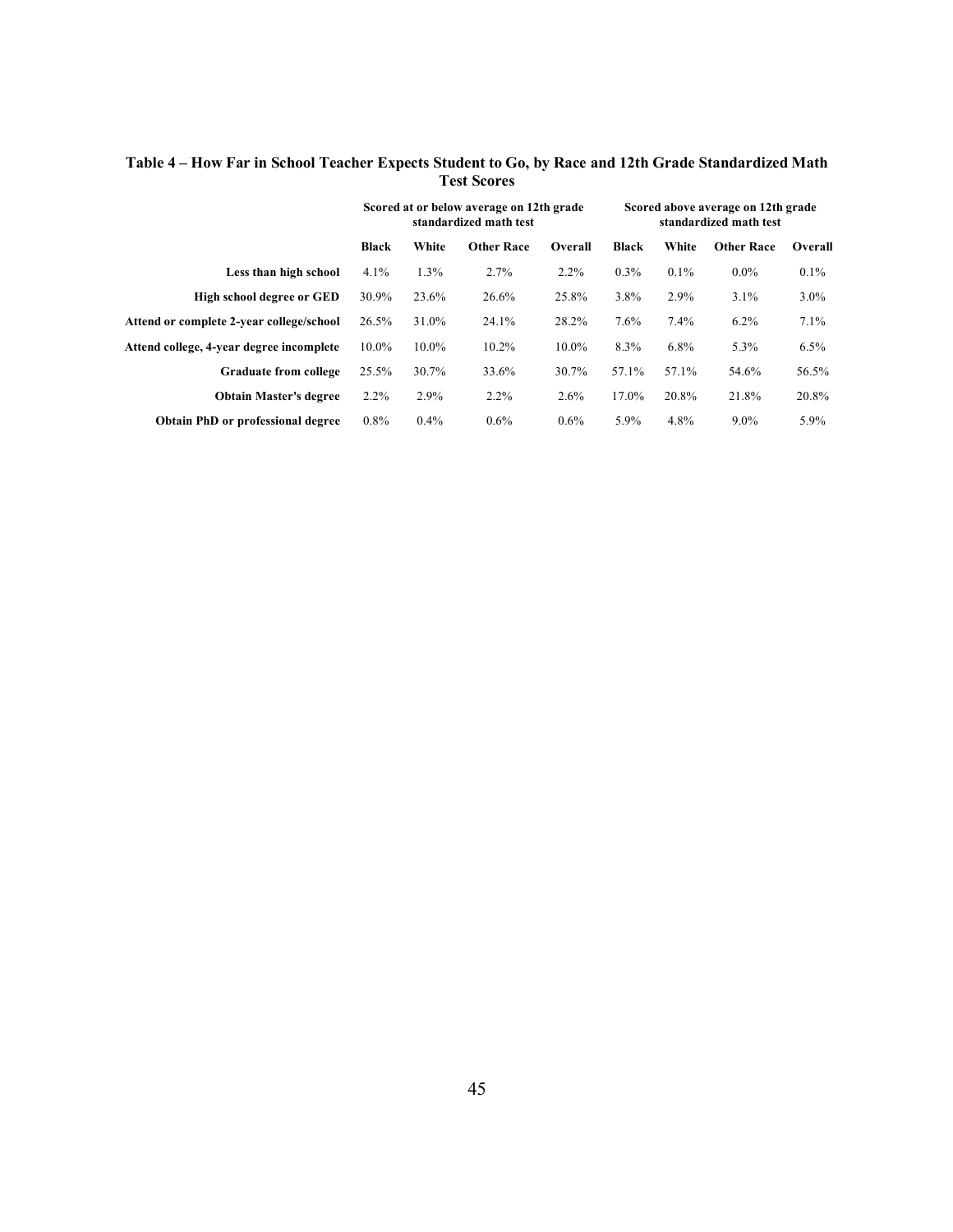**Table 4 – How Far in School Teacher Expects Student to Go, by Race and 12th Grade Standardized Math Test Scores**

| | Scored at or below average on 12th grade standardized math test | | | | Scored above average on 12th grade standardized math test | | | |
|---|---|---|---|---|---|---|---|---|
| | **Black** | **White** | **Other Race** | **Overall** | **Black** | **White** | **Other Race** | **Overall** |
| **Less than high school** | 4.1% | 1.3% | 2.7% | 2.2% | 0.3% | 0.1% | 0.0% | 0.1% |
| **High school degree or GED** | 30.9% | 23.6% | 26.6% | 25.8% | 3.8% | 2.9% | 3.1% | 3.0% |
| **Attend or complete 2-year college/school** | 26.5% | 31.0% | 24.1% | 28.2% | 7.6% | 7.4% | 6.2% | 7.1% |
| **Attend college, 4-year degree incomplete** | 10.0% | 10.0% | 10.2% | 10.0% | 8.3% | 6.8% | 5.3% | 6.5% |
| **Graduate from college** | 25.5% | 30.7% | 33.6% | 30.7% | 57.1% | 57.1% | 54.6% | 56.5% |
| **Obtain Master's degree** | 2.2% | 2.9% | 2.2% | 2.6% | 17.0% | 20.8% | 21.8% | 20.8% |
| **Obtain PhD or professional degree** | 0.8% | 0.4% | 0.6% | 0.6% | 5.9% | 4.8% | 9.0% | 5.9% |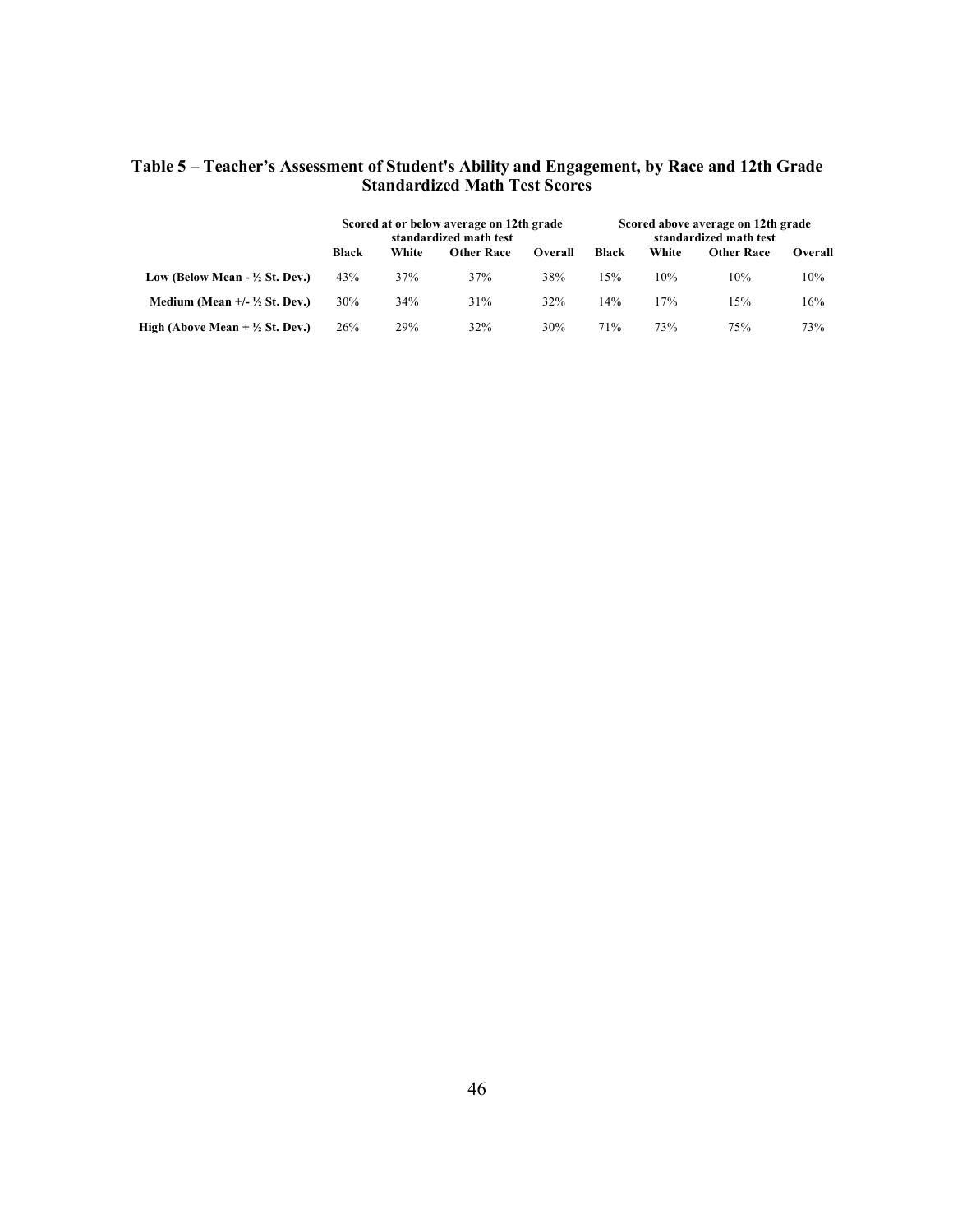**Table 5 – Teacher's Assessment of Student's Ability and Engagement, by Race and 12th Grade Standardized Math Test Scores**

| | Scored at or below average on 12th grade standardized math test | | | | Scored above average on 12th grade standardized math test | | | |
|---|---|---|---|---|---|---|---|---|
| | **Black** | **White** | **Other Race** | **Overall** | **Black** | **White** | **Other Race** | **Overall** |
| **Low (Below Mean - ½ St. Dev.)** | 43% | 37% | 37% | 38% | 15% | 10% | 10% | 10% |
| **Medium (Mean +/- ½ St. Dev.)** | 30% | 34% | 31% | 32% | 14% | 17% | 15% | 16% |
| **High (Above Mean + ½ St. Dev.)** | 26% | 29% | 32% | 30% | 71% | 73% | 75% | 73% |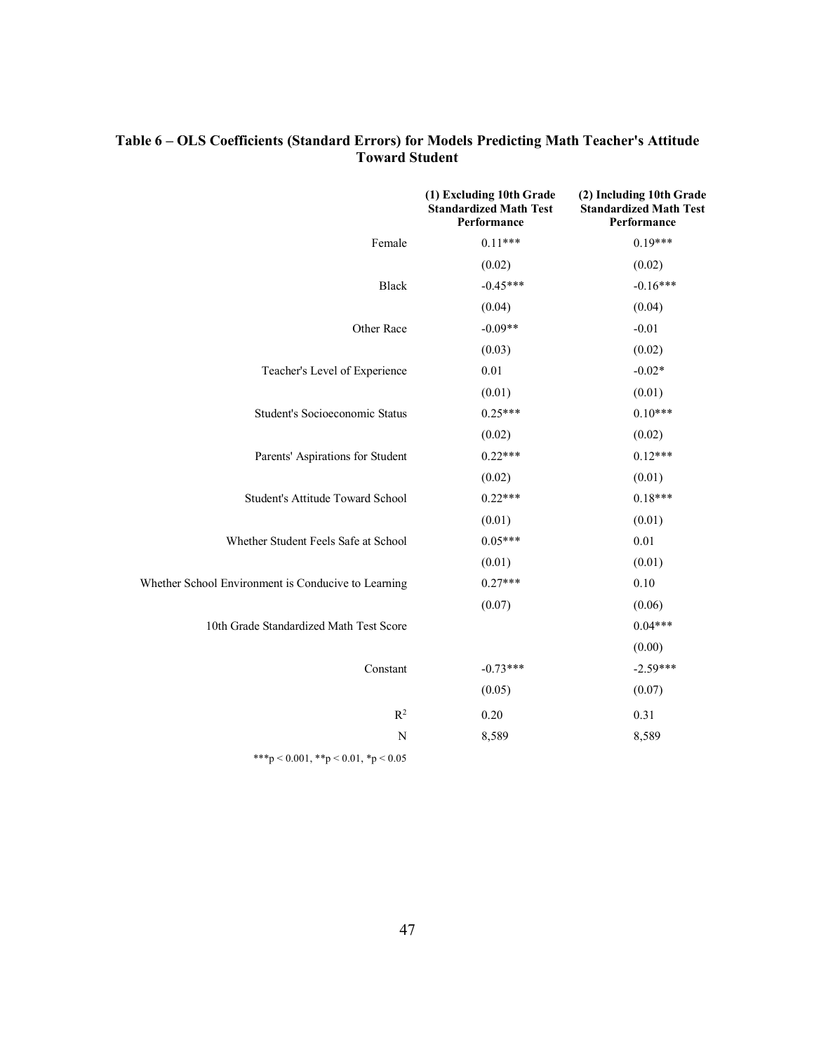**Table 6 – OLS Coefficients (Standard Errors) for Models Predicting Math Teacher's Attitude Toward Student**

| | (1) Excluding 10th Grade Standardized Math Test Performance | (2) Including 10th Grade Standardized Math Test Performance |
|---|---|---|
| Female | 0.11*** | 0.19*** |
| | (0.02) | (0.02) |
| Black | -0.45*** | -0.16*** |
| | (0.04) | (0.04) |
| Other Race | -0.09** | -0.01 |
| | (0.03) | (0.02) |
| Teacher's Level of Experience | 0.01 | -0.02* |
| | (0.01) | (0.01) |
| Student's Socioeconomic Status | 0.25*** | 0.10*** |
| | (0.02) | (0.02) |
| Parents' Aspirations for Student | 0.22*** | 0.12*** |
| | (0.02) | (0.01) |
| Student's Attitude Toward School | 0.22*** | 0.18*** |
| | (0.01) | (0.01) |
| Whether Student Feels Safe at School | 0.05*** | 0.01 |
| | (0.01) | (0.01) |
| Whether School Environment is Conducive to Learning | 0.27*** | 0.10 |
| | (0.07) | (0.06) |
| 10th Grade Standardized Math Test Score | | 0.04*** |
| | | (0.00) |
| Constant | -0.73*** | -2.59*** |
| | (0.05) | (0.07) |
| $R^2$ | 0.20 | 0.31 |
| N | 8,589 | 8,589 |

***$p < 0.001$, **$p < 0.01$, *$p < 0.05$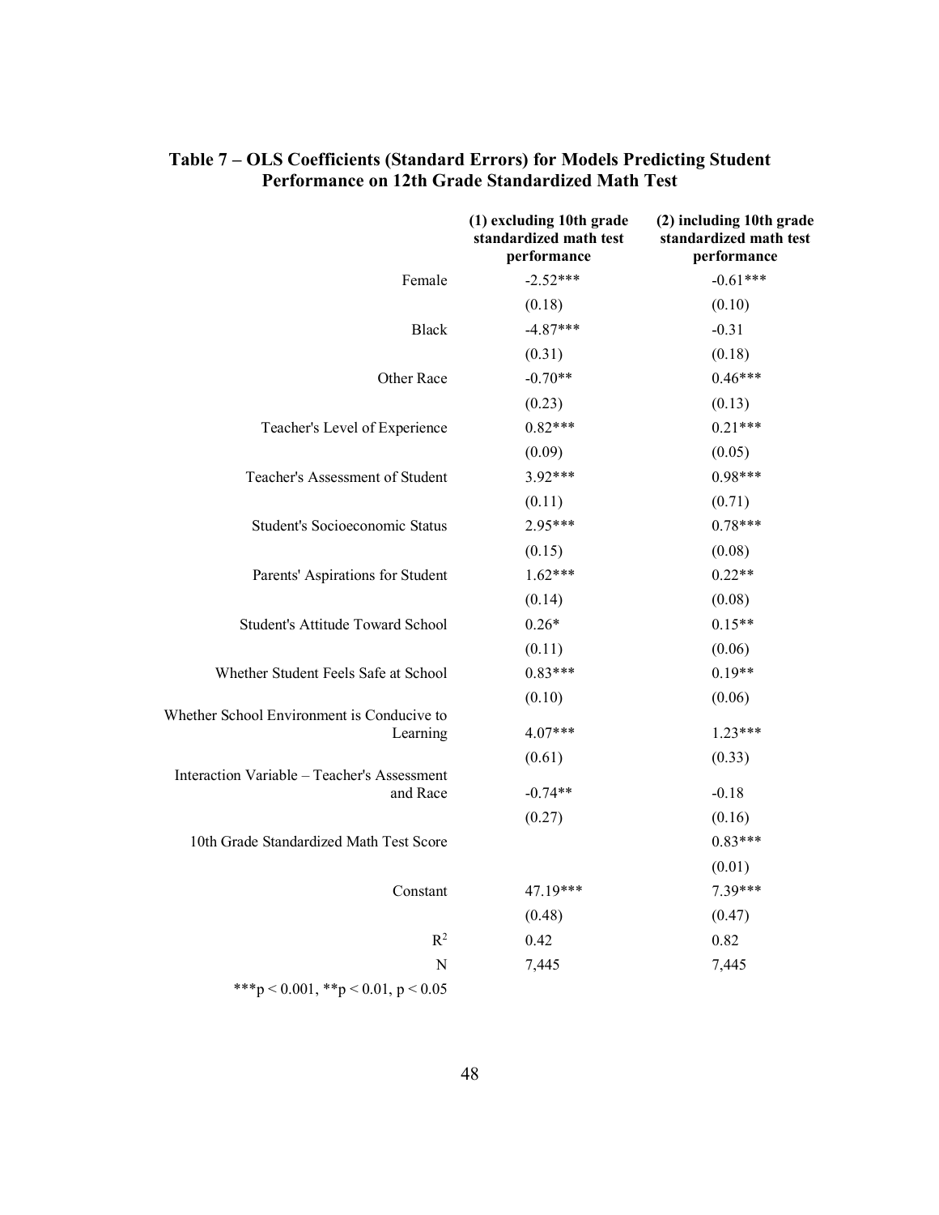**Table 7 – OLS Coefficients (Standard Errors) for Models Predicting Student Performance on 12th Grade Standardized Math Test**

| | (1) excluding 10th grade standardized math test performance | (2) including 10th grade standardized math test performance |
|---|---|---|
| Female | -2.52*** | -0.61*** |
| | (0.18) | (0.10) |
| Black | -4.87*** | -0.31 |
| | (0.31) | (0.18) |
| Other Race | -0.70** | 0.46*** |
| | (0.23) | (0.13) |
| Teacher's Level of Experience | 0.82*** | 0.21*** |
| | (0.09) | (0.05) |
| Teacher's Assessment of Student | 3.92*** | 0.98*** |
| | (0.11) | (0.71) |
| Student's Socioeconomic Status | 2.95*** | 0.78*** |
| | (0.15) | (0.08) |
| Parents' Aspirations for Student | 1.62*** | 0.22** |
| | (0.14) | (0.08) |
| Student's Attitude Toward School | 0.26* | 0.15** |
| | (0.11) | (0.06) |
| Whether Student Feels Safe at School | 0.83*** | 0.19** |
| | (0.10) | (0.06) |
| Whether School Environment is Conducive to Learning | 4.07*** | 1.23*** |
| | (0.61) | (0.33) |
| Interaction Variable – Teacher's Assessment and Race | -0.74** | -0.18 |
| | (0.27) | (0.16) |
| 10th Grade Standardized Math Test Score | | 0.83*** |
| | | (0.01) |
| Constant | 47.19*** | 7.39*** |
| | (0.48) | (0.47) |
| $R^2$ | 0.42 | 0.82 |
| N | 7,445 | 7,445 |

***$p < 0.001$, **$p < 0.01$, $p < 0.05$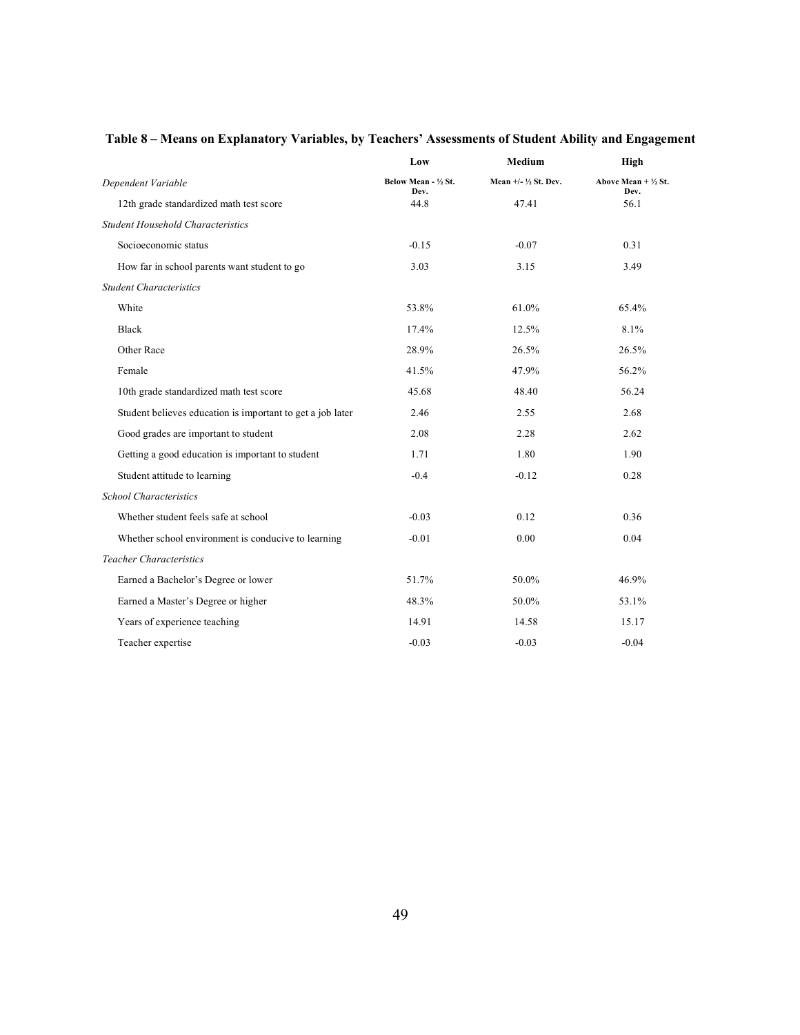**Table 8 – Means on Explanatory Variables, by Teachers' Assessments of Student Ability and Engagement**

| | Low | Medium | High |
|---|---|---|---|
| *Dependent Variable* | Below Mean - ½ St. Dev. | Mean +/- ½ St. Dev. | Above Mean + ½ St. Dev. |
| 12th grade standardized math test score | 44.8 | 47.41 | 56.1 |
| *Student Household Characteristics* | | | |
| Socioeconomic status | -0.15 | -0.07 | 0.31 |
| How far in school parents want student to go | 3.03 | 3.15 | 3.49 |
| *Student Characteristics* | | | |
| White | 53.8% | 61.0% | 65.4% |
| Black | 17.4% | 12.5% | 8.1% |
| Other Race | 28.9% | 26.5% | 26.5% |
| Female | 41.5% | 47.9% | 56.2% |
| 10th grade standardized math test score | 45.68 | 48.40 | 56.24 |
| Student believes education is important to get a job later | 2.46 | 2.55 | 2.68 |
| Good grades are important to student | 2.08 | 2.28 | 2.62 |
| Getting a good education is important to student | 1.71 | 1.80 | 1.90 |
| Student attitude to learning | -0.4 | -0.12 | 0.28 |
| *School Characteristics* | | | |
| Whether student feels safe at school | -0.03 | 0.12 | 0.36 |
| Whether school environment is conducive to learning | -0.01 | 0.00 | 0.04 |
| *Teacher Characteristics* | | | |
| Earned a Bachelor's Degree or lower | 51.7% | 50.0% | 46.9% |
| Earned a Master's Degree or higher | 48.3% | 50.0% | 53.1% |
| Years of experience teaching | 14.91 | 14.58 | 15.17 |
| Teacher expertise | -0.03 | -0.03 | -0.04 |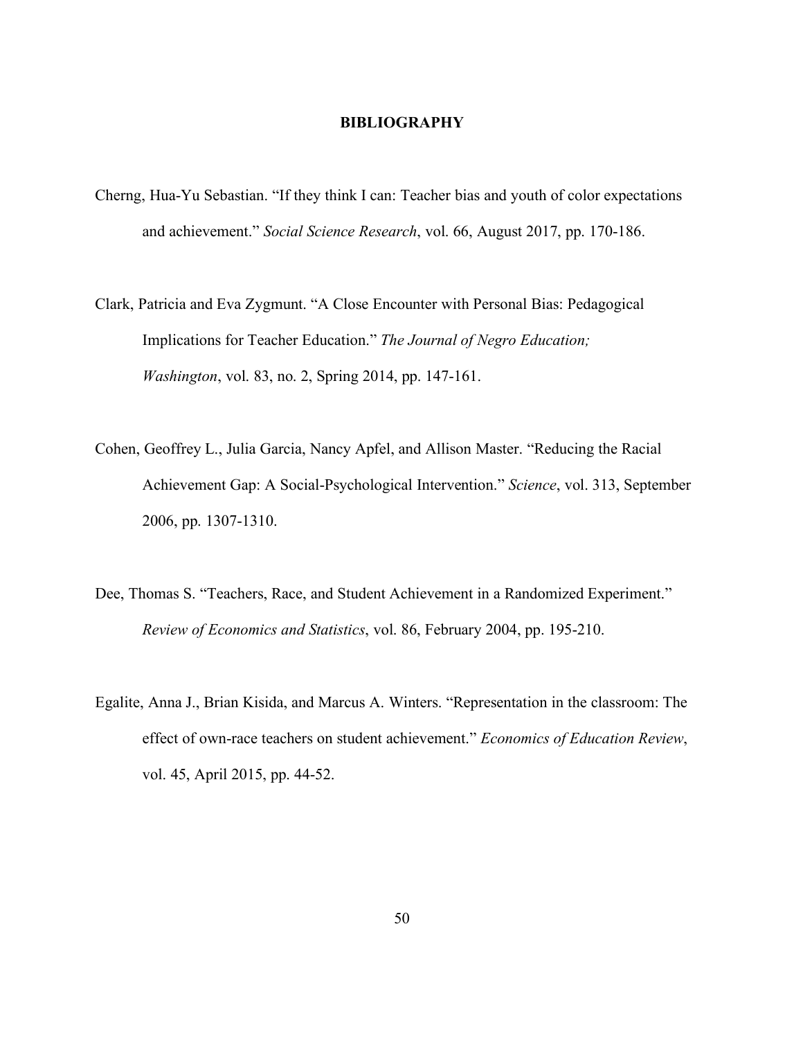# BIBLIOGRAPHY

Cherng, Hua-Yu Sebastian. “If they think I can: Teacher bias and youth of color expectations and achievement.” *Social Science Research*, vol. 66, August 2017, pp. 170-186.

Clark, Patricia and Eva Zygmunt. “A Close Encounter with Personal Bias: Pedagogical Implications for Teacher Education.” *The Journal of Negro Education; Washington*, vol. 83, no. 2, Spring 2014, pp. 147-161.

Cohen, Geoffrey L., Julia Garcia, Nancy Apfel, and Allison Master. “Reducing the Racial Achievement Gap: A Social-Psychological Intervention.” *Science*, vol. 313, September 2006, pp. 1307-1310.

Dee, Thomas S. “Teachers, Race, and Student Achievement in a Randomized Experiment.” *Review of Economics and Statistics*, vol. 86, February 2004, pp. 195-210.

Egalite, Anna J., Brian Kisida, and Marcus A. Winters. “Representation in the classroom: The effect of own-race teachers on student achievement.” *Economics of Education Review*, vol. 45, April 2015, pp. 44-52.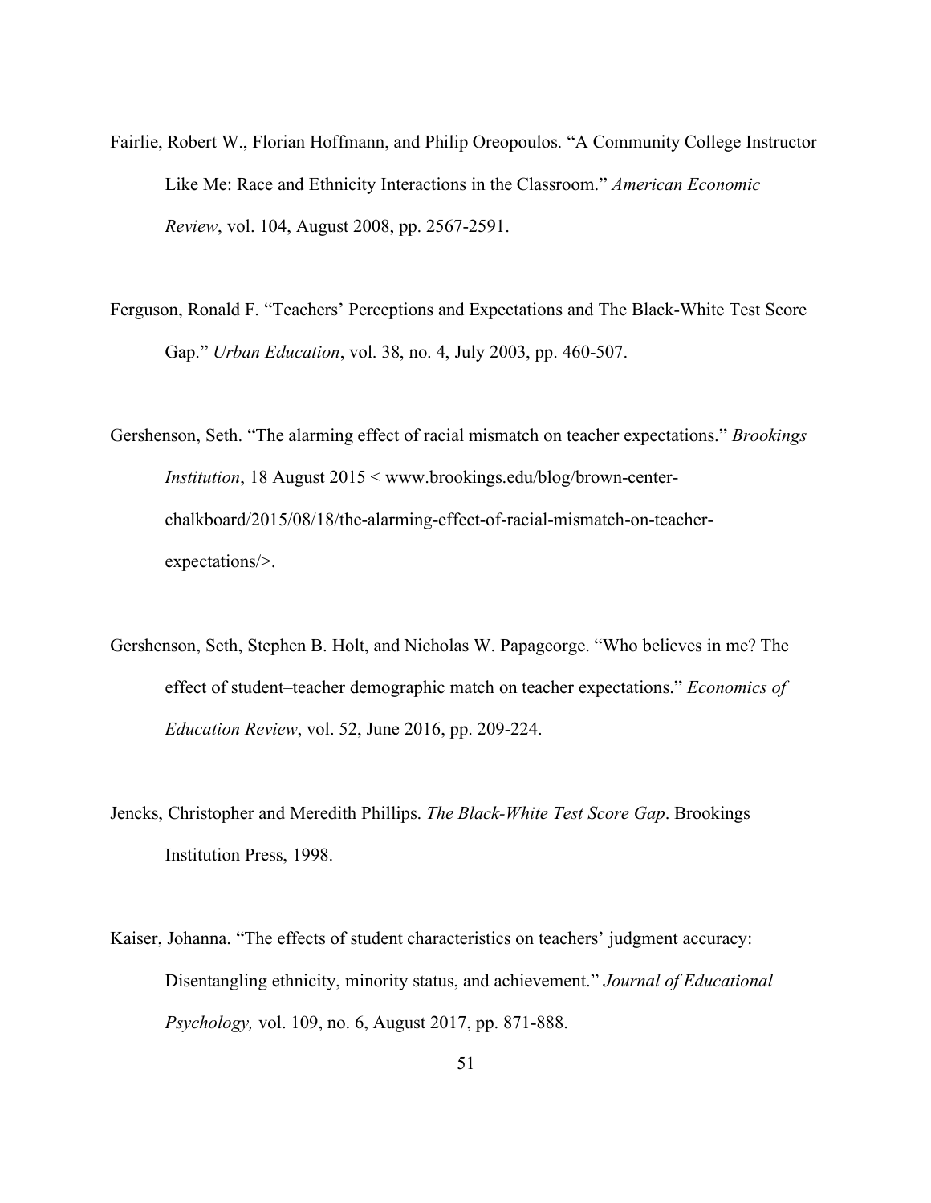Fairlie, Robert W., Florian Hoffmann, and Philip Oreopoulos. "A Community College Instructor Like Me: Race and Ethnicity Interactions in the Classroom." *American Economic Review*, vol. 104, August 2008, pp. 2567-2591.

Ferguson, Ronald F. "Teachers' Perceptions and Expectations and The Black-White Test Score Gap." *Urban Education*, vol. 38, no. 4, July 2003, pp. 460-507.

Gershenson, Seth. "The alarming effect of racial mismatch on teacher expectations." *Brookings Institution*, 18 August 2015 < www.brookings.edu/blog/brown-center-chalkboard/2015/08/18/the-alarming-effect-of-racial-mismatch-on-teacher-expectations/>.

Gershenson, Seth, Stephen B. Holt, and Nicholas W. Papageorge. "Who believes in me? The effect of student–teacher demographic match on teacher expectations." *Economics of Education Review*, vol. 52, June 2016, pp. 209-224.

Jencks, Christopher and Meredith Phillips. *The Black-White Test Score Gap*. Brookings Institution Press, 1998.

Kaiser, Johanna. "The effects of student characteristics on teachers' judgment accuracy: Disentangling ethnicity, minority status, and achievement." *Journal of Educational Psychology,* vol. 109, no. 6, August 2017, pp. 871-888.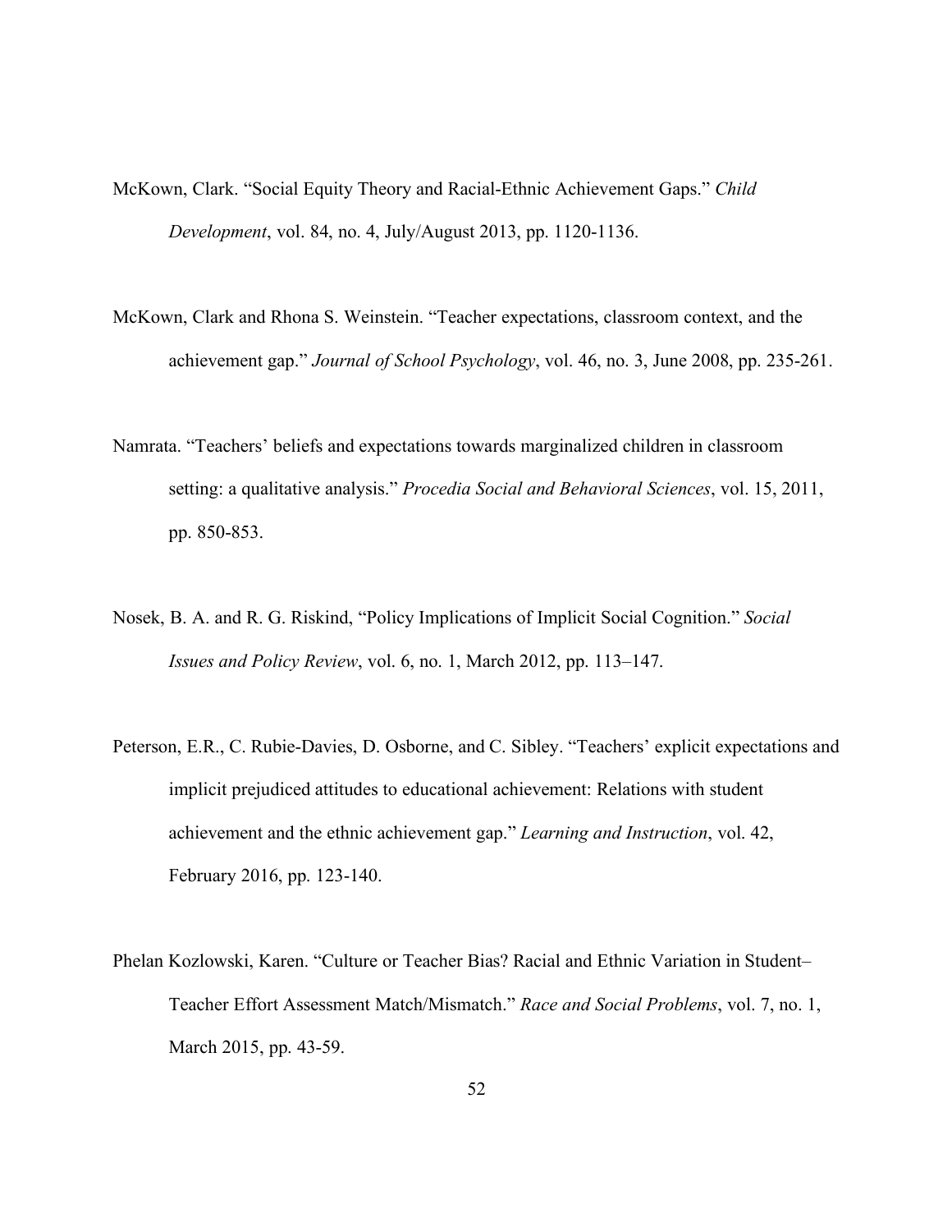McKown, Clark. “Social Equity Theory and Racial-Ethnic Achievement Gaps.” *Child Development*, vol. 84, no. 4, July/August 2013, pp. 1120-1136.

McKown, Clark and Rhona S. Weinstein. “Teacher expectations, classroom context, and the achievement gap.” *Journal of School Psychology*, vol. 46, no. 3, June 2008, pp. 235-261.

Namrata. “Teachers’ beliefs and expectations towards marginalized children in classroom setting: a qualitative analysis.” *Procedia Social and Behavioral Sciences*, vol. 15, 2011, pp. 850-853.

Nosek, B. A. and R. G. Riskind, “Policy Implications of Implicit Social Cognition.” *Social Issues and Policy Review*, vol. 6, no. 1, March 2012, pp. 113–147.

Peterson, E.R., C. Rubie-Davies, D. Osborne, and C. Sibley. “Teachers’ explicit expectations and implicit prejudiced attitudes to educational achievement: Relations with student achievement and the ethnic achievement gap.” *Learning and Instruction*, vol. 42, February 2016, pp. 123-140.

Phelan Kozlowski, Karen. “Culture or Teacher Bias? Racial and Ethnic Variation in Student–Teacher Effort Assessment Match/Mismatch.” *Race and Social Problems*, vol. 7, no. 1, March 2015, pp. 43-59.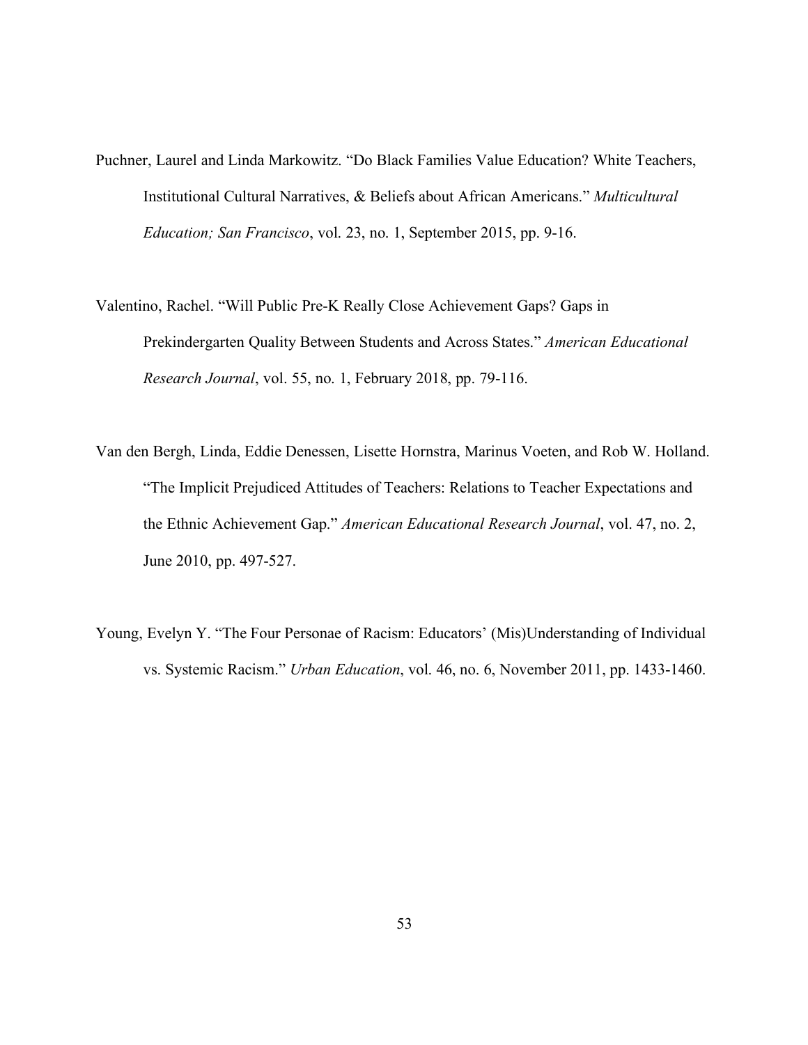Puchner, Laurel and Linda Markowitz. "Do Black Families Value Education? White Teachers, Institutional Cultural Narratives, & Beliefs about African Americans." *Multicultural Education; San Francisco*, vol. 23, no. 1, September 2015, pp. 9-16.

Valentino, Rachel. "Will Public Pre-K Really Close Achievement Gaps? Gaps in Prekindergarten Quality Between Students and Across States." *American Educational Research Journal*, vol. 55, no. 1, February 2018, pp. 79-116.

Van den Bergh, Linda, Eddie Denessen, Lisette Hornstra, Marinus Voeten, and Rob W. Holland. "The Implicit Prejudiced Attitudes of Teachers: Relations to Teacher Expectations and the Ethnic Achievement Gap." *American Educational Research Journal*, vol. 47, no. 2, June 2010, pp. 497-527.

Young, Evelyn Y. "The Four Personae of Racism: Educators' (Mis)Understanding of Individual vs. Systemic Racism." *Urban Education*, vol. 46, no. 6, November 2011, pp. 1433-1460.